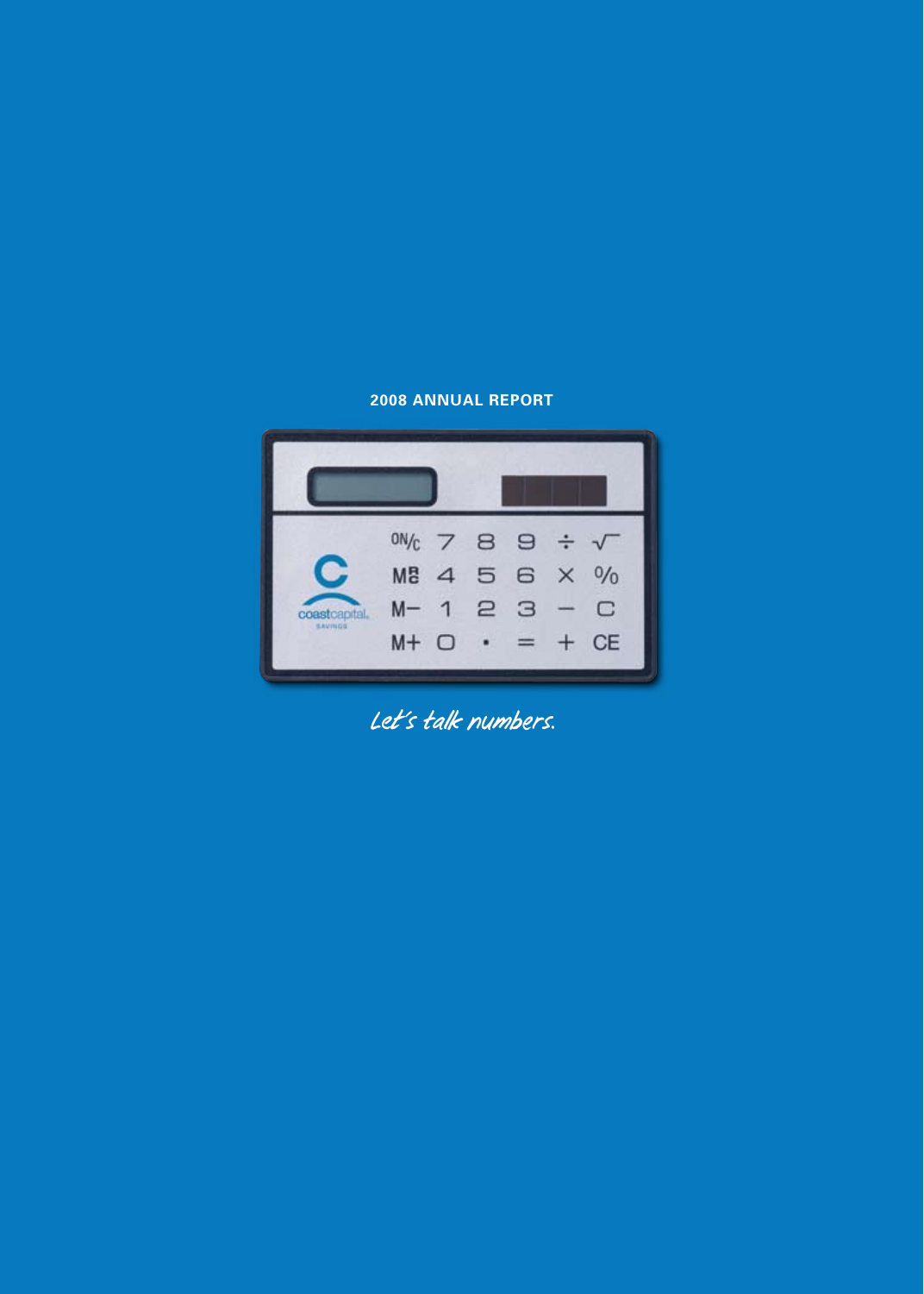**2008 ANNUAL REPORT**

*Let's talk numbers.*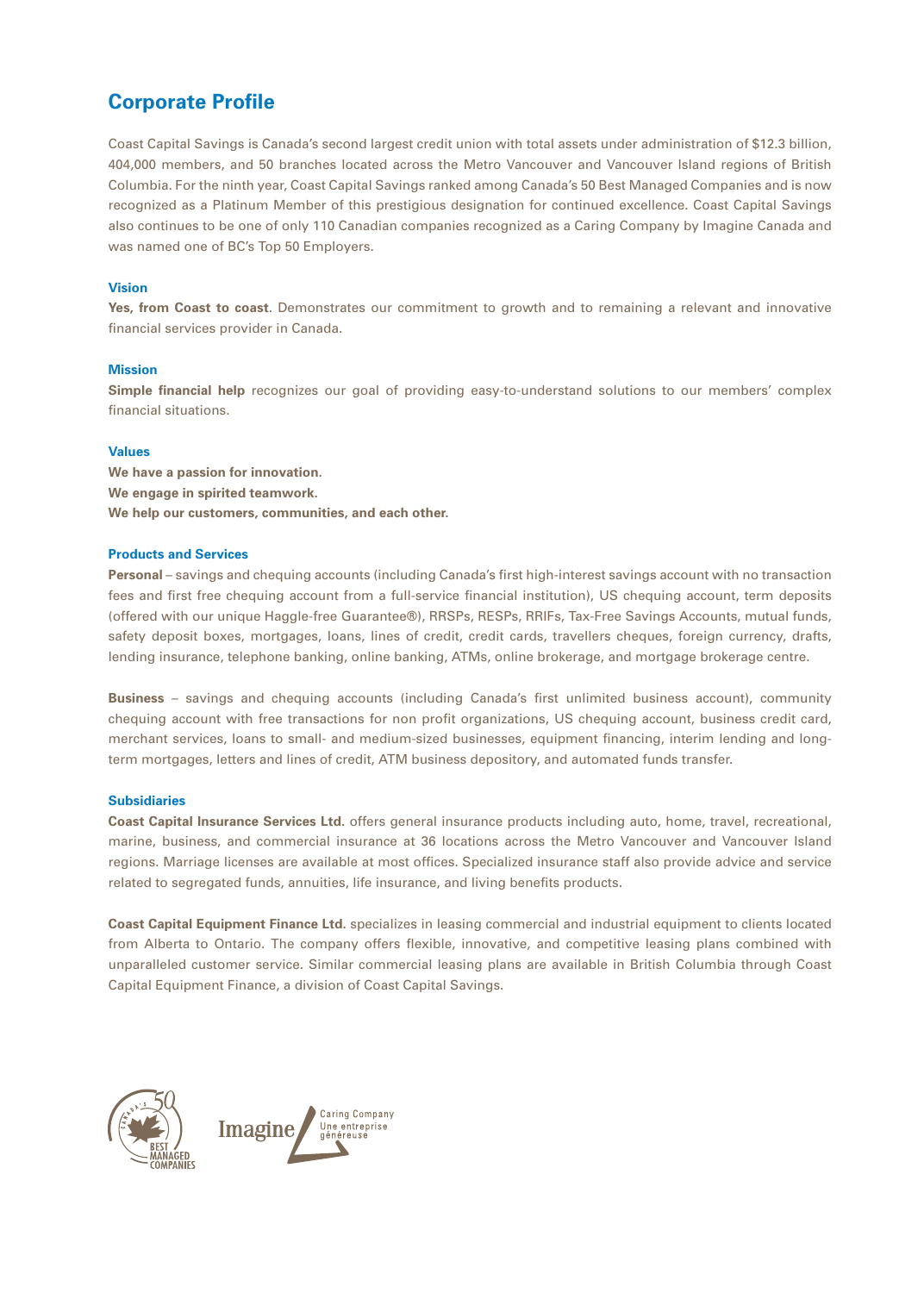# Corporate Profile

Coast Capital Savings is Canada's second largest credit union with total assets under administration of $12.3 billion, 404,000 members, and 50 branches located across the Metro Vancouver and Vancouver Island regions of British Columbia. For the ninth year, Coast Capital Savings ranked among Canada's 50 Best Managed Companies and is now recognized as a Platinum Member of this prestigious designation for continued excellence. Coast Capital Savings also continues to be one of only 110 Canadian companies recognized as a Caring Company by Imagine Canada and was named one of BC's Top 50 Employers.

### Vision

**Yes, from Coast to coast**. Demonstrates our commitment to growth and to remaining a relevant and innovative financial services provider in Canada.

### Mission

**Simple financial help** recognizes our goal of providing easy-to-understand solutions to our members' complex financial situations.

### Values

**We have a passion for innovation.**
**We engage in spirited teamwork.**
**We help our customers, communities, and each other.**

### Products and Services

**Personal** – savings and chequing accounts (including Canada's first high-interest savings account with no transaction fees and first free chequing account from a full-service financial institution), US chequing account, term deposits (offered with our unique Haggle-free Guarantee®), RRSPs, RESPs, RRIFs, Tax-Free Savings Accounts, mutual funds, safety deposit boxes, mortgages, loans, lines of credit, credit cards, travellers cheques, foreign currency, drafts, lending insurance, telephone banking, online banking, ATMs, online brokerage, and mortgage brokerage centre.

**Business** – savings and chequing accounts (including Canada's first unlimited business account), community chequing account with free transactions for non profit organizations, US chequing account, business credit card, merchant services, loans to small- and medium-sized businesses, equipment financing, interim lending and long-term mortgages, letters and lines of credit, ATM business depository, and automated funds transfer.

### Subsidiaries

**Coast Capital Insurance Services Ltd.** offers general insurance products including auto, home, travel, recreational, marine, business, and commercial insurance at 36 locations across the Metro Vancouver and Vancouver Island regions. Marriage licenses are available at most offices. Specialized insurance staff also provide advice and service related to segregated funds, annuities, life insurance, and living benefits products.

**Coast Capital Equipment Finance Ltd.** specializes in leasing commercial and industrial equipment to clients located from Alberta to Ontario. The company offers flexible, innovative, and competitive leasing plans combined with unparalleled customer service. Similar commercial leasing plans are available in British Columbia through Coast Capital Equipment Finance, a division of Coast Capital Savings.

Canada's 50 Best Managed Companies

Imagine Caring Company Une entreprise généreuse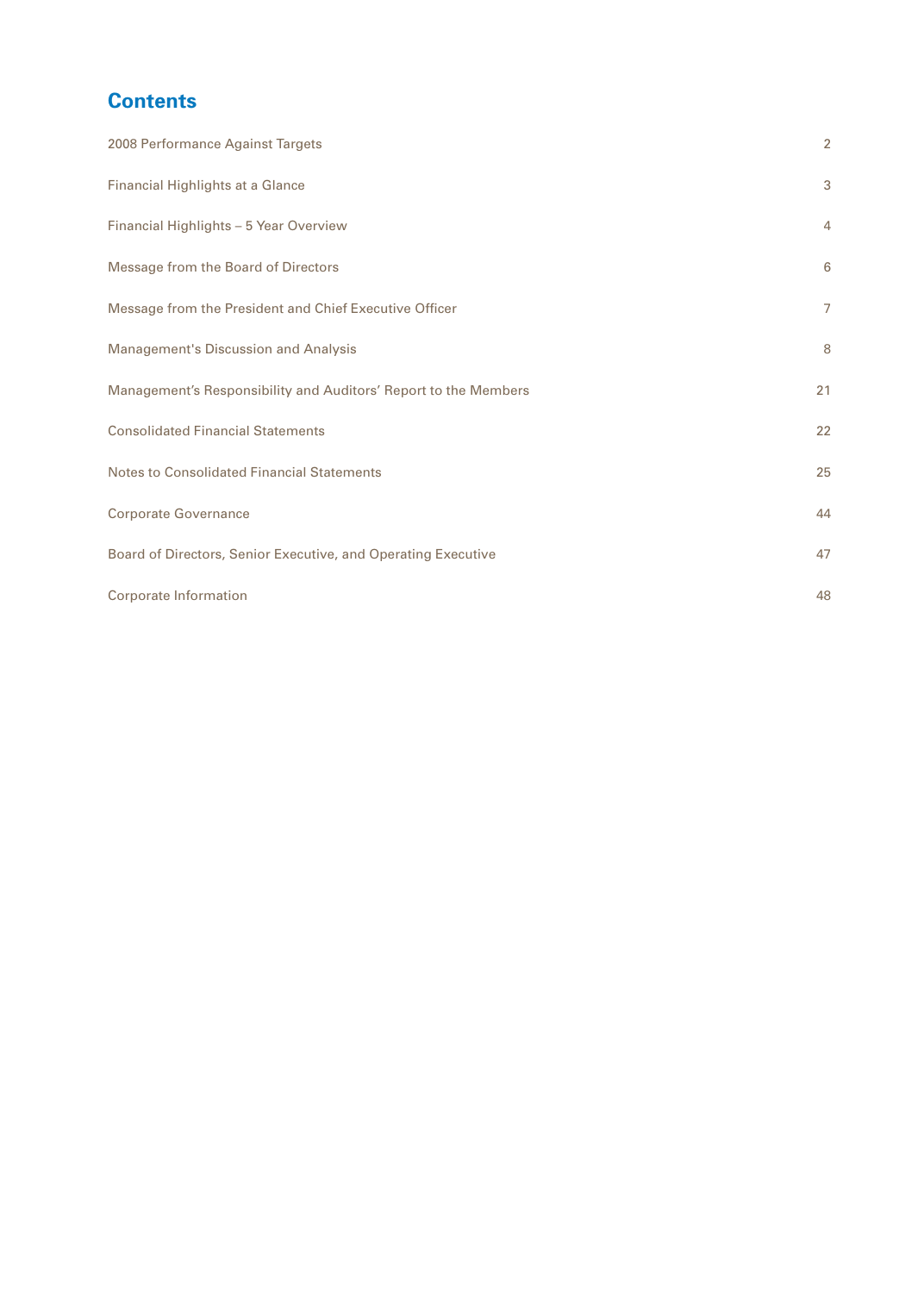# Contents

| | |
|---|---|
| 2008 Performance Against Targets | 2 |
| Financial Highlights at a Glance | 3 |
| Financial Highlights – 5 Year Overview | 4 |
| Message from the Board of Directors | 6 |
| Message from the President and Chief Executive Officer | 7 |
| Management's Discussion and Analysis | 8 |
| Management's Responsibility and Auditors' Report to the Members | 21 |
| Consolidated Financial Statements | 22 |
| Notes to Consolidated Financial Statements | 25 |
| Corporate Governance | 44 |
| Board of Directors, Senior Executive, and Operating Executive | 47 |
| Corporate Information | 48 |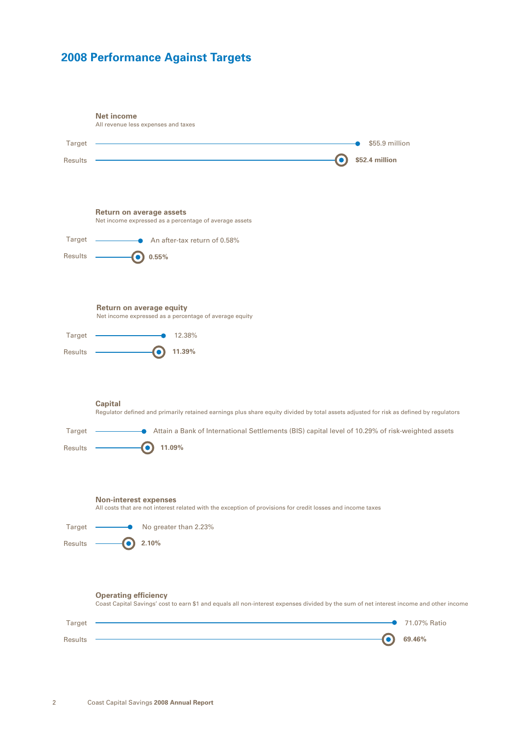# 2008 Performance Against Targets

### Net income

All revenue less expenses and taxes

Target — $55.9 million

Results — **$52.4 million**

### Return on average assets

Net income expressed as a percentage of average assets

Target — An after-tax return of 0.58%

Results — **0.55%**

### Return on average equity

Net income expressed as a percentage of average equity

Target — 12.38%

Results — **11.39%**

### Capital

Regulator defined and primarily retained earnings plus share equity divided by total assets adjusted for risk as defined by regulators

Target — Attain a Bank of International Settlements (BIS) capital level of 10.29% of risk-weighted assets

Results — **11.09%**

### Non-interest expenses

All costs that are not interest related with the exception of provisions for credit losses and income taxes

Target — No greater than 2.23%

Results — **2.10%**

### Operating efficiency

Coast Capital Savings' cost to earn $1 and equals all non-interest expenses divided by the sum of net interest income and other income

Target — 71.07% Ratio

Results — **69.46%**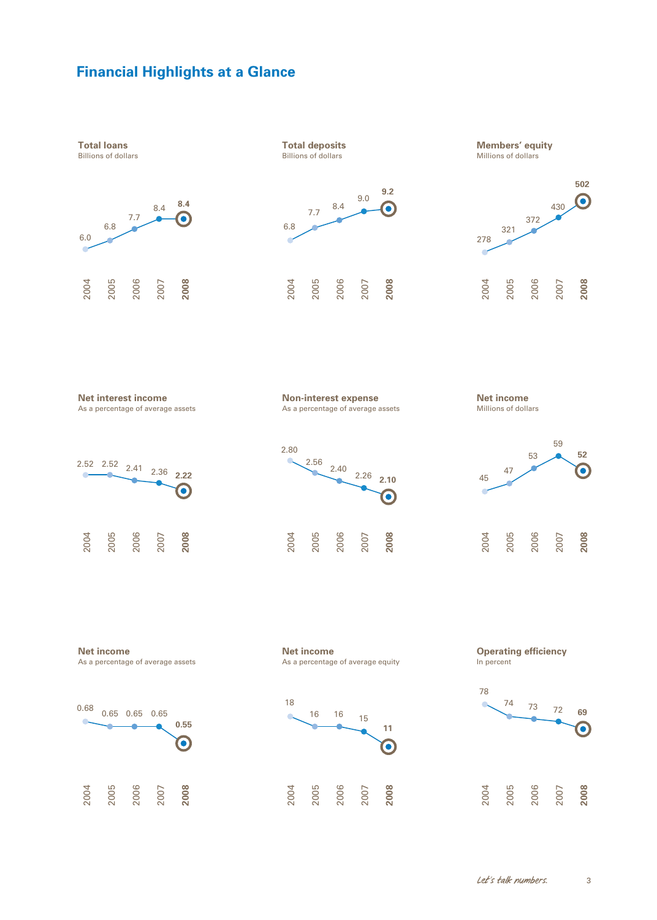# Financial Highlights at a Glance

**Total loans**
Billions of dollars

| 2004 | 2005 | 2006 | 2007 | **2008** |
|---|---|---|---|---|
| 6.0 | 6.8 | 7.7 | 8.4 | **8.4** |

**Total deposits**
Billions of dollars

| 2004 | 2005 | 2006 | 2007 | **2008** |
|---|---|---|---|---|
| 6.8 | 7.7 | 8.4 | 9.0 | **9.2** |

**Members' equity**
Millions of dollars

| 2004 | 2005 | 2006 | 2007 | **2008** |
|---|---|---|---|---|
| 278 | 321 | 372 | 430 | **502** |

**Net interest income**
As a percentage of average assets

| 2004 | 2005 | 2006 | 2007 | **2008** |
|---|---|---|---|---|
| 2.52 | 2.52 | 2.41 | 2.36 | **2.22** |

**Non-interest expense**
As a percentage of average assets

| 2004 | 2005 | 2006 | 2007 | **2008** |
|---|---|---|---|---|
| 2.80 | 2.56 | 2.40 | 2.26 | **2.10** |

**Net income**
Millions of dollars

| 2004 | 2005 | 2006 | 2007 | **2008** |
|---|---|---|---|---|
| 45 | 47 | 53 | 59 | **52** |

**Net income**
As a percentage of average assets

| 2004 | 2005 | 2006 | 2007 | **2008** |
|---|---|---|---|---|
| 0.68 | 0.65 | 0.65 | 0.65 | **0.55** |

**Net income**
As a percentage of average equity

| 2004 | 2005 | 2006 | 2007 | **2008** |
|---|---|---|---|---|
| 18 | 16 | 16 | 15 | **11** |

**Operating efficiency**
In percent

| 2004 | 2005 | 2006 | 2007 | **2008** |
|---|---|---|---|---|
| 78 | 74 | 73 | 72 | **69** |

*Let's talk numbers.*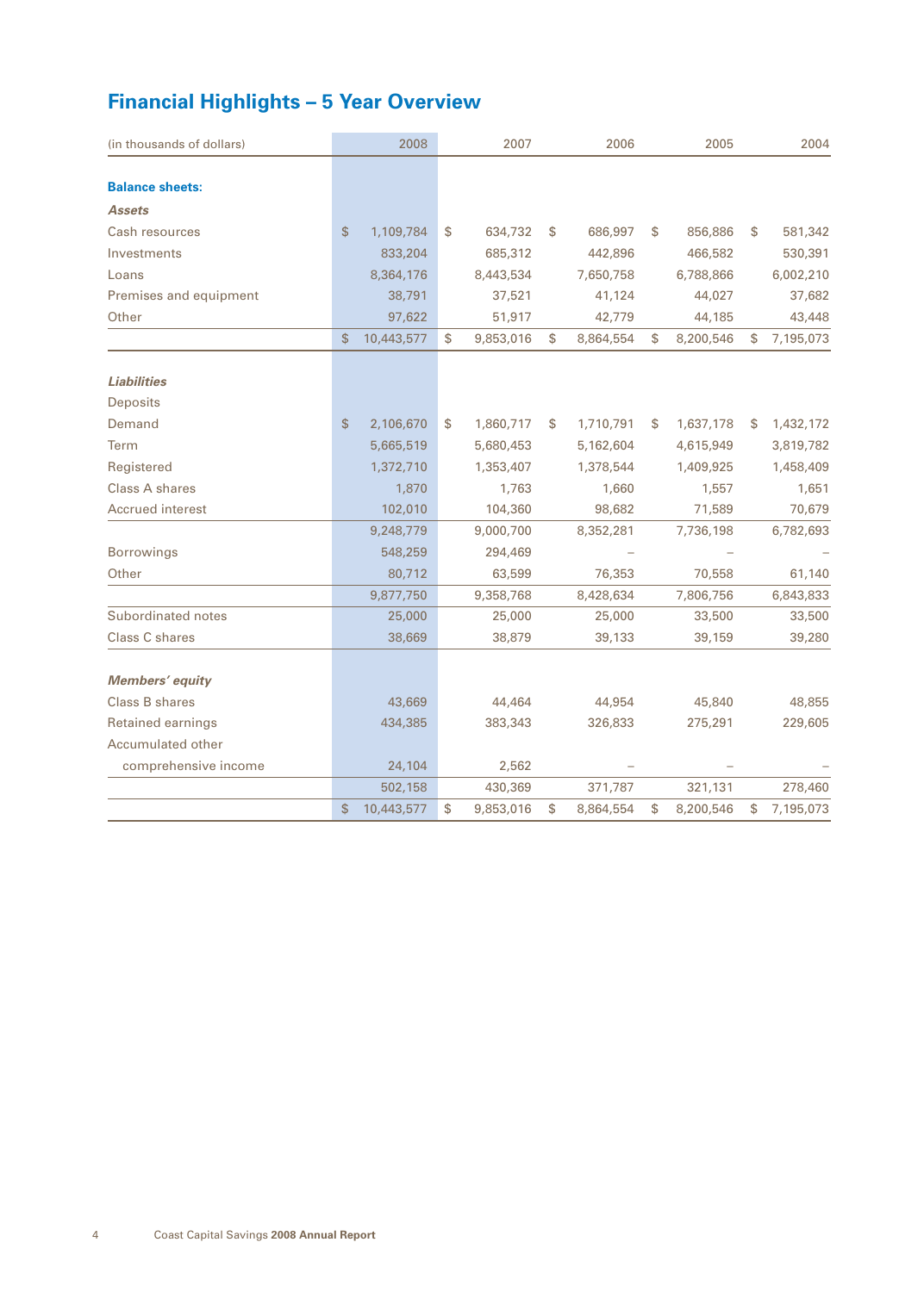# Financial Highlights – 5 Year Overview

| (in thousands of dollars) | 2008 | 2007 | 2006 | 2005 | 2004 |
|---|---|---|---|---|---|
| **Balance sheets:** | | | | | |
| ***Assets*** | | | | | |
| Cash resources | $ 1,109,784 | $ 634,732 | $ 686,997 | $ 856,886 | $ 581,342 |
| Investments | 833,204 | 685,312 | 442,896 | 466,582 | 530,391 |
| Loans | 8,364,176 | 8,443,534 | 7,650,758 | 6,788,866 | 6,002,210 |
| Premises and equipment | 38,791 | 37,521 | 41,124 | 44,027 | 37,682 |
| Other | 97,622 | 51,917 | 42,779 | 44,185 | 43,448 |
| | $ 10,443,577 | $ 9,853,016 | $ 8,864,554 | $ 8,200,546 | $ 7,195,073 |
| ***Liabilities*** | | | | | |
| Deposits | | | | | |
| Demand | $ 2,106,670 | $ 1,860,717 | $ 1,710,791 | $ 1,637,178 | $ 1,432,172 |
| Term | 5,665,519 | 5,680,453 | 5,162,604 | 4,615,949 | 3,819,782 |
| Registered | 1,372,710 | 1,353,407 | 1,378,544 | 1,409,925 | 1,458,409 |
| Class A shares | 1,870 | 1,763 | 1,660 | 1,557 | 1,651 |
| Accrued interest | 102,010 | 104,360 | 98,682 | 71,589 | 70,679 |
| | 9,248,779 | 9,000,700 | 8,352,281 | 7,736,198 | 6,782,693 |
| Borrowings | 548,259 | 294,469 | – | – | – |
| Other | 80,712 | 63,599 | 76,353 | 70,558 | 61,140 |
| | 9,877,750 | 9,358,768 | 8,428,634 | 7,806,756 | 6,843,833 |
| Subordinated notes | 25,000 | 25,000 | 25,000 | 33,500 | 33,500 |
| Class C shares | 38,669 | 38,879 | 39,133 | 39,159 | 39,280 |
| ***Members' equity*** | | | | | |
| Class B shares | 43,669 | 44,464 | 44,954 | 45,840 | 48,855 |
| Retained earnings | 434,385 | 383,343 | 326,833 | 275,291 | 229,605 |
| Accumulated other comprehensive income | 24,104 | 2,562 | – | – | – |
| | 502,158 | 430,369 | 371,787 | 321,131 | 278,460 |
| | $ 10,443,577 | $ 9,853,016 | $ 8,864,554 | $ 8,200,546 | $ 7,195,073 |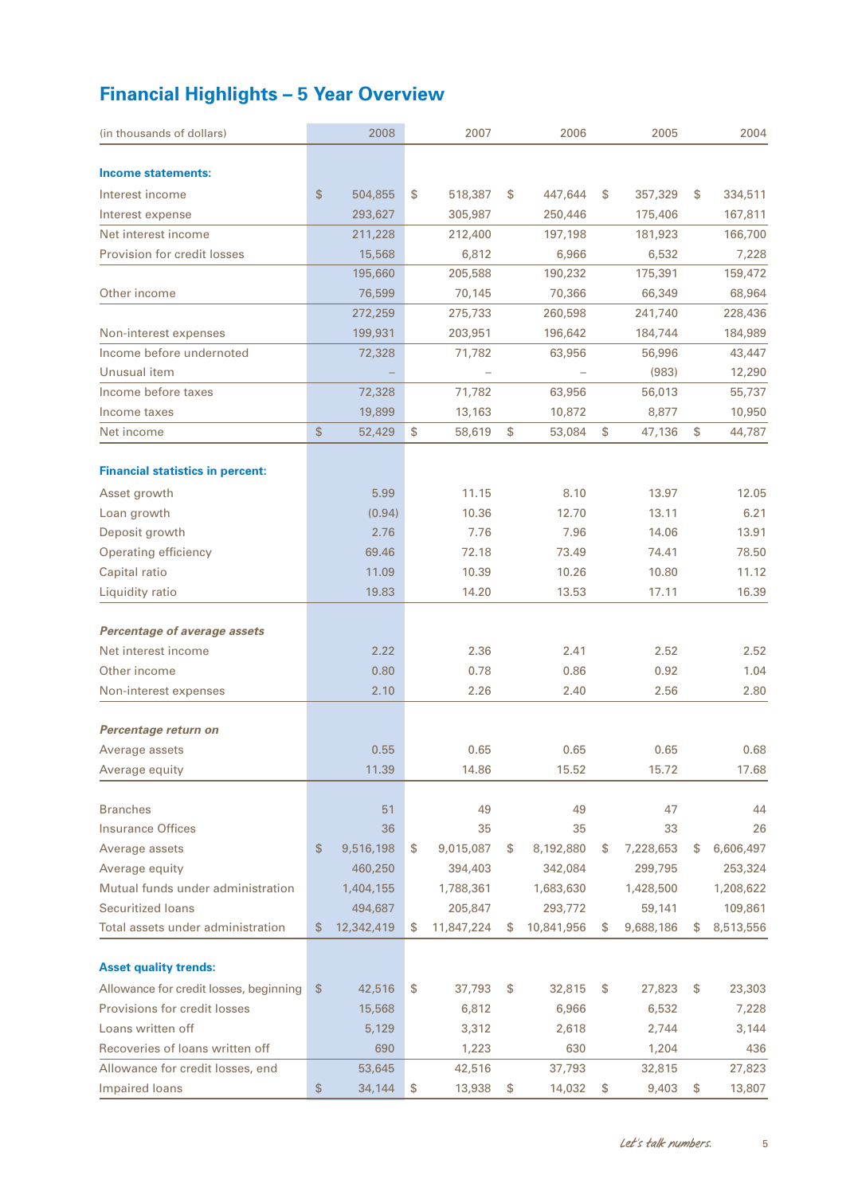# Financial Highlights – 5 Year Overview

| (in thousands of dollars) | 2008 | 2007 | 2006 | 2005 | 2004 |
|---|---|---|---|---|---|
| **Income statements:** | | | | | |
| Interest income | $ 504,855 | $ 518,387 | $ 447,644 | $ 357,329 | $ 334,511 |
| Interest expense | 293,627 | 305,987 | 250,446 | 175,406 | 167,811 |
| Net interest income | 211,228 | 212,400 | 197,198 | 181,923 | 166,700 |
| Provision for credit losses | 15,568 | 6,812 | 6,966 | 6,532 | 7,228 |
| | 195,660 | 205,588 | 190,232 | 175,391 | 159,472 |
| Other income | 76,599 | 70,145 | 70,366 | 66,349 | 68,964 |
| | 272,259 | 275,733 | 260,598 | 241,740 | 228,436 |
| Non-interest expenses | 199,931 | 203,951 | 196,642 | 184,744 | 184,989 |
| Income before undernoted | 72,328 | 71,782 | 63,956 | 56,996 | 43,447 |
| Unusual item | – | – | – | (983) | 12,290 |
| Income before taxes | 72,328 | 71,782 | 63,956 | 56,013 | 55,737 |
| Income taxes | 19,899 | 13,163 | 10,872 | 8,877 | 10,950 |
| Net income | $ 52,429 | $ 58,619 | $ 53,084 | $ 47,136 | $ 44,787 |
| **Financial statistics in percent:** | | | | | |
| Asset growth | 5.99 | 11.15 | 8.10 | 13.97 | 12.05 |
| Loan growth | (0.94) | 10.36 | 12.70 | 13.11 | 6.21 |
| Deposit growth | 2.76 | 7.76 | 7.96 | 14.06 | 13.91 |
| Operating efficiency | 69.46 | 72.18 | 73.49 | 74.41 | 78.50 |
| Capital ratio | 11.09 | 10.39 | 10.26 | 10.80 | 11.12 |
| Liquidity ratio | 19.83 | 14.20 | 13.53 | 17.11 | 16.39 |
| ***Percentage of average assets*** | | | | | |
| Net interest income | 2.22 | 2.36 | 2.41 | 2.52 | 2.52 |
| Other income | 0.80 | 0.78 | 0.86 | 0.92 | 1.04 |
| Non-interest expenses | 2.10 | 2.26 | 2.40 | 2.56 | 2.80 |
| ***Percentage return on*** | | | | | |
| Average assets | 0.55 | 0.65 | 0.65 | 0.65 | 0.68 |
| Average equity | 11.39 | 14.86 | 15.52 | 15.72 | 17.68 |
| Branches | 51 | 49 | 49 | 47 | 44 |
| Insurance Offices | 36 | 35 | 35 | 33 | 26 |
| Average assets | $ 9,516,198 | $ 9,015,087 | $ 8,192,880 | $ 7,228,653 | $ 6,606,497 |
| Average equity | 460,250 | 394,403 | 342,084 | 299,795 | 253,324 |
| Mutual funds under administration | 1,404,155 | 1,788,361 | 1,683,630 | 1,428,500 | 1,208,622 |
| Securitized loans | 494,687 | 205,847 | 293,772 | 59,141 | 109,861 |
| Total assets under administration | $ 12,342,419 | $ 11,847,224 | $ 10,841,956 | $ 9,688,186 | $ 8,513,556 |
| **Asset quality trends:** | | | | | |
| Allowance for credit losses, beginning | $ 42,516 | $ 37,793 | $ 32,815 | $ 27,823 | $ 23,303 |
| Provisions for credit losses | 15,568 | 6,812 | 6,966 | 6,532 | 7,228 |
| Loans written off | 5,129 | 3,312 | 2,618 | 2,744 | 3,144 |
| Recoveries of loans written off | 690 | 1,223 | 630 | 1,204 | 436 |
| Allowance for credit losses, end | 53,645 | 42,516 | 37,793 | 32,815 | 27,823 |
| Impaired loans | $ 34,144 | $ 13,938 | $ 14,032 | $ 9,403 | $ 13,807 |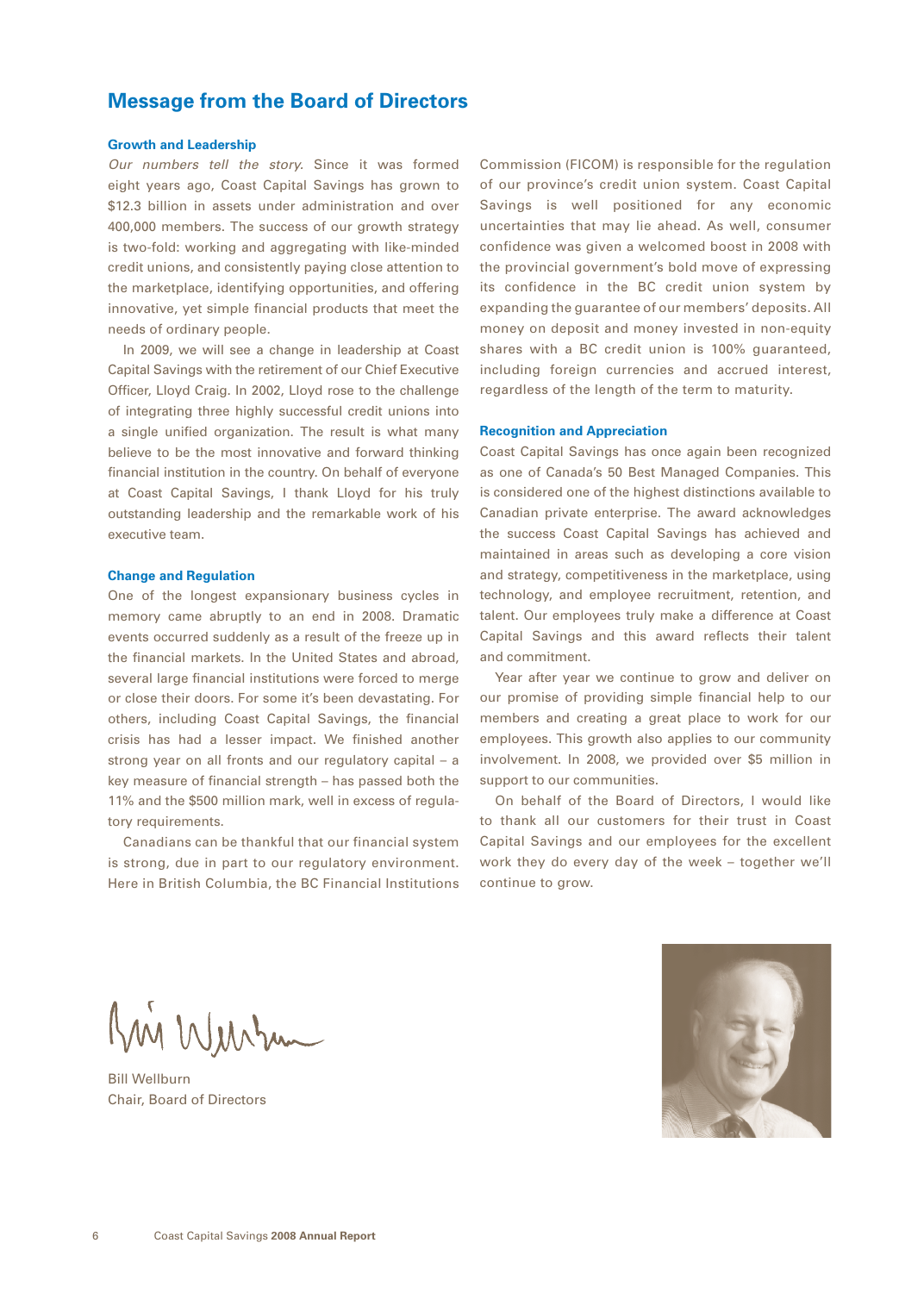# Message from the Board of Directors

### Growth and Leadership

*Our numbers tell the story.* Since it was formed eight years ago, Coast Capital Savings has grown to $12.3 billion in assets under administration and over 400,000 members. The success of our growth strategy is two-fold: working and aggregating with like-minded credit unions, and consistently paying close attention to the marketplace, identifying opportunities, and offering innovative, yet simple financial products that meet the needs of ordinary people.

In 2009, we will see a change in leadership at Coast Capital Savings with the retirement of our Chief Executive Officer, Lloyd Craig. In 2002, Lloyd rose to the challenge of integrating three highly successful credit unions into a single unified organization. The result is what many believe to be the most innovative and forward thinking financial institution in the country. On behalf of everyone at Coast Capital Savings, I thank Lloyd for his truly outstanding leadership and the remarkable work of his executive team.

### Change and Regulation

One of the longest expansionary business cycles in memory came abruptly to an end in 2008. Dramatic events occurred suddenly as a result of the freeze up in the financial markets. In the United States and abroad, several large financial institutions were forced to merge or close their doors. For some it's been devastating. For others, including Coast Capital Savings, the financial crisis has had a lesser impact. We finished another strong year on all fronts and our regulatory capital – a key measure of financial strength – has passed both the 11% and the $500 million mark, well in excess of regulatory requirements.

Canadians can be thankful that our financial system is strong, due in part to our regulatory environment. Here in British Columbia, the BC Financial Institutions Commission (FICOM) is responsible for the regulation of our province's credit union system. Coast Capital Savings is well positioned for any economic uncertainties that may lie ahead. As well, consumer confidence was given a welcomed boost in 2008 with the provincial government's bold move of expressing its confidence in the BC credit union system by expanding the guarantee of our members' deposits. All money on deposit and money invested in non-equity shares with a BC credit union is 100% guaranteed, including foreign currencies and accrued interest, regardless of the length of the term to maturity.

### Recognition and Appreciation

Coast Capital Savings has once again been recognized as one of Canada's 50 Best Managed Companies. This is considered one of the highest distinctions available to Canadian private enterprise. The award acknowledges the success Coast Capital Savings has achieved and maintained in areas such as developing a core vision and strategy, competitiveness in the marketplace, using technology, and employee recruitment, retention, and talent. Our employees truly make a difference at Coast Capital Savings and this award reflects their talent and commitment.

Year after year we continue to grow and deliver on our promise of providing simple financial help to our members and creating a great place to work for our employees. This growth also applies to our community involvement. In 2008, we provided over $5 million in support to our communities.

On behalf of the Board of Directors, I would like to thank all our customers for their trust in Coast Capital Savings and our employees for the excellent work they do every day of the week – together we'll continue to grow.

Bill Wellburn
Chair, Board of Directors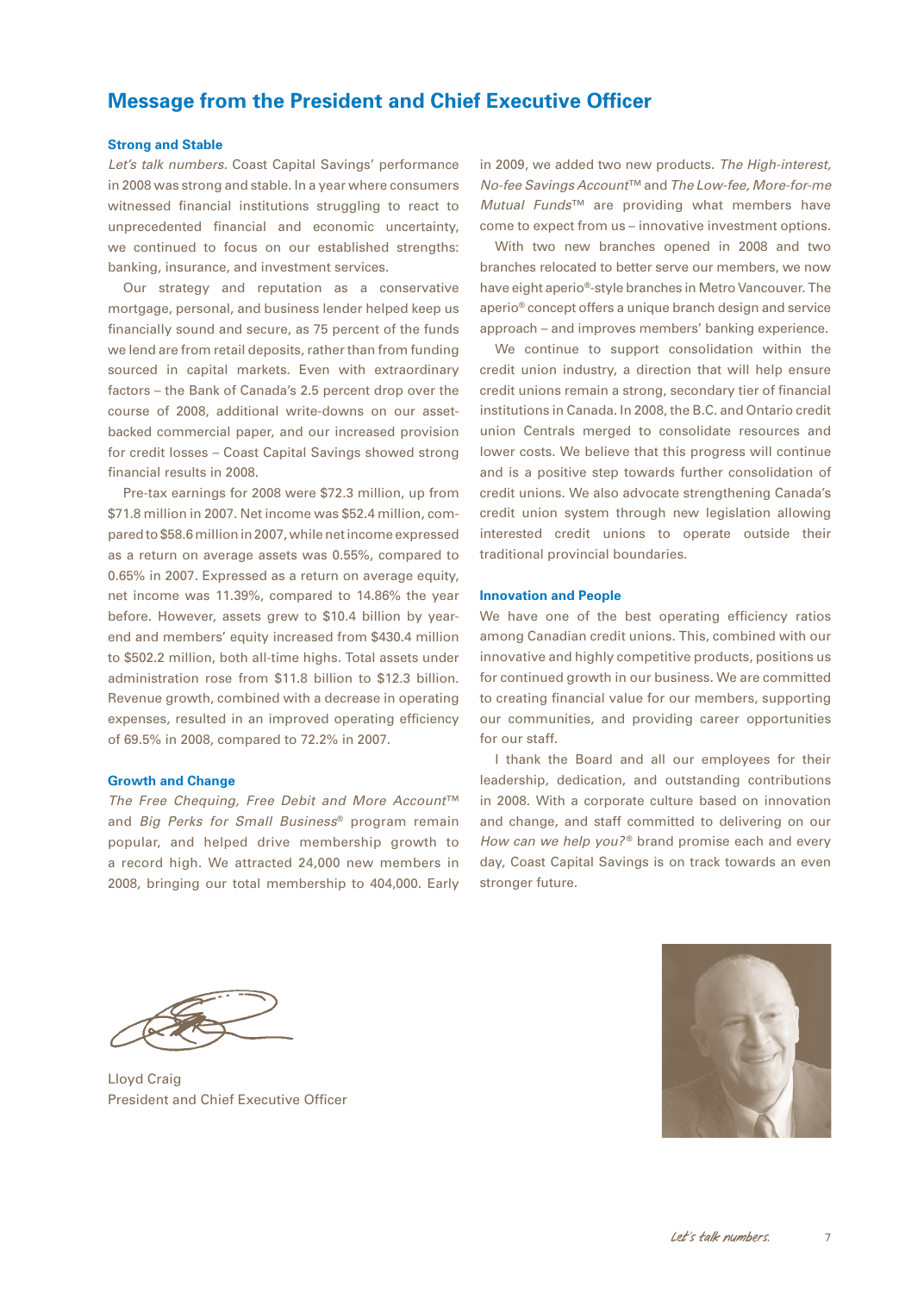# Message from the President and Chief Executive Officer

### Strong and Stable

*Let's talk numbers.* Coast Capital Savings' performance in 2008 was strong and stable. In a year where consumers witnessed financial institutions struggling to react to unprecedented financial and economic uncertainty, we continued to focus on our established strengths: banking, insurance, and investment services.

Our strategy and reputation as a conservative mortgage, personal, and business lender helped keep us financially sound and secure, as 75 percent of the funds we lend are from retail deposits, rather than from funding sourced in capital markets. Even with extraordinary factors – the Bank of Canada's 2.5 percent drop over the course of 2008, additional write-downs on our asset-backed commercial paper, and our increased provision for credit losses – Coast Capital Savings showed strong financial results in 2008.

Pre-tax earnings for 2008 were $72.3 million, up from $71.8 million in 2007. Net income was $52.4 million, compared to $58.6 million in 2007, while net income expressed as a return on average assets was 0.55%, compared to 0.65% in 2007. Expressed as a return on average equity, net income was 11.39%, compared to 14.86% the year before. However, assets grew to $10.4 billion by year-end and members' equity increased from $430.4 million to $502.2 million, both all-time highs. Total assets under administration rose from $11.8 billion to $12.3 billion. Revenue growth, combined with a decrease in operating expenses, resulted in an improved operating efficiency of 69.5% in 2008, compared to 72.2% in 2007.

### Growth and Change

*The Free Chequing, Free Debit and More Account*™ and *Big Perks for Small Business*® program remain popular, and helped drive membership growth to a record high. We attracted 24,000 new members in 2008, bringing our total membership to 404,000. Early in 2009, we added two new products. *The High-interest, No-fee Savings Account*™ and *The Low-fee, More-for-me Mutual Funds*™ are providing what members have come to expect from us – innovative investment options.

With two new branches opened in 2008 and two branches relocated to better serve our members, we now have eight aperio®-style branches in Metro Vancouver. The aperio® concept offers a unique branch design and service approach – and improves members' banking experience.

We continue to support consolidation within the credit union industry, a direction that will help ensure credit unions remain a strong, secondary tier of financial institutions in Canada. In 2008, the B.C. and Ontario credit union Centrals merged to consolidate resources and lower costs. We believe that this progress will continue and is a positive step towards further consolidation of credit unions. We also advocate strengthening Canada's credit union system through new legislation allowing interested credit unions to operate outside their traditional provincial boundaries.

### Innovation and People

We have one of the best operating efficiency ratios among Canadian credit unions. This, combined with our innovative and highly competitive products, positions us for continued growth in our business. We are committed to creating financial value for our members, supporting our communities, and providing career opportunities for our staff.

I thank the Board and all our employees for their leadership, dedication, and outstanding contributions in 2008. With a corporate culture based on innovation and change, and staff committed to delivering on our *How can we help you?*® brand promise each and every day, Coast Capital Savings is on track towards an even stronger future.

Lloyd Craig
President and Chief Executive Officer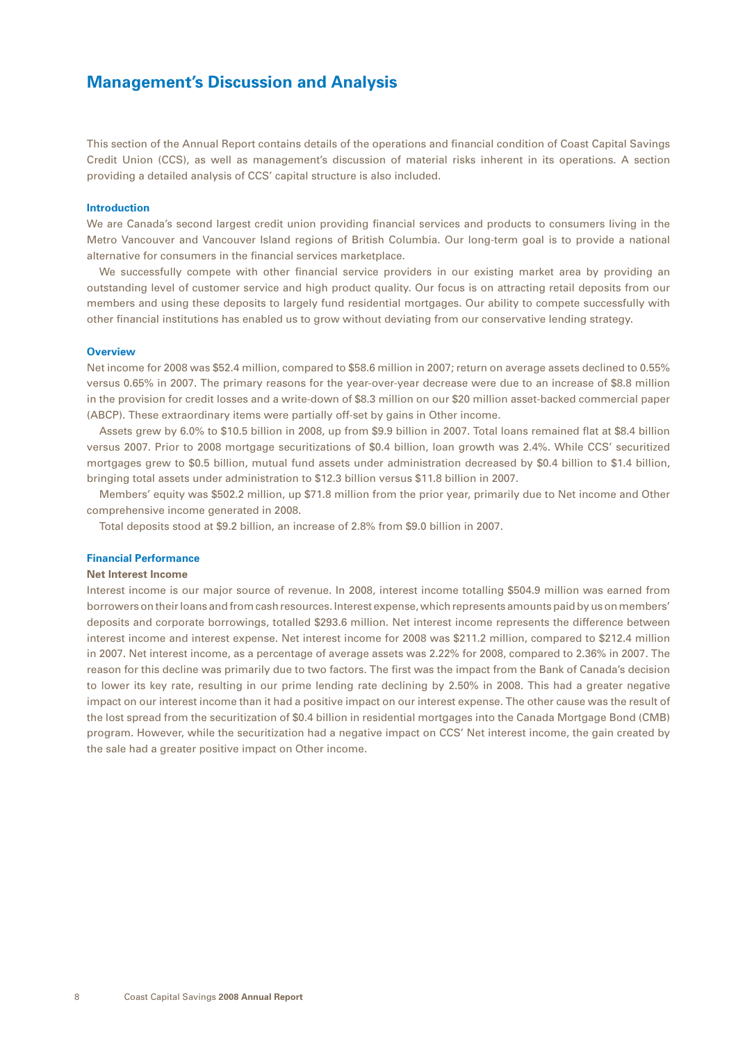# Management's Discussion and Analysis

This section of the Annual Report contains details of the operations and financial condition of Coast Capital Savings Credit Union (CCS), as well as management's discussion of material risks inherent in its operations. A section providing a detailed analysis of CCS' capital structure is also included.

### Introduction

We are Canada's second largest credit union providing financial services and products to consumers living in the Metro Vancouver and Vancouver Island regions of British Columbia. Our long-term goal is to provide a national alternative for consumers in the financial services marketplace.

We successfully compete with other financial service providers in our existing market area by providing an outstanding level of customer service and high product quality. Our focus is on attracting retail deposits from our members and using these deposits to largely fund residential mortgages. Our ability to compete successfully with other financial institutions has enabled us to grow without deviating from our conservative lending strategy.

### Overview

Net income for 2008 was $52.4 million, compared to $58.6 million in 2007; return on average assets declined to 0.55% versus 0.65% in 2007. The primary reasons for the year-over-year decrease were due to an increase of $8.8 million in the provision for credit losses and a write-down of $8.3 million on our $20 million asset-backed commercial paper (ABCP). These extraordinary items were partially off-set by gains in Other income.

Assets grew by 6.0% to $10.5 billion in 2008, up from $9.9 billion in 2007. Total loans remained flat at $8.4 billion versus 2007. Prior to 2008 mortgage securitizations of $0.4 billion, loan growth was 2.4%. While CCS' securitized mortgages grew to $0.5 billion, mutual fund assets under administration decreased by $0.4 billion to $1.4 billion, bringing total assets under administration to $12.3 billion versus $11.8 billion in 2007.

Members' equity was $502.2 million, up $71.8 million from the prior year, primarily due to Net income and Other comprehensive income generated in 2008.

Total deposits stood at $9.2 billion, an increase of 2.8% from $9.0 billion in 2007.

### Financial Performance

#### Net Interest Income

Interest income is our major source of revenue. In 2008, interest income totalling $504.9 million was earned from borrowers on their loans and from cash resources. Interest expense, which represents amounts paid by us on members' deposits and corporate borrowings, totalled $293.6 million. Net interest income represents the difference between interest income and interest expense. Net interest income for 2008 was $211.2 million, compared to $212.4 million in 2007. Net interest income, as a percentage of average assets was 2.22% for 2008, compared to 2.36% in 2007. The reason for this decline was primarily due to two factors. The first was the impact from the Bank of Canada's decision to lower its key rate, resulting in our prime lending rate declining by 2.50% in 2008. This had a greater negative impact on our interest income than it had a positive impact on our interest expense. The other cause was the result of the lost spread from the securitization of $0.4 billion in residential mortgages into the Canada Mortgage Bond (CMB) program. However, while the securitization had a negative impact on CCS' Net interest income, the gain created by the sale had a greater positive impact on Other income.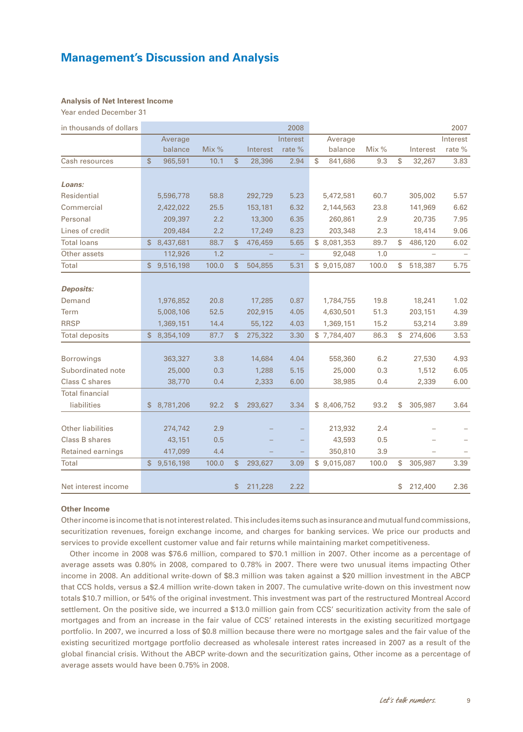# Management's Discussion and Analysis

**Analysis of Net Interest Income**

Year ended December 31

| in thousands of dollars | | | | 2008 | | | | 2007 |
|---|---|---|---|---|---|---|---|---|
| | Average balance | Mix % | Interest | Interest rate % | Average balance | Mix % | Interest | Interest rate % |
| Cash resources | $ 965,591 | 10.1 | $ 28,396 | 2.94 | $ 841,686 | 9.3 | $ 32,267 | 3.83 |
| ***Loans:*** | | | | | | | | |
| Residential | 5,596,778 | 58.8 | 292,729 | 5.23 | 5,472,581 | 60.7 | 305,002 | 5.57 |
| Commercial | 2,422,022 | 25.5 | 153,181 | 6.32 | 2,144,563 | 23.8 | 141,969 | 6.62 |
| Personal | 209,397 | 2.2 | 13,300 | 6.35 | 260,861 | 2.9 | 20,735 | 7.95 |
| Lines of credit | 209,484 | 2.2 | 17,249 | 8.23 | 203,348 | 2.3 | 18,414 | 9.06 |
| Total loans | $ 8,437,681 | 88.7 | $ 476,459 | 5.65 | $ 8,081,353 | 89.7 | $ 486,120 | 6.02 |
| Other assets | 112,926 | 1.2 | – | – | 92,048 | 1.0 | – | – |
| Total | $ 9,516,198 | 100.0 | $ 504,855 | 5.31 | $ 9,015,087 | 100.0 | $ 518,387 | 5.75 |
| ***Deposits:*** | | | | | | | | |
| Demand | 1,976,852 | 20.8 | 17,285 | 0.87 | 1,784,755 | 19.8 | 18,241 | 1.02 |
| Term | 5,008,106 | 52.5 | 202,915 | 4.05 | 4,630,501 | 51.3 | 203,151 | 4.39 |
| RRSP | 1,369,151 | 14.4 | 55,122 | 4.03 | 1,369,151 | 15.2 | 53,214 | 3.89 |
| Total deposits | $ 8,354,109 | 87.7 | $ 275,322 | 3.30 | $ 7,784,407 | 86.3 | $ 274,606 | 3.53 |
| Borrowings | 363,327 | 3.8 | 14,684 | 4.04 | 558,360 | 6.2 | 27,530 | 4.93 |
| Subordinated note | 25,000 | 0.3 | 1,288 | 5.15 | 25,000 | 0.3 | 1,512 | 6.05 |
| Class C shares | 38,770 | 0.4 | 2,333 | 6.00 | 38,985 | 0.4 | 2,339 | 6.00 |
| Total financial liabilities | $ 8,781,206 | 92.2 | $ 293,627 | 3.34 | $ 8,406,752 | 93.2 | $ 305,987 | 3.64 |
| Other liabilities | 274,742 | 2.9 | – | – | 213,932 | 2.4 | – | – |
| Class B shares | 43,151 | 0.5 | – | – | 43,593 | 0.5 | – | – |
| Retained earnings | 417,099 | 4.4 | – | – | 350,810 | 3.9 | – | – |
| Total | $ 9,516,198 | 100.0 | $ 293,627 | 3.09 | $ 9,015,087 | 100.0 | $ 305,987 | 3.39 |
| Net interest income | | | $ 211,228 | 2.22 | | | $ 212,400 | 2.36 |

**Other Income**

Other income is income that is not interest related. This includes items such as insurance and mutual fund commissions, securitization revenues, foreign exchange income, and charges for banking services. We price our products and services to provide excellent customer value and fair returns while maintaining market competitiveness.

Other income in 2008 was $76.6 million, compared to $70.1 million in 2007. Other income as a percentage of average assets was 0.80% in 2008, compared to 0.78% in 2007. There were two unusual items impacting Other income in 2008. An additional write-down of $8.3 million was taken against a $20 million investment in the ABCP that CCS holds, versus a $2.4 million write-down taken in 2007. The cumulative write-down on this investment now totals $10.7 million, or 54% of the original investment. This investment was part of the restructured Montreal Accord settlement. On the positive side, we incurred a $13.0 million gain from CCS' securitization activity from the sale of mortgages and from an increase in the fair value of CCS' retained interests in the existing securitized mortgage portfolio. In 2007, we incurred a loss of $0.8 million because there were no mortgage sales and the fair value of the existing securitized mortgage portfolio decreased as wholesale interest rates increased in 2007 as a result of the global financial crisis. Without the ABCP write-down and the securitization gains, Other income as a percentage of average assets would have been 0.75% in 2008.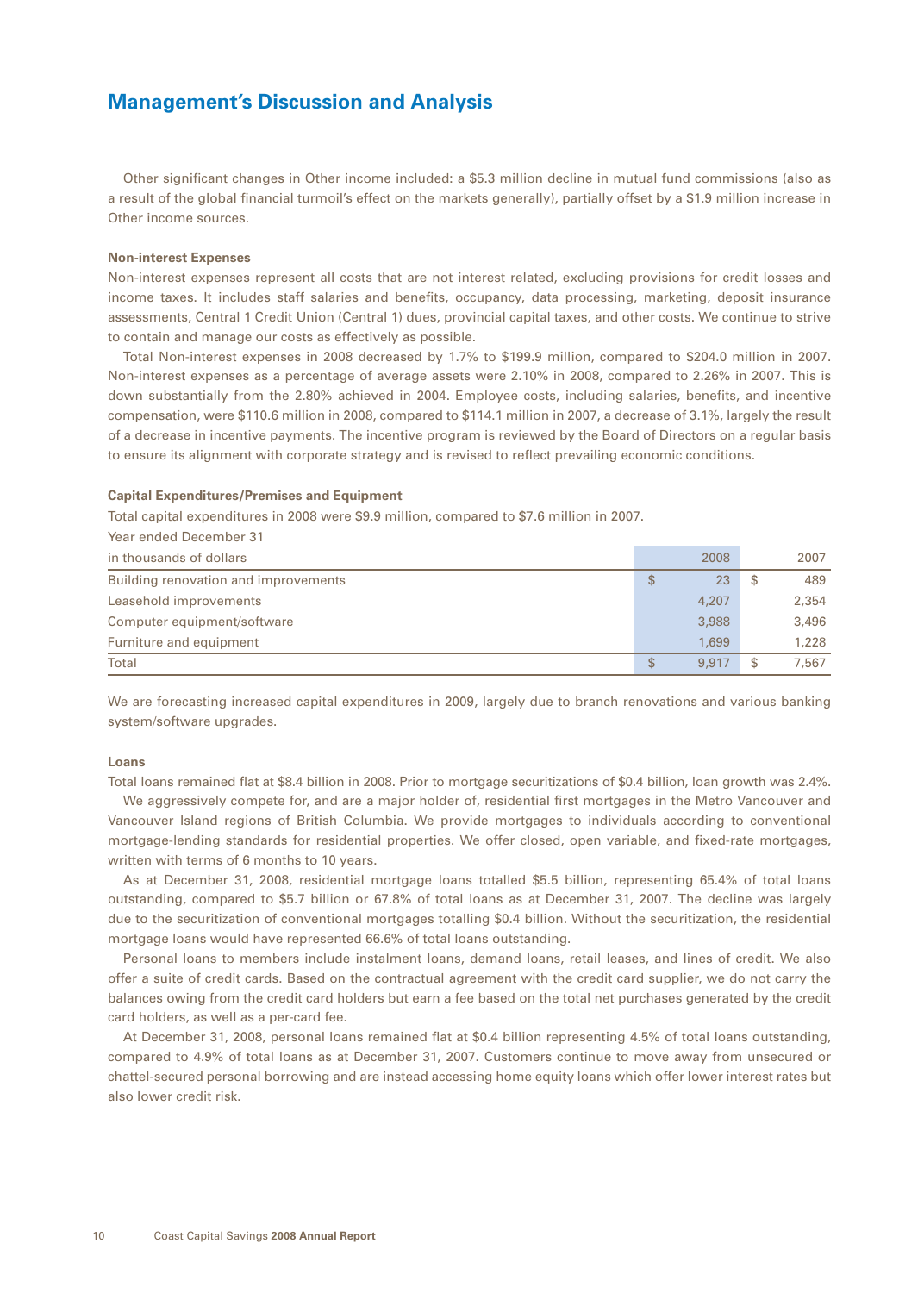## Management's Discussion and Analysis

Other significant changes in Other income included: a $5.3 million decline in mutual fund commissions (also as a result of the global financial turmoil's effect on the markets generally), partially offset by a $1.9 million increase in Other income sources.

### Non-interest Expenses

Non-interest expenses represent all costs that are not interest related, excluding provisions for credit losses and income taxes. It includes staff salaries and benefits, occupancy, data processing, marketing, deposit insurance assessments, Central 1 Credit Union (Central 1) dues, provincial capital taxes, and other costs. We continue to strive to contain and manage our costs as effectively as possible.

Total Non-interest expenses in 2008 decreased by 1.7% to $199.9 million, compared to $204.0 million in 2007. Non-interest expenses as a percentage of average assets were 2.10% in 2008, compared to 2.26% in 2007. This is down substantially from the 2.80% achieved in 2004. Employee costs, including salaries, benefits, and incentive compensation, were $110.6 million in 2008, compared to $114.1 million in 2007, a decrease of 3.1%, largely the result of a decrease in incentive payments. The incentive program is reviewed by the Board of Directors on a regular basis to ensure its alignment with corporate strategy and is revised to reflect prevailing economic conditions.

### Capital Expenditures/Premises and Equipment

Total capital expenditures in 2008 were $9.9 million, compared to $7.6 million in 2007.

Year ended December 31

| in thousands of dollars | 2008 | 2007 |
|---|---|---|
| Building renovation and improvements | $ 23 | $ 489 |
| Leasehold improvements | 4,207 | 2,354 |
| Computer equipment/software | 3,988 | 3,496 |
| Furniture and equipment | 1,699 | 1,228 |
| Total | $ 9,917 | $ 7,567 |

We are forecasting increased capital expenditures in 2009, largely due to branch renovations and various banking system/software upgrades.

### Loans

Total loans remained flat at $8.4 billion in 2008. Prior to mortgage securitizations of $0.4 billion, loan growth was 2.4%.

We aggressively compete for, and are a major holder of, residential first mortgages in the Metro Vancouver and Vancouver Island regions of British Columbia. We provide mortgages to individuals according to conventional mortgage-lending standards for residential properties. We offer closed, open variable, and fixed-rate mortgages, written with terms of 6 months to 10 years.

As at December 31, 2008, residential mortgage loans totalled $5.5 billion, representing 65.4% of total loans outstanding, compared to $5.7 billion or 67.8% of total loans as at December 31, 2007. The decline was largely due to the securitization of conventional mortgages totalling $0.4 billion. Without the securitization, the residential mortgage loans would have represented 66.6% of total loans outstanding.

Personal loans to members include instalment loans, demand loans, retail leases, and lines of credit. We also offer a suite of credit cards. Based on the contractual agreement with the credit card supplier, we do not carry the balances owing from the credit card holders but earn a fee based on the total net purchases generated by the credit card holders, as well as a per-card fee.

At December 31, 2008, personal loans remained flat at $0.4 billion representing 4.5% of total loans outstanding, compared to 4.9% of total loans as at December 31, 2007. Customers continue to move away from unsecured or chattel-secured personal borrowing and are instead accessing home equity loans which offer lower interest rates but also lower credit risk.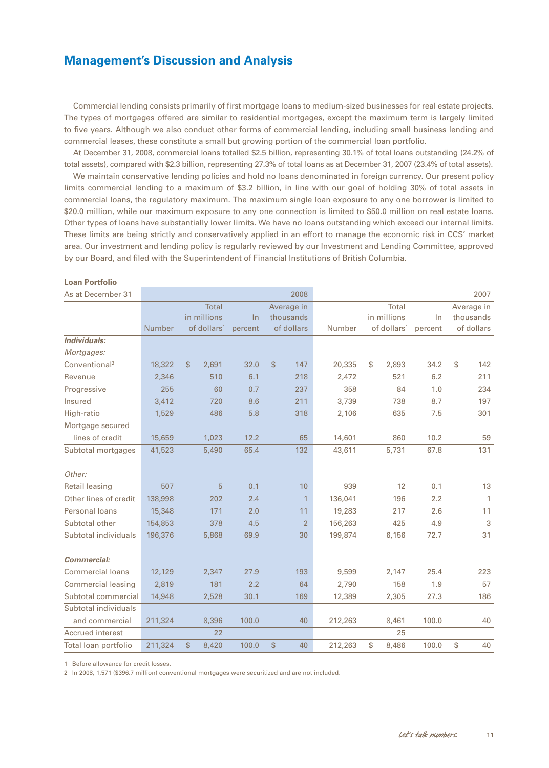## Management's Discussion and Analysis

Commercial lending consists primarily of first mortgage loans to medium-sized businesses for real estate projects. The types of mortgages offered are similar to residential mortgages, except the maximum term is largely limited to five years. Although we also conduct other forms of commercial lending, including small business lending and commercial leases, these constitute a small but growing portion of the commercial loan portfolio.

At December 31, 2008, commercial loans totalled $2.5 billion, representing 30.1% of total loans outstanding (24.2% of total assets), compared with $2.3 billion, representing 27.3% of total loans as at December 31, 2007 (23.4% of total assets).

We maintain conservative lending policies and hold no loans denominated in foreign currency. Our present policy limits commercial lending to a maximum of $3.2 billion, in line with our goal of holding 30% of total assets in commercial loans, the regulatory maximum. The maximum single loan exposure to any one borrower is limited to $20.0 million, while our maximum exposure to any one connection is limited to $50.0 million on real estate loans. Other types of loans have substantially lower limits. We have no loans outstanding which exceed our internal limits. These limits are being strictly and conservatively applied in an effort to manage the economic risk in CCS' market area. Our investment and lending policy is regularly reviewed by our Investment and Lending Committee, approved by our Board, and filed with the Superintendent of Financial Institutions of British Columbia.

**Loan Portfolio**

| As at December 31 | 2008 | | | | 2007 | | | |
|---|---|---|---|---|---|---|---|---|
| | Number | Total in millions of dollars[1] | In percent | Average in thousands of dollars | Number | Total in millions of dollars[1] | In percent | Average in thousands of dollars |
| ***Individuals:*** | | | | | | | | |
| *Mortgages:* | | | | | | | | |
| Conventional[2] | 18,322 | $ 2,691 | 32.0 | $ 147 | 20,335 | $ 2,893 | 34.2 | $ 142 |
| Revenue | 2,346 | 510 | 6.1 | 218 | 2,472 | 521 | 6.2 | 211 |
| Progressive | 255 | 60 | 0.7 | 237 | 358 | 84 | 1.0 | 234 |
| Insured | 3,412 | 720 | 8.6 | 211 | 3,739 | 738 | 8.7 | 197 |
| High-ratio | 1,529 | 486 | 5.8 | 318 | 2,106 | 635 | 7.5 | 301 |
| Mortgage secured lines of credit | 15,659 | 1,023 | 12.2 | 65 | 14,601 | 860 | 10.2 | 59 |
| Subtotal mortgages | 41,523 | 5,490 | 65.4 | 132 | 43,611 | 5,731 | 67.8 | 131 |
| *Other:* | | | | | | | | |
| Retail leasing | 507 | 5 | 0.1 | 10 | 939 | 12 | 0.1 | 13 |
| Other lines of credit | 138,998 | 202 | 2.4 | 1 | 136,041 | 196 | 2.2 | 1 |
| Personal loans | 15,348 | 171 | 2.0 | 11 | 19,283 | 217 | 2.6 | 11 |
| Subtotal other | 154,853 | 378 | 4.5 | 2 | 156,263 | 425 | 4.9 | 3 |
| Subtotal individuals | 196,376 | 5,868 | 69.9 | 30 | 199,874 | 6,156 | 72.7 | 31 |
| ***Commercial:*** | | | | | | | | |
| Commercial loans | 12,129 | 2,347 | 27.9 | 193 | 9,599 | 2,147 | 25.4 | 223 |
| Commercial leasing | 2,819 | 181 | 2.2 | 64 | 2,790 | 158 | 1.9 | 57 |
| Subtotal commercial | 14,948 | 2,528 | 30.1 | 169 | 12,389 | 2,305 | 27.3 | 186 |
| Subtotal individuals and commercial | 211,324 | 8,396 | 100.0 | 40 | 212,263 | 8,461 | 100.0 | 40 |
| Accrued interest | | 22 | | | | 25 | | |
| Total loan portfolio | 211,324 | $ 8,420 | 100.0 | $ 40 | 212,263 | $ 8,486 | 100.0 | $ 40 |

1 Before allowance for credit losses.

2 In 2008, 1,571 ($396.7 million) conventional mortgages were securitized and are not included.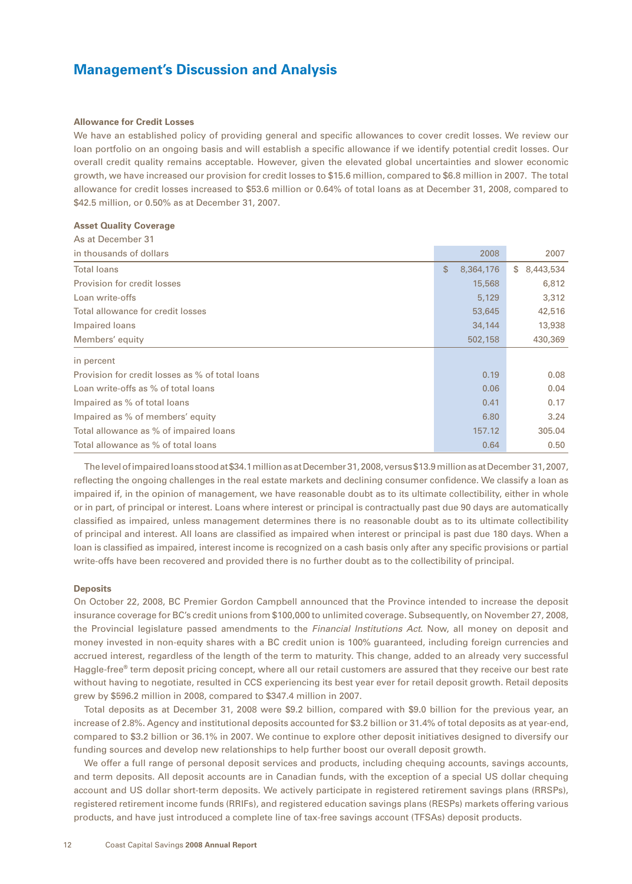# Management's Discussion and Analysis

### Allowance for Credit Losses

We have an established policy of providing general and specific allowances to cover credit losses. We review our loan portfolio on an ongoing basis and will establish a specific allowance if we identify potential credit losses. Our overall credit quality remains acceptable. However, given the elevated global uncertainties and slower economic growth, we have increased our provision for credit losses to $15.6 million, compared to $6.8 million in 2007. The total allowance for credit losses increased to $53.6 million or 0.64% of total loans as at December 31, 2008, compared to $42.5 million, or 0.50% as at December 31, 2007.

**Asset Quality Coverage**

As at December 31

| in thousands of dollars | 2008 | 2007 |
|---|---|---|
| Total loans | $ 8,364,176 | $ 8,443,534 |
| Provision for credit losses | 15,568 | 6,812 |
| Loan write-offs | 5,129 | 3,312 |
| Total allowance for credit losses | 53,645 | 42,516 |
| Impaired loans | 34,144 | 13,938 |
| Members' equity | 502,158 | 430,369 |
| in percent | | |
| Provision for credit losses as % of total loans | 0.19 | 0.08 |
| Loan write-offs as % of total loans | 0.06 | 0.04 |
| Impaired as % of total loans | 0.41 | 0.17 |
| Impaired as % of members' equity | 6.80 | 3.24 |
| Total allowance as % of impaired loans | 157.12 | 305.04 |
| Total allowance as % of total loans | 0.64 | 0.50 |

The level of impaired loans stood at $34.1 million as at December 31, 2008, versus $13.9 million as at December 31, 2007, reflecting the ongoing challenges in the real estate markets and declining consumer confidence. We classify a loan as impaired if, in the opinion of management, we have reasonable doubt as to its ultimate collectibility, either in whole or in part, of principal or interest. Loans where interest or principal is contractually past due 90 days are automatically classified as impaired, unless management determines there is no reasonable doubt as to its ultimate collectibility of principal and interest. All loans are classified as impaired when interest or principal is past due 180 days. When a loan is classified as impaired, interest income is recognized on a cash basis only after any specific provisions or partial write-offs have been recovered and provided there is no further doubt as to the collectibility of principal.

### Deposits

On October 22, 2008, BC Premier Gordon Campbell announced that the Province intended to increase the deposit insurance coverage for BC's credit unions from $100,000 to unlimited coverage. Subsequently, on November 27, 2008, the Provincial legislature passed amendments to the *Financial Institutions Act*. Now, all money on deposit and money invested in non-equity shares with a BC credit union is 100% guaranteed, including foreign currencies and accrued interest, regardless of the length of the term to maturity. This change, added to an already very successful Haggle-free® term deposit pricing concept, where all our retail customers are assured that they receive our best rate without having to negotiate, resulted in CCS experiencing its best year ever for retail deposit growth. Retail deposits grew by $596.2 million in 2008, compared to $347.4 million in 2007.

Total deposits as at December 31, 2008 were $9.2 billion, compared with $9.0 billion for the previous year, an increase of 2.8%. Agency and institutional deposits accounted for $3.2 billion or 31.4% of total deposits as at year-end, compared to $3.2 billion or 36.1% in 2007. We continue to explore other deposit initiatives designed to diversify our funding sources and develop new relationships to help further boost our overall deposit growth.

We offer a full range of personal deposit services and products, including chequing accounts, savings accounts, and term deposits. All deposit accounts are in Canadian funds, with the exception of a special US dollar chequing account and US dollar short-term deposits. We actively participate in registered retirement savings plans (RRSPs), registered retirement income funds (RRIFs), and registered education savings plans (RESPs) markets offering various products, and have just introduced a complete line of tax-free savings account (TFSAs) deposit products.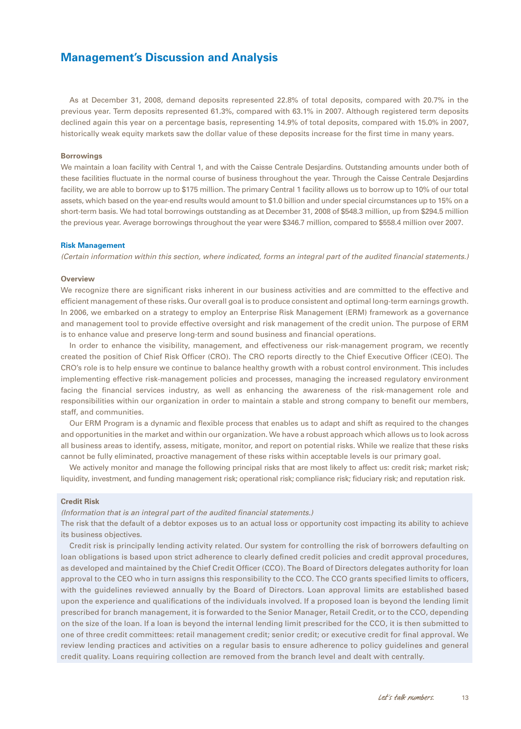# Management's Discussion and Analysis

As at December 31, 2008, demand deposits represented 22.8% of total deposits, compared with 20.7% in the previous year. Term deposits represented 61.3%, compared with 63.1% in 2007. Although registered term deposits declined again this year on a percentage basis, representing 14.9% of total deposits, compared with 15.0% in 2007, historically weak equity markets saw the dollar value of these deposits increase for the first time in many years.

**Borrowings**

We maintain a loan facility with Central 1, and with the Caisse Centrale Desjardins. Outstanding amounts under both of these facilities fluctuate in the normal course of business throughout the year. Through the Caisse Centrale Desjardins facility, we are able to borrow up to $175 million. The primary Central 1 facility allows us to borrow up to 10% of our total assets, which based on the year-end results would amount to $1.0 billion and under special circumstances up to 15% on a short-term basis. We had total borrowings outstanding as at December 31, 2008 of $548.3 million, up from $294.5 million the previous year. Average borrowings throughout the year were $346.7 million, compared to $558.4 million over 2007.

## Risk Management

*(Certain information within this section, where indicated, forms an integral part of the audited financial statements.)*

**Overview**

We recognize there are significant risks inherent in our business activities and are committed to the effective and efficient management of these risks. Our overall goal is to produce consistent and optimal long-term earnings growth. In 2006, we embarked on a strategy to employ an Enterprise Risk Management (ERM) framework as a governance and management tool to provide effective oversight and risk management of the credit union. The purpose of ERM is to enhance value and preserve long-term and sound business and financial operations.

In order to enhance the visibility, management, and effectiveness our risk-management program, we recently created the position of Chief Risk Officer (CRO). The CRO reports directly to the Chief Executive Officer (CEO). The CRO's role is to help ensure we continue to balance healthy growth with a robust control environment. This includes implementing effective risk-management policies and processes, managing the increased regulatory environment facing the financial services industry, as well as enhancing the awareness of the risk-management role and responsibilities within our organization in order to maintain a stable and strong company to benefit our members, staff, and communities.

Our ERM Program is a dynamic and flexible process that enables us to adapt and shift as required to the changes and opportunities in the market and within our organization. We have a robust approach which allows us to look across all business areas to identify, assess, mitigate, monitor, and report on potential risks. While we realize that these risks cannot be fully eliminated, proactive management of these risks within acceptable levels is our primary goal.

We actively monitor and manage the following principal risks that are most likely to affect us: credit risk; market risk; liquidity, investment, and funding management risk; operational risk; compliance risk; fiduciary risk; and reputation risk.

**Credit Risk**

*(Information that is an integral part of the audited financial statements.)*

The risk that the default of a debtor exposes us to an actual loss or opportunity cost impacting its ability to achieve its business objectives.

Credit risk is principally lending activity related. Our system for controlling the risk of borrowers defaulting on loan obligations is based upon strict adherence to clearly defined credit policies and credit approval procedures, as developed and maintained by the Chief Credit Officer (CCO). The Board of Directors delegates authority for loan approval to the CEO who in turn assigns this responsibility to the CCO. The CCO grants specified limits to officers, with the guidelines reviewed annually by the Board of Directors. Loan approval limits are established based upon the experience and qualifications of the individuals involved. If a proposed loan is beyond the lending limit prescribed for branch management, it is forwarded to the Senior Manager, Retail Credit, or to the CCO, depending on the size of the loan. If a loan is beyond the internal lending limit prescribed for the CCO, it is then submitted to one of three credit committees: retail management credit; senior credit; or executive credit for final approval. We review lending practices and activities on a regular basis to ensure adherence to policy guidelines and general credit quality. Loans requiring collection are removed from the branch level and dealt with centrally.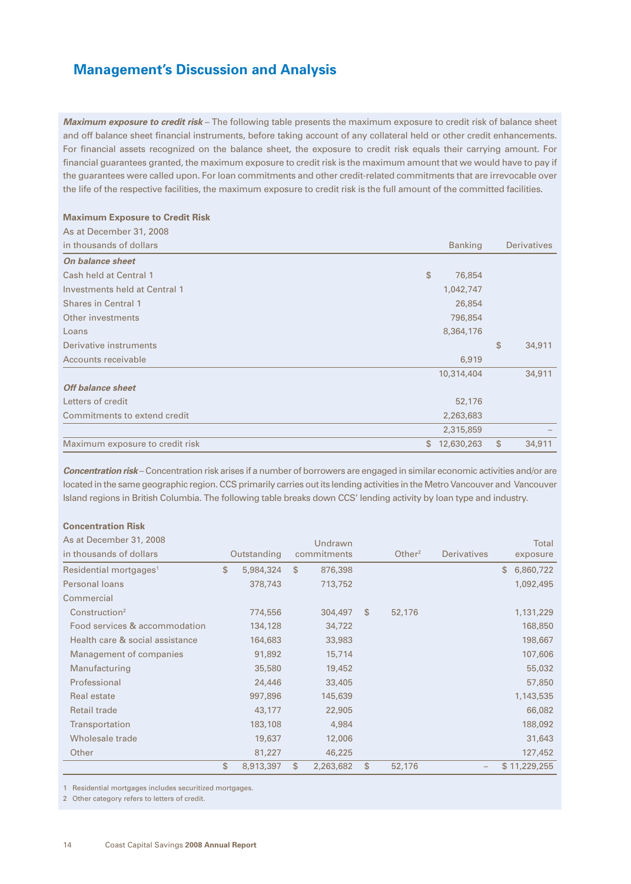# Management's Discussion and Analysis

***Maximum exposure to credit risk*** – The following table presents the maximum exposure to credit risk of balance sheet and off balance sheet financial instruments, before taking account of any collateral held or other credit enhancements. For financial assets recognized on the balance sheet, the exposure to credit risk equals their carrying amount. For financial guarantees granted, the maximum exposure to credit risk is the maximum amount that we would have to pay if the guarantees were called upon. For loan commitments and other credit-related commitments that are irrevocable over the life of the respective facilities, the maximum exposure to credit risk is the full amount of the committed facilities.

**Maximum Exposure to Credit Risk**
As at December 31, 2008

| in thousands of dollars | Banking | Derivatives |
|---|---|---|
| ***On balance sheet*** | | |
| Cash held at Central 1 | $ 76,854 | |
| Investments held at Central 1 | 1,042,747 | |
| Shares in Central 1 | 26,854 | |
| Other investments | 796,854 | |
| Loans | 8,364,176 | |
| Derivative instruments | | $ 34,911 |
| Accounts receivable | 6,919 | |
| | 10,314,404 | 34,911 |
| ***Off balance sheet*** | | |
| Letters of credit | 52,176 | |
| Commitments to extend credit | 2,263,683 | |
| | 2,315,859 | – |
| Maximum exposure to credit risk | $ 12,630,263 | $ 34,911 |

***Concentration risk*** – Concentration risk arises if a number of borrowers are engaged in similar economic activities and/or are located in the same geographic region. CCS primarily carries out its lending activities in the Metro Vancouver and Vancouver Island regions in British Columbia. The following table breaks down CCS' lending activity by loan type and industry.

**Concentration Risk**
As at December 31, 2008

| in thousands of dollars | Outstanding | Undrawn commitments | Other[2] | Derivatives | Total exposure |
|---|---|---|---|---|---|
| Residential mortgages[1] | $ 5,984,324 | $ 876,398 | | | $ 6,860,722 |
| Personal loans | 378,743 | 713,752 | | | 1,092,495 |
| Commercial | | | | | |
| Construction[2] | 774,556 | 304,497 | $ 52,176 | | 1,131,229 |
| Food services & accommodation | 134,128 | 34,722 | | | 168,850 |
| Health care & social assistance | 164,683 | 33,983 | | | 198,667 |
| Management of companies | 91,892 | 15,714 | | | 107,606 |
| Manufacturing | 35,580 | 19,452 | | | 55,032 |
| Professional | 24,446 | 33,405 | | | 57,850 |
| Real estate | 997,896 | 145,639 | | | 1,143,535 |
| Retail trade | 43,177 | 22,905 | | | 66,082 |
| Transportation | 183,108 | 4,984 | | | 188,092 |
| Wholesale trade | 19,637 | 12,006 | | | 31,643 |
| Other | 81,227 | 46,225 | | | 127,452 |
| | $ 8,913,397 | $ 2,263,682 | $ 52,176 | – | $ 11,229,255 |

1 Residential mortgages includes securitized mortgages.
2 Other category refers to letters of credit.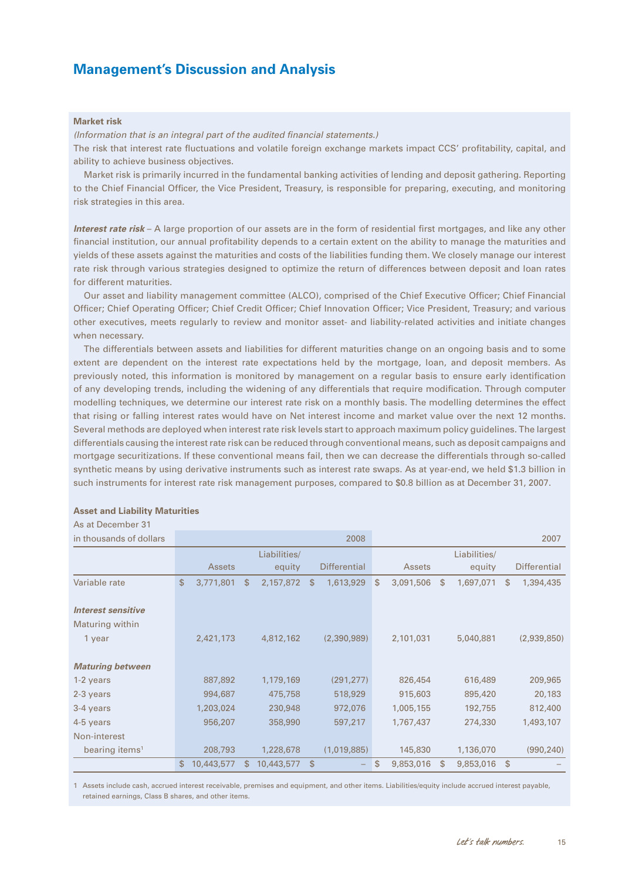# Management's Discussion and Analysis

**Market risk**

*(Information that is an integral part of the audited financial statements.)*

The risk that interest rate fluctuations and volatile foreign exchange markets impact CCS' profitability, capital, and ability to achieve business objectives.

Market risk is primarily incurred in the fundamental banking activities of lending and deposit gathering. Reporting to the Chief Financial Officer, the Vice President, Treasury, is responsible for preparing, executing, and monitoring risk strategies in this area.

***Interest rate risk*** – A large proportion of our assets are in the form of residential first mortgages, and like any other financial institution, our annual profitability depends to a certain extent on the ability to manage the maturities and yields of these assets against the maturities and costs of the liabilities funding them. We closely manage our interest rate risk through various strategies designed to optimize the return of differences between deposit and loan rates for different maturities.

Our asset and liability management committee (ALCO), comprised of the Chief Executive Officer; Chief Financial Officer; Chief Operating Officer; Chief Credit Officer; Chief Innovation Officer; Vice President, Treasury; and various other executives, meets regularly to review and monitor asset- and liability-related activities and initiate changes when necessary.

The differentials between assets and liabilities for different maturities change on an ongoing basis and to some extent are dependent on the interest rate expectations held by the mortgage, loan, and deposit members. As previously noted, this information is monitored by management on a regular basis to ensure early identification of any developing trends, including the widening of any differentials that require modification. Through computer modelling techniques, we determine our interest rate risk on a monthly basis. The modelling determines the effect that rising or falling interest rates would have on Net interest income and market value over the next 12 months. Several methods are deployed when interest rate risk levels start to approach maximum policy guidelines. The largest differentials causing the interest rate risk can be reduced through conventional means, such as deposit campaigns and mortgage securitizations. If these conventional means fail, then we can decrease the differentials through so-called synthetic means by using derivative instruments such as interest rate swaps. As at year-end, we held $1.3 billion in such instruments for interest rate risk management purposes, compared to $0.8 billion as at December 31, 2007.

**Asset and Liability Maturities**

As at December 31

| in thousands of dollars | | | 2008 | | | 2007 |
|---|---|---|---|---|---|---|
| | Assets | Liabilities/ equity | Differential | Assets | Liabilities/ equity | Differential |
| Variable rate | $ 3,771,801 | $ 2,157,872 | $ 1,613,929 | $ 3,091,506 | $ 1,697,071 | $ 1,394,435 |
| ***Interest sensitive*** | | | | | | |
| Maturing within | | | | | | |
| 1 year | 2,421,173 | 4,812,162 | (2,390,989) | 2,101,031 | 5,040,881 | (2,939,850) |
| ***Maturing between*** | | | | | | |
| 1-2 years | 887,892 | 1,179,169 | (291,277) | 826,454 | 616,489 | 209,965 |
| 2-3 years | 994,687 | 475,758 | 518,929 | 915,603 | 895,420 | 20,183 |
| 3-4 years | 1,203,024 | 230,948 | 972,076 | 1,005,155 | 192,755 | 812,400 |
| 4-5 years | 956,207 | 358,990 | 597,217 | 1,767,437 | 274,330 | 1,493,107 |
| Non-interest bearing items[1] | 208,793 | 1,228,678 | (1,019,885) | 145,830 | 1,136,070 | (990,240) |
| | $ 10,443,577 | $ 10,443,577 | $ – | $ 9,853,016 | $ 9,853,016 | $ – |

1 Assets include cash, accrued interest receivable, premises and equipment, and other items. Liabilities/equity include accrued interest payable, retained earnings, Class B shares, and other items.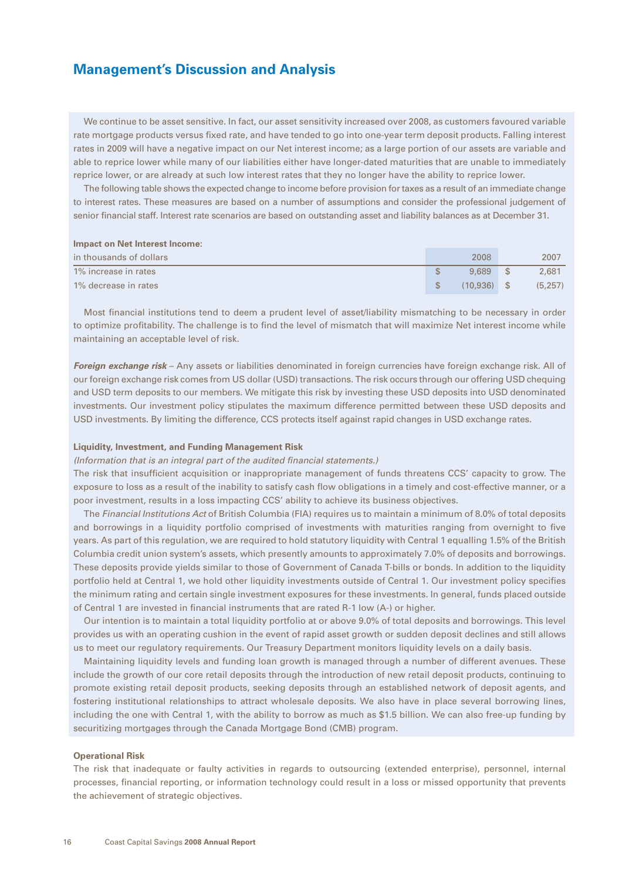# Management's Discussion and Analysis

We continue to be asset sensitive. In fact, our asset sensitivity increased over 2008, as customers favoured variable rate mortgage products versus fixed rate, and have tended to go into one-year term deposit products. Falling interest rates in 2009 will have a negative impact on our Net interest income; as a large portion of our assets are variable and able to reprice lower while many of our liabilities either have longer-dated maturities that are unable to immediately reprice lower, or are already at such low interest rates that they no longer have the ability to reprice lower.

The following table shows the expected change to income before provision for taxes as a result of an immediate change to interest rates. These measures are based on a number of assumptions and consider the professional judgement of senior financial staff. Interest rate scenarios are based on outstanding asset and liability balances as at December 31.

**Impact on Net Interest Income:**

| in thousands of dollars | 2008 | 2007 |
|---|---|---|
| 1% increase in rates | $ 9,689 | $ 2,681 |
| 1% decrease in rates | $ (10,936) | $ (5,257) |

Most financial institutions tend to deem a prudent level of asset/liability mismatching to be necessary in order to optimize profitability. The challenge is to find the level of mismatch that will maximize Net interest income while maintaining an acceptable level of risk.

***Foreign exchange risk*** – Any assets or liabilities denominated in foreign currencies have foreign exchange risk. All of our foreign exchange risk comes from US dollar (USD) transactions. The risk occurs through our offering USD chequing and USD term deposits to our members. We mitigate this risk by investing these USD deposits into USD denominated investments. Our investment policy stipulates the maximum difference permitted between these USD deposits and USD investments. By limiting the difference, CCS protects itself against rapid changes in USD exchange rates.

**Liquidity, Investment, and Funding Management Risk**

*(Information that is an integral part of the audited financial statements.)*

The risk that insufficient acquisition or inappropriate management of funds threatens CCS' capacity to grow. The exposure to loss as a result of the inability to satisfy cash flow obligations in a timely and cost-effective manner, or a poor investment, results in a loss impacting CCS' ability to achieve its business objectives.

The *Financial Institutions Act* of British Columbia (FIA) requires us to maintain a minimum of 8.0% of total deposits and borrowings in a liquidity portfolio comprised of investments with maturities ranging from overnight to five years. As part of this regulation, we are required to hold statutory liquidity with Central 1 equalling 1.5% of the British Columbia credit union system's assets, which presently amounts to approximately 7.0% of deposits and borrowings. These deposits provide yields similar to those of Government of Canada T-bills or bonds. In addition to the liquidity portfolio held at Central 1, we hold other liquidity investments outside of Central 1. Our investment policy specifies the minimum rating and certain single investment exposures for these investments. In general, funds placed outside of Central 1 are invested in financial instruments that are rated R-1 low (A-) or higher.

Our intention is to maintain a total liquidity portfolio at or above 9.0% of total deposits and borrowings. This level provides us with an operating cushion in the event of rapid asset growth or sudden deposit declines and still allows us to meet our regulatory requirements. Our Treasury Department monitors liquidity levels on a daily basis.

Maintaining liquidity levels and funding loan growth is managed through a number of different avenues. These include the growth of our core retail deposits through the introduction of new retail deposit products, continuing to promote existing retail deposit products, seeking deposits through an established network of deposit agents, and fostering institutional relationships to attract wholesale deposits. We also have in place several borrowing lines, including the one with Central 1, with the ability to borrow as much as $1.5 billion. We can also free-up funding by securitizing mortgages through the Canada Mortgage Bond (CMB) program.

**Operational Risk**

The risk that inadequate or faulty activities in regards to outsourcing (extended enterprise), personnel, internal processes, financial reporting, or information technology could result in a loss or missed opportunity that prevents the achievement of strategic objectives.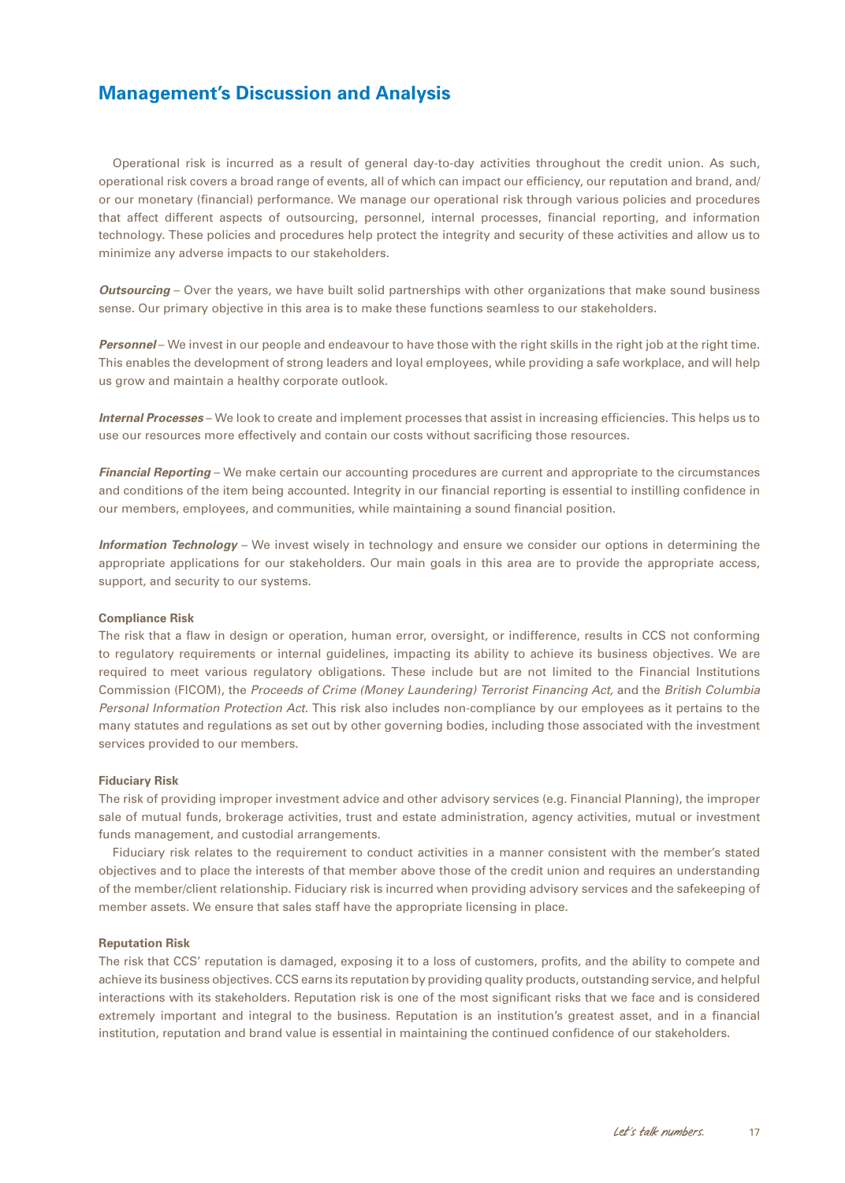# Management's Discussion and Analysis

Operational risk is incurred as a result of general day-to-day activities throughout the credit union. As such, operational risk covers a broad range of events, all of which can impact our efficiency, our reputation and brand, and/or our monetary (financial) performance. We manage our operational risk through various policies and procedures that affect different aspects of outsourcing, personnel, internal processes, financial reporting, and information technology. These policies and procedures help protect the integrity and security of these activities and allow us to minimize any adverse impacts to our stakeholders.

***Outsourcing*** – Over the years, we have built solid partnerships with other organizations that make sound business sense. Our primary objective in this area is to make these functions seamless to our stakeholders.

***Personnel*** – We invest in our people and endeavour to have those with the right skills in the right job at the right time. This enables the development of strong leaders and loyal employees, while providing a safe workplace, and will help us grow and maintain a healthy corporate outlook.

***Internal Processes*** – We look to create and implement processes that assist in increasing efficiencies. This helps us to use our resources more effectively and contain our costs without sacrificing those resources.

***Financial Reporting*** – We make certain our accounting procedures are current and appropriate to the circumstances and conditions of the item being accounted. Integrity in our financial reporting is essential to instilling confidence in our members, employees, and communities, while maintaining a sound financial position.

***Information Technology*** – We invest wisely in technology and ensure we consider our options in determining the appropriate applications for our stakeholders. Our main goals in this area are to provide the appropriate access, support, and security to our systems.

### Compliance Risk

The risk that a flaw in design or operation, human error, oversight, or indifference, results in CCS not conforming to regulatory requirements or internal guidelines, impacting its ability to achieve its business objectives. We are required to meet various regulatory obligations. These include but are not limited to the Financial Institutions Commission (FICOM), the *Proceeds of Crime (Money Laundering) Terrorist Financing Act,* and the *British Columbia Personal Information Protection Act*. This risk also includes non-compliance by our employees as it pertains to the many statutes and regulations as set out by other governing bodies, including those associated with the investment services provided to our members.

### Fiduciary Risk

The risk of providing improper investment advice and other advisory services (e.g. Financial Planning), the improper sale of mutual funds, brokerage activities, trust and estate administration, agency activities, mutual or investment funds management, and custodial arrangements.

Fiduciary risk relates to the requirement to conduct activities in a manner consistent with the member's stated objectives and to place the interests of that member above those of the credit union and requires an understanding of the member/client relationship. Fiduciary risk is incurred when providing advisory services and the safekeeping of member assets. We ensure that sales staff have the appropriate licensing in place.

### Reputation Risk

The risk that CCS' reputation is damaged, exposing it to a loss of customers, profits, and the ability to compete and achieve its business objectives. CCS earns its reputation by providing quality products, outstanding service, and helpful interactions with its stakeholders. Reputation risk is one of the most significant risks that we face and is considered extremely important and integral to the business. Reputation is an institution's greatest asset, and in a financial institution, reputation and brand value is essential in maintaining the continued confidence of our stakeholders.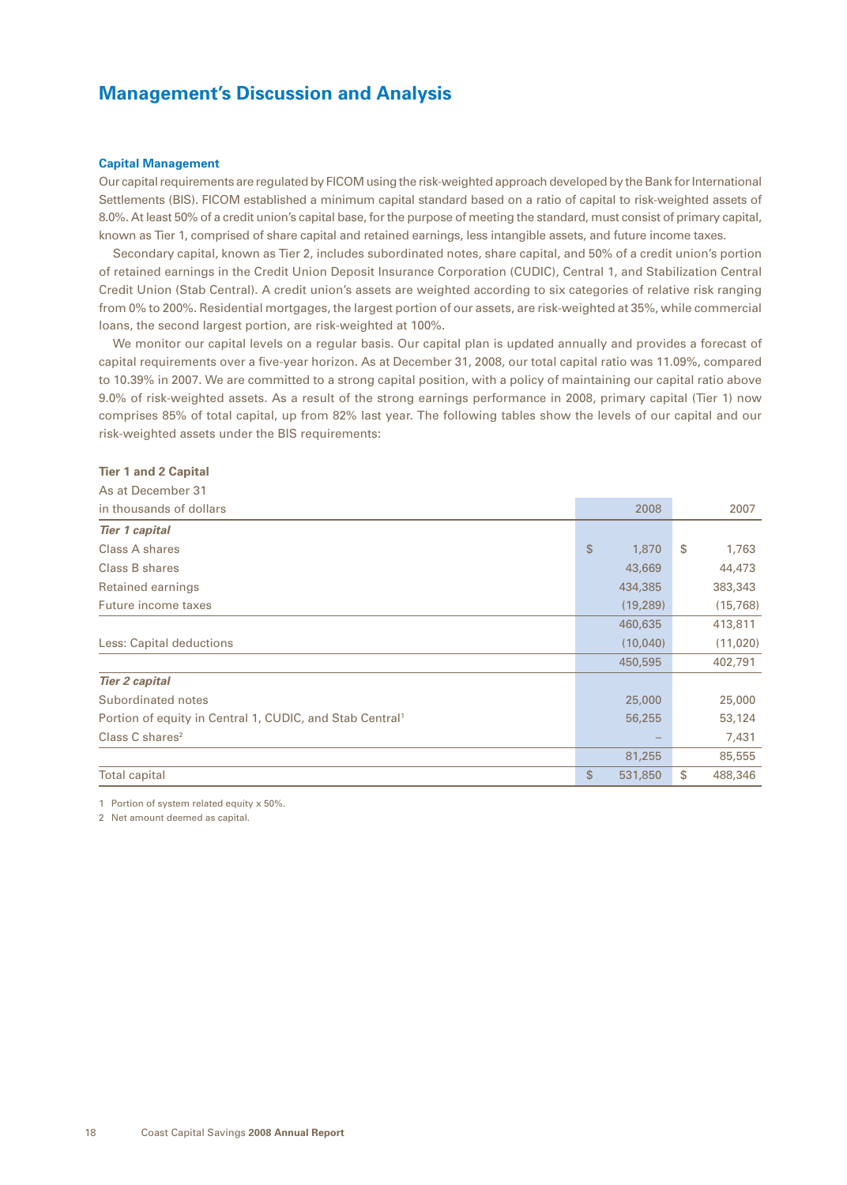# Management's Discussion and Analysis

## Capital Management

Our capital requirements are regulated by FICOM using the risk-weighted approach developed by the Bank for International Settlements (BIS). FICOM established a minimum capital standard based on a ratio of capital to risk-weighted assets of 8.0%. At least 50% of a credit union's capital base, for the purpose of meeting the standard, must consist of primary capital, known as Tier 1, comprised of share capital and retained earnings, less intangible assets, and future income taxes.

Secondary capital, known as Tier 2, includes subordinated notes, share capital, and 50% of a credit union's portion of retained earnings in the Credit Union Deposit Insurance Corporation (CUDIC), Central 1, and Stabilization Central Credit Union (Stab Central). A credit union's assets are weighted according to six categories of relative risk ranging from 0% to 200%. Residential mortgages, the largest portion of our assets, are risk-weighted at 35%, while commercial loans, the second largest portion, are risk-weighted at 100%.

We monitor our capital levels on a regular basis. Our capital plan is updated annually and provides a forecast of capital requirements over a five-year horizon. As at December 31, 2008, our total capital ratio was 11.09%, compared to 10.39% in 2007. We are committed to a strong capital position, with a policy of maintaining our capital ratio above 9.0% of risk-weighted assets. As a result of the strong earnings performance in 2008, primary capital (Tier 1) now comprises 85% of total capital, up from 82% last year. The following tables show the levels of our capital and our risk-weighted assets under the BIS requirements:

**Tier 1 and 2 Capital**

As at December 31

| in thousands of dollars | 2008 | 2007 |
|---|---|---|
| ***Tier 1 capital*** | | |
| Class A shares | $ 1,870 | $ 1,763 |
| Class B shares | 43,669 | 44,473 |
| Retained earnings | 434,385 | 383,343 |
| Future income taxes | (19,289) | (15,768) |
| | 460,635 | 413,811 |
| Less: Capital deductions | (10,040) | (11,020) |
| | 450,595 | 402,791 |
| ***Tier 2 capital*** | | |
| Subordinated notes | 25,000 | 25,000 |
| Portion of equity in Central 1, CUDIC, and Stab Central[1] | 56,255 | 53,124 |
| Class C shares[2] | – | 7,431 |
| | 81,255 | 85,555 |
| Total capital | $ 531,850 | $ 488,346 |

1 Portion of system related equity x 50%.

2 Net amount deemed as capital.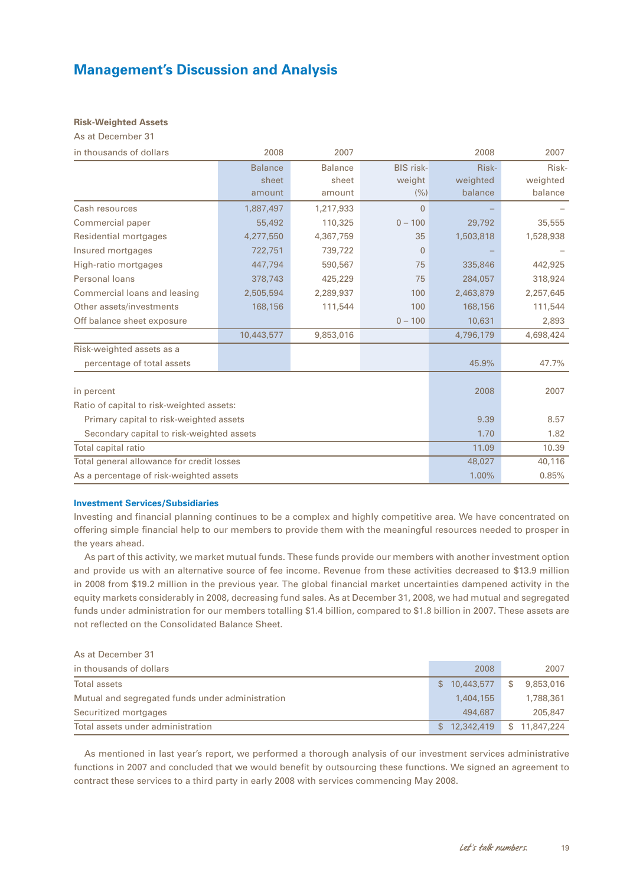# Management's Discussion and Analysis

**Risk-Weighted Assets**

As at December 31

| in thousands of dollars | 2008 Balance sheet amount | 2007 Balance sheet amount | BIS risk-weight (%) | 2008 Risk-weighted balance | 2007 Risk-weighted balance |
|---|---|---|---|---|---|
| Cash resources | 1,887,497 | 1,217,933 | 0 | – | – |
| Commercial paper | 55,492 | 110,325 | 0 – 100 | 29,792 | 35,555 |
| Residential mortgages | 4,277,550 | 4,367,759 | 35 | 1,503,818 | 1,528,938 |
| Insured mortgages | 722,751 | 739,722 | 0 | – | – |
| High-ratio mortgages | 447,794 | 590,567 | 75 | 335,846 | 442,925 |
| Personal loans | 378,743 | 425,229 | 75 | 284,057 | 318,924 |
| Commercial loans and leasing | 2,505,594 | 2,289,937 | 100 | 2,463,879 | 2,257,645 |
| Other assets/investments | 168,156 | 111,544 | 100 | 168,156 | 111,544 |
| Off balance sheet exposure | | | 0 – 100 | 10,631 | 2,893 |
| | 10,443,577 | 9,853,016 | | 4,796,179 | 4,698,424 |
| Risk-weighted assets as a percentage of total assets | | | | 45.9% | 47.7% |

| in percent | 2008 | 2007 |
|---|---|---|
| Ratio of capital to risk-weighted assets: | | |
| Primary capital to risk-weighted assets | 9.39 | 8.57 |
| Secondary capital to risk-weighted assets | 1.70 | 1.82 |
| Total capital ratio | 11.09 | 10.39 |
| Total general allowance for credit losses | 48,027 | 40,116 |
| As a percentage of risk-weighted assets | 1.00% | 0.85% |

### Investment Services/Subsidiaries

Investing and financial planning continues to be a complex and highly competitive area. We have concentrated on offering simple financial help to our members to provide them with the meaningful resources needed to prosper in the years ahead.

As part of this activity, we market mutual funds. These funds provide our members with another investment option and provide us with an alternative source of fee income. Revenue from these activities decreased to $13.9 million in 2008 from $19.2 million in the previous year. The global financial market uncertainties dampened activity in the equity markets considerably in 2008, decreasing fund sales. As at December 31, 2008, we had mutual and segregated funds under administration for our members totalling $1.4 billion, compared to $1.8 billion in 2007. These assets are not reflected on the Consolidated Balance Sheet.

As at December 31

| in thousands of dollars | 2008 | 2007 |
|---|---|---|
| Total assets | $ 10,443,577 | $ 9,853,016 |
| Mutual and segregated funds under administration | 1,404,155 | 1,788,361 |
| Securitized mortgages | 494,687 | 205,847 |
| Total assets under administration | $ 12,342,419 | $ 11,847,224 |

As mentioned in last year's report, we performed a thorough analysis of our investment services administrative functions in 2007 and concluded that we would benefit by outsourcing these functions. We signed an agreement to contract these services to a third party in early 2008 with services commencing May 2008.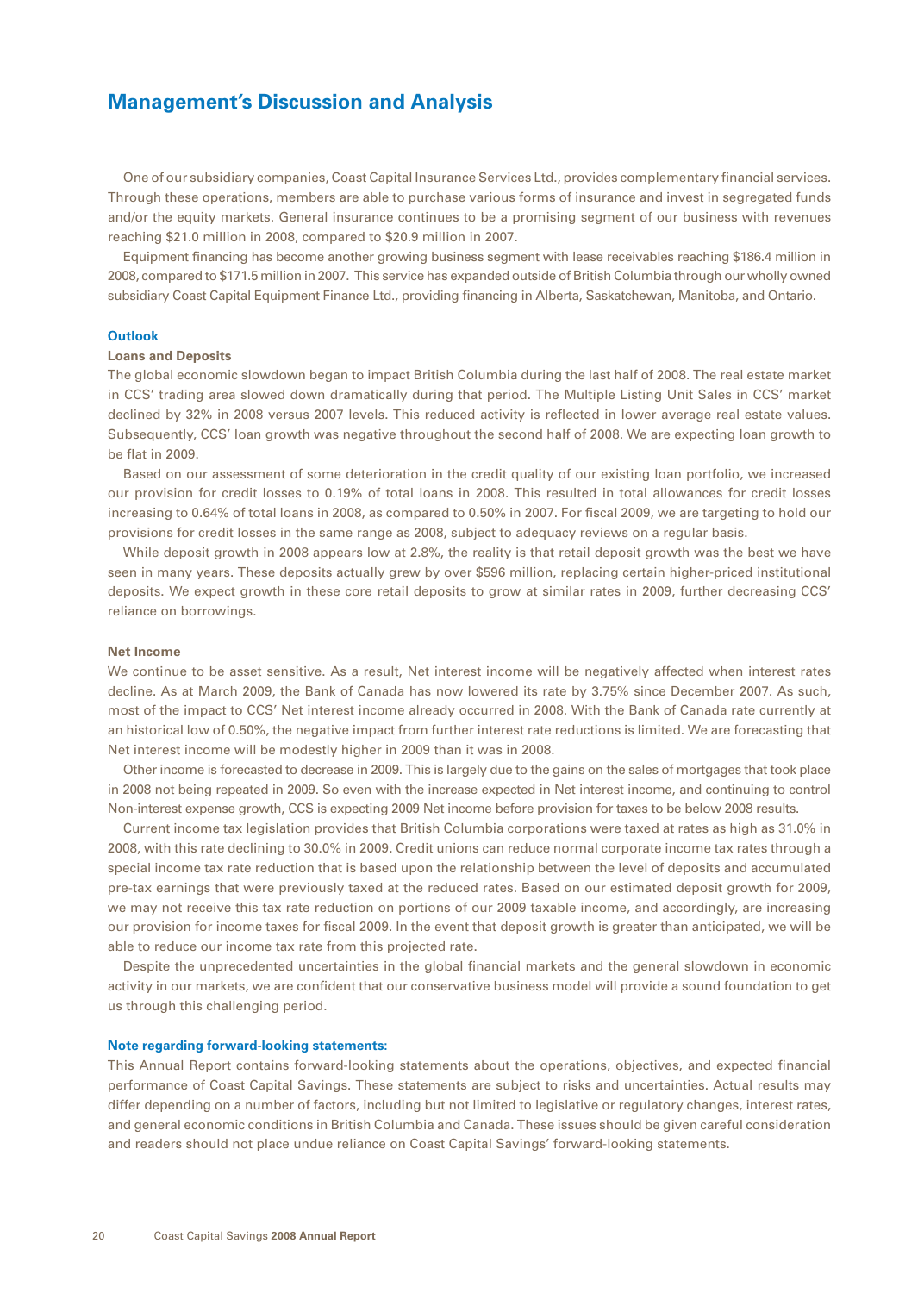## Management's Discussion and Analysis

One of our subsidiary companies, Coast Capital Insurance Services Ltd., provides complementary financial services. Through these operations, members are able to purchase various forms of insurance and invest in segregated funds and/or the equity markets. General insurance continues to be a promising segment of our business with revenues reaching $21.0 million in 2008, compared to $20.9 million in 2007.

Equipment financing has become another growing business segment with lease receivables reaching $186.4 million in 2008, compared to $171.5 million in 2007. This service has expanded outside of British Columbia through our wholly owned subsidiary Coast Capital Equipment Finance Ltd., providing financing in Alberta, Saskatchewan, Manitoba, and Ontario.

### Outlook

#### Loans and Deposits

The global economic slowdown began to impact British Columbia during the last half of 2008. The real estate market in CCS' trading area slowed down dramatically during that period. The Multiple Listing Unit Sales in CCS' market declined by 32% in 2008 versus 2007 levels. This reduced activity is reflected in lower average real estate values. Subsequently, CCS' loan growth was negative throughout the second half of 2008. We are expecting loan growth to be flat in 2009.

Based on our assessment of some deterioration in the credit quality of our existing loan portfolio, we increased our provision for credit losses to 0.19% of total loans in 2008. This resulted in total allowances for credit losses increasing to 0.64% of total loans in 2008, as compared to 0.50% in 2007. For fiscal 2009, we are targeting to hold our provisions for credit losses in the same range as 2008, subject to adequacy reviews on a regular basis.

While deposit growth in 2008 appears low at 2.8%, the reality is that retail deposit growth was the best we have seen in many years. These deposits actually grew by over $596 million, replacing certain higher-priced institutional deposits. We expect growth in these core retail deposits to grow at similar rates in 2009, further decreasing CCS' reliance on borrowings.

#### Net Income

We continue to be asset sensitive. As a result, Net interest income will be negatively affected when interest rates decline. As at March 2009, the Bank of Canada has now lowered its rate by 3.75% since December 2007. As such, most of the impact to CCS' Net interest income already occurred in 2008. With the Bank of Canada rate currently at an historical low of 0.50%, the negative impact from further interest rate reductions is limited. We are forecasting that Net interest income will be modestly higher in 2009 than it was in 2008.

Other income is forecasted to decrease in 2009. This is largely due to the gains on the sales of mortgages that took place in 2008 not being repeated in 2009. So even with the increase expected in Net interest income, and continuing to control Non-interest expense growth, CCS is expecting 2009 Net income before provision for taxes to be below 2008 results.

Current income tax legislation provides that British Columbia corporations were taxed at rates as high as 31.0% in 2008, with this rate declining to 30.0% in 2009. Credit unions can reduce normal corporate income tax rates through a special income tax rate reduction that is based upon the relationship between the level of deposits and accumulated pre-tax earnings that were previously taxed at the reduced rates. Based on our estimated deposit growth for 2009, we may not receive this tax rate reduction on portions of our 2009 taxable income, and accordingly, are increasing our provision for income taxes for fiscal 2009. In the event that deposit growth is greater than anticipated, we will be able to reduce our income tax rate from this projected rate.

Despite the unprecedented uncertainties in the global financial markets and the general slowdown in economic activity in our markets, we are confident that our conservative business model will provide a sound foundation to get us through this challenging period.

### Note regarding forward-looking statements:

This Annual Report contains forward-looking statements about the operations, objectives, and expected financial performance of Coast Capital Savings. These statements are subject to risks and uncertainties. Actual results may differ depending on a number of factors, including but not limited to legislative or regulatory changes, interest rates, and general economic conditions in British Columbia and Canada. These issues should be given careful consideration and readers should not place undue reliance on Coast Capital Savings' forward-looking statements.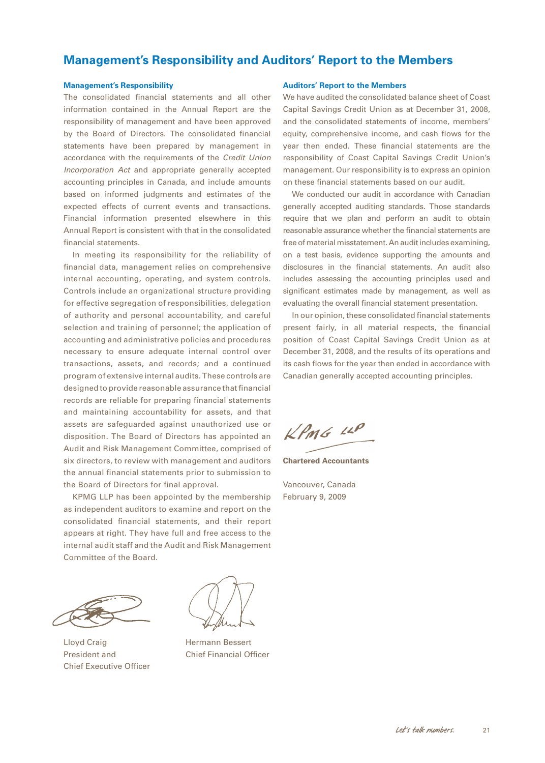# Management's Responsibility and Auditors' Report to the Members

## Management's Responsibility

The consolidated financial statements and all other information contained in the Annual Report are the responsibility of management and have been approved by the Board of Directors. The consolidated financial statements have been prepared by management in accordance with the requirements of the *Credit Union Incorporation Act* and appropriate generally accepted accounting principles in Canada, and include amounts based on informed judgments and estimates of the expected effects of current events and transactions. Financial information presented elsewhere in this Annual Report is consistent with that in the consolidated financial statements.

In meeting its responsibility for the reliability of financial data, management relies on comprehensive internal accounting, operating, and system controls. Controls include an organizational structure providing for effective segregation of responsibilities, delegation of authority and personal accountability, and careful selection and training of personnel; the application of accounting and administrative policies and procedures necessary to ensure adequate internal control over transactions, assets, and records; and a continued program of extensive internal audits. These controls are designed to provide reasonable assurance that financial records are reliable for preparing financial statements and maintaining accountability for assets, and that assets are safeguarded against unauthorized use or disposition. The Board of Directors has appointed an Audit and Risk Management Committee, comprised of six directors, to review with management and auditors the annual financial statements prior to submission to the Board of Directors for final approval.

KPMG LLP has been appointed by the membership as independent auditors to examine and report on the consolidated financial statements, and their report appears at right. They have full and free access to the internal audit staff and the Audit and Risk Management Committee of the Board.

Lloyd Craig
President and
Chief Executive Officer

Hermann Bessert
Chief Financial Officer

## Auditors' Report to the Members

We have audited the consolidated balance sheet of Coast Capital Savings Credit Union as at December 31, 2008, and the consolidated statements of income, members' equity, comprehensive income, and cash flows for the year then ended. These financial statements are the responsibility of Coast Capital Savings Credit Union's management. Our responsibility is to express an opinion on these financial statements based on our audit.

We conducted our audit in accordance with Canadian generally accepted auditing standards. Those standards require that we plan and perform an audit to obtain reasonable assurance whether the financial statements are free of material misstatement. An audit includes examining, on a test basis, evidence supporting the amounts and disclosures in the financial statements. An audit also includes assessing the accounting principles used and significant estimates made by management, as well as evaluating the overall financial statement presentation.

In our opinion, these consolidated financial statements present fairly, in all material respects, the financial position of Coast Capital Savings Credit Union as at December 31, 2008, and the results of its operations and its cash flows for the year then ended in accordance with Canadian generally accepted accounting principles.

KPMG LLP

**Chartered Accountants**

Vancouver, Canada
February 9, 2009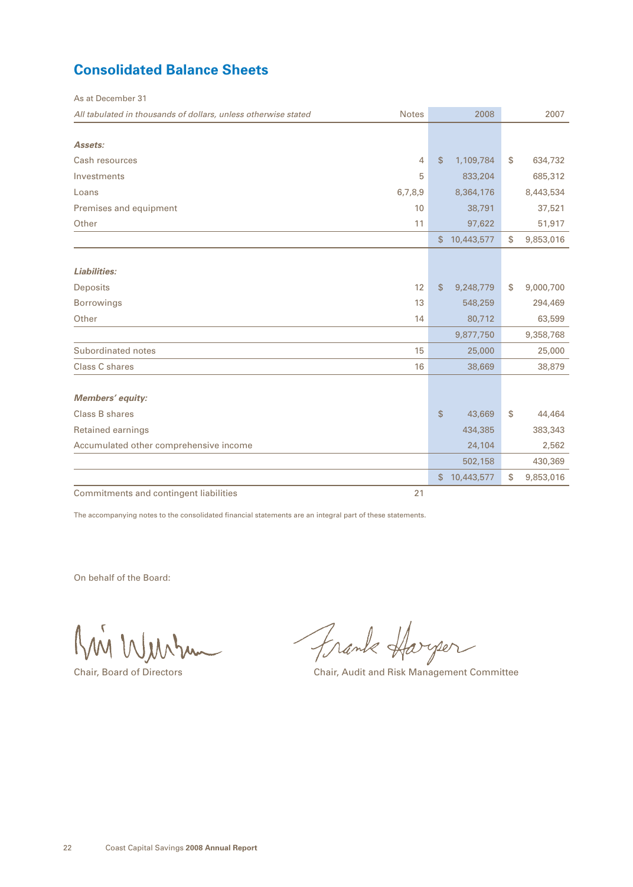# Consolidated Balance Sheets

As at December 31

| *All tabulated in thousands of dollars, unless otherwise stated* | Notes | 2008 | 2007 |
|---|---|---|---|
| ***Assets:*** | | | |
| Cash resources | 4 | $ 1,109,784 | $ 634,732 |
| Investments | 5 | 833,204 | 685,312 |
| Loans | 6,7,8,9 | 8,364,176 | 8,443,534 |
| Premises and equipment | 10 | 38,791 | 37,521 |
| Other | 11 | 97,622 | 51,917 |
| | | $ 10,443,577 | $ 9,853,016 |
| ***Liabilities:*** | | | |
| Deposits | 12 | $ 9,248,779 | $ 9,000,700 |
| Borrowings | 13 | 548,259 | 294,469 |
| Other | 14 | 80,712 | 63,599 |
| | | 9,877,750 | 9,358,768 |
| Subordinated notes | 15 | 25,000 | 25,000 |
| Class C shares | 16 | 38,669 | 38,879 |
| ***Members' equity:*** | | | |
| Class B shares | | $ 43,669 | $ 44,464 |
| Retained earnings | | 434,385 | 383,343 |
| Accumulated other comprehensive income | | 24,104 | 2,562 |
| | | 502,158 | 430,369 |
| | | $ 10,443,577 | $ 9,853,016 |
| Commitments and contingent liabilities | 21 | | |

The accompanying notes to the consolidated financial statements are an integral part of these statements.

On behalf of the Board:

Chair, Board of Directors

Chair, Audit and Risk Management Committee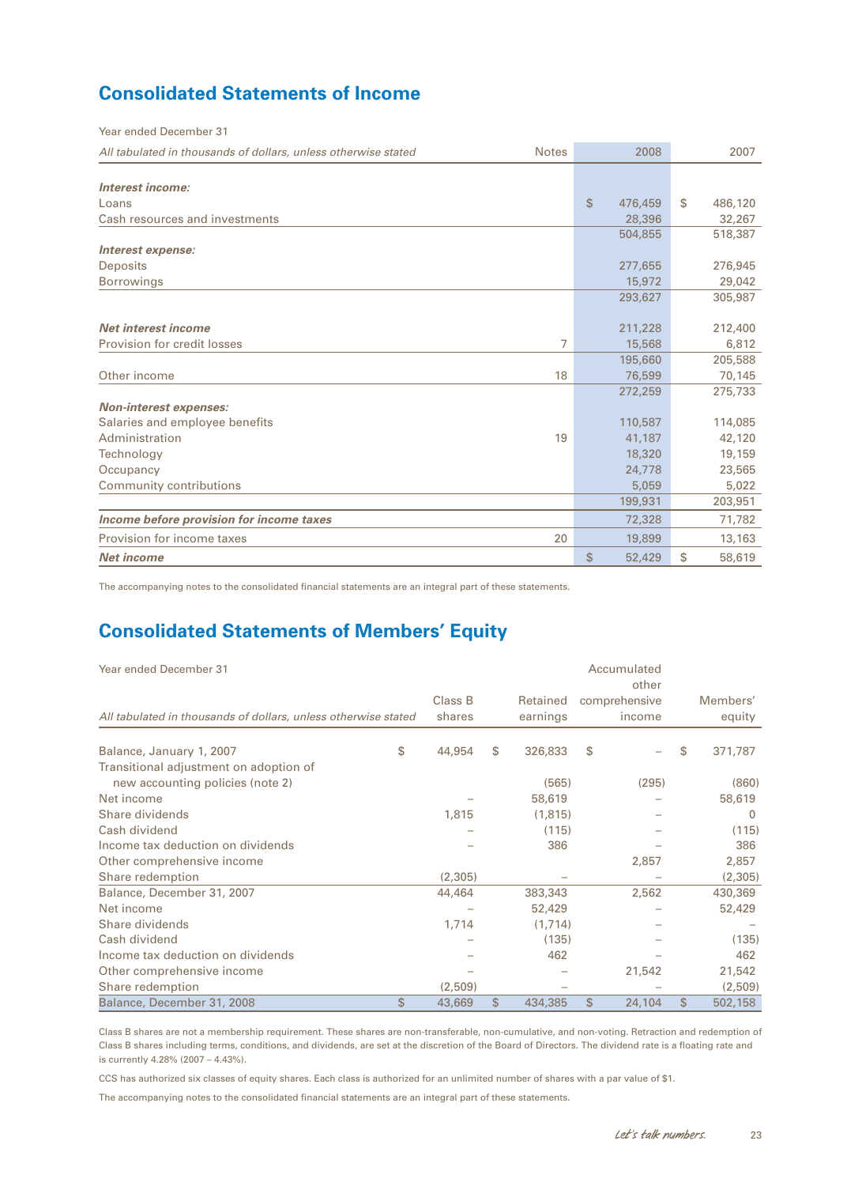## Consolidated Statements of Income

Year ended December 31

| *All tabulated in thousands of dollars, unless otherwise stated* | Notes | 2008 | 2007 |
|---|---|---|---|
| ***Interest income:*** | | | |
| Loans | | $ 476,459 | $ 486,120 |
| Cash resources and investments | | 28,396 | 32,267 |
| | | 504,855 | 518,387 |
| ***Interest expense:*** | | | |
| Deposits | | 277,655 | 276,945 |
| Borrowings | | 15,972 | 29,042 |
| | | 293,627 | 305,987 |
| ***Net interest income*** | | 211,228 | 212,400 |
| Provision for credit losses | 7 | 15,568 | 6,812 |
| | | 195,660 | 205,588 |
| Other income | 18 | 76,599 | 70,145 |
| | | 272,259 | 275,733 |
| ***Non-interest expenses:*** | | | |
| Salaries and employee benefits | | 110,587 | 114,085 |
| Administration | 19 | 41,187 | 42,120 |
| Technology | | 18,320 | 19,159 |
| Occupancy | | 24,778 | 23,565 |
| Community contributions | | 5,059 | 5,022 |
| | | 199,931 | 203,951 |
| ***Income before provision for income taxes*** | | 72,328 | 71,782 |
| Provision for income taxes | 20 | 19,899 | 13,163 |
| ***Net income*** | | $ 52,429 | $ 58,619 |

The accompanying notes to the consolidated financial statements are an integral part of these statements.

## Consolidated Statements of Members' Equity

Year ended December 31

| *All tabulated in thousands of dollars, unless otherwise stated* | Class B shares | Retained earnings | Accumulated other comprehensive income | Members' equity |
|---|---|---|---|---|
| Balance, January 1, 2007 | $ 44,954 | $ 326,833 | $ – | $ 371,787 |
| Transitional adjustment on adoption of new accounting policies (note 2) | | (565) | (295) | (860) |
| Net income | – | 58,619 | – | 58,619 |
| Share dividends | 1,815 | (1,815) | – | 0 |
| Cash dividend | – | (115) | – | (115) |
| Income tax deduction on dividends | – | 386 | – | 386 |
| Other comprehensive income | | | 2,857 | 2,857 |
| Share redemption | (2,305) | – | – | (2,305) |
| Balance, December 31, 2007 | 44,464 | 383,343 | 2,562 | 430,369 |
| Net income | – | 52,429 | – | 52,429 |
| Share dividends | 1,714 | (1,714) | – | – |
| Cash dividend | – | (135) | – | (135) |
| Income tax deduction on dividends | – | 462 | – | 462 |
| Other comprehensive income | – | – | 21,542 | 21,542 |
| Share redemption | (2,509) | – | – | (2,509) |
| Balance, December 31, 2008 | $ 43,669 | $ 434,385 | $ 24,104 | $ 502,158 |

Class B shares are not a membership requirement. These shares are non-transferable, non-cumulative, and non-voting. Retraction and redemption of Class B shares including terms, conditions, and dividends, are set at the discretion of the Board of Directors. The dividend rate is a floating rate and is currently 4.28% (2007 – 4.43%).

CCS has authorized six classes of equity shares. Each class is authorized for an unlimited number of shares with a par value of $1.

The accompanying notes to the consolidated financial statements are an integral part of these statements.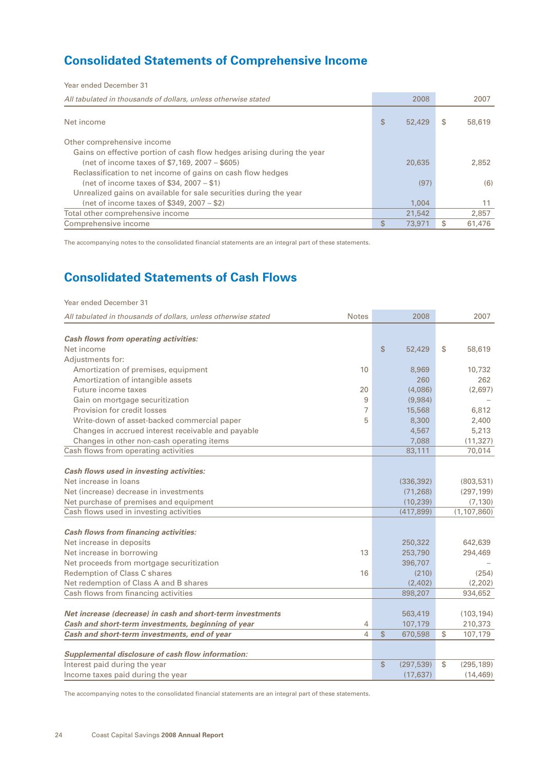## Consolidated Statements of Comprehensive Income

Year ended December 31

| *All tabulated in thousands of dollars, unless otherwise stated* | 2008 | 2007 |
|---|---|---|
| Net income | $ 52,429 | $ 58,619 |
| Other comprehensive income | | |
| Gains on effective portion of cash flow hedges arising during the year (net of income taxes of $7,169, 2007 – $605) | 20,635 | 2,852 |
| Reclassification to net income of gains on cash flow hedges (net of income taxes of $34, 2007 – $1) | (97) | (6) |
| Unrealized gains on available for sale securities during the year (net of income taxes of $349, 2007 – $2) | 1,004 | 11 |
| Total other comprehensive income | 21,542 | 2,857 |
| Comprehensive income | $ 73,971 | $ 61,476 |

The accompanying notes to the consolidated financial statements are an integral part of these statements.

## Consolidated Statements of Cash Flows

Year ended December 31

| *All tabulated in thousands of dollars, unless otherwise stated* | Notes | 2008 | 2007 |
|---|---|---|---|
| ***Cash flows from operating activities:*** | | | |
| Net income | | $ 52,429 | $ 58,619 |
| Adjustments for: | | | |
| Amortization of premises, equipment | 10 | 8,969 | 10,732 |
| Amortization of intangible assets | | 260 | 262 |
| Future income taxes | 20 | (4,086) | (2,697) |
| Gain on mortgage securitization | 9 | (9,984) | – |
| Provision for credit losses | 7 | 15,568 | 6,812 |
| Write-down of asset-backed commercial paper | 5 | 8,300 | 2,400 |
| Changes in accrued interest receivable and payable | | 4,567 | 5,213 |
| Changes in other non-cash operating items | | 7,088 | (11,327) |
| Cash flows from operating activities | | 83,111 | 70,014 |
| ***Cash flows used in investing activities:*** | | | |
| Net increase in loans | | (336,392) | (803,531) |
| Net (increase) decrease in investments | | (71,268) | (297,199) |
| Net purchase of premises and equipment | | (10,239) | (7,130) |
| Cash flows used in investing activities | | (417,899) | (1,107,860) |
| ***Cash flows from financing activities:*** | | | |
| Net increase in deposits | | 250,322 | 642,639 |
| Net increase in borrowing | 13 | 253,790 | 294,469 |
| Net proceeds from mortgage securitization | | 396,707 | – |
| Redemption of Class C shares | 16 | (210) | (254) |
| Net redemption of Class A and B shares | | (2,402) | (2,202) |
| Cash flows from financing activities | | 898,207 | 934,652 |
| ***Net increase (decrease) in cash and short-term investments*** | | 563,419 | (103,194) |
| ***Cash and short-term investments, beginning of year*** | 4 | 107,179 | 210,373 |
| ***Cash and short-term investments, end of year*** | 4 | $ 670,598 | $ 107,179 |
| ***Supplemental disclosure of cash flow information:*** | | | |
| Interest paid during the year | | $ (297,539) | $ (295,189) |
| Income taxes paid during the year | | (17,637) | (14,469) |

The accompanying notes to the consolidated financial statements are an integral part of these statements.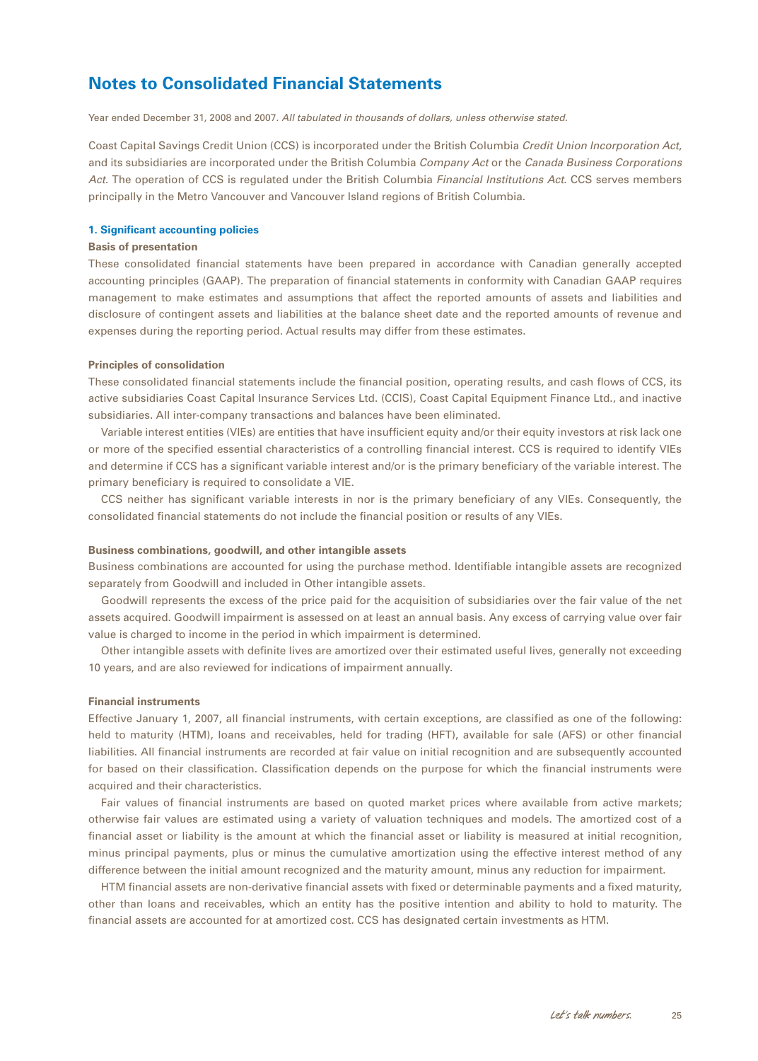# Notes to Consolidated Financial Statements

Year ended December 31, 2008 and 2007. *All tabulated in thousands of dollars, unless otherwise stated.*

Coast Capital Savings Credit Union (CCS) is incorporated under the British Columbia *Credit Union Incorporation Act*, and its subsidiaries are incorporated under the British Columbia *Company Act* or the *Canada Business Corporations Act*. The operation of CCS is regulated under the British Columbia *Financial Institutions Act*. CCS serves members principally in the Metro Vancouver and Vancouver Island regions of British Columbia.

## 1. Significant accounting policies

### Basis of presentation

These consolidated financial statements have been prepared in accordance with Canadian generally accepted accounting principles (GAAP). The preparation of financial statements in conformity with Canadian GAAP requires management to make estimates and assumptions that affect the reported amounts of assets and liabilities and disclosure of contingent assets and liabilities at the balance sheet date and the reported amounts of revenue and expenses during the reporting period. Actual results may differ from these estimates.

### Principles of consolidation

These consolidated financial statements include the financial position, operating results, and cash flows of CCS, its active subsidiaries Coast Capital Insurance Services Ltd. (CCIS), Coast Capital Equipment Finance Ltd., and inactive subsidiaries. All inter-company transactions and balances have been eliminated.

Variable interest entities (VIEs) are entities that have insufficient equity and/or their equity investors at risk lack one or more of the specified essential characteristics of a controlling financial interest. CCS is required to identify VIEs and determine if CCS has a significant variable interest and/or is the primary beneficiary of the variable interest. The primary beneficiary is required to consolidate a VIE.

CCS neither has significant variable interests in nor is the primary beneficiary of any VIEs. Consequently, the consolidated financial statements do not include the financial position or results of any VIEs.

### Business combinations, goodwill, and other intangible assets

Business combinations are accounted for using the purchase method. Identifiable intangible assets are recognized separately from Goodwill and included in Other intangible assets.

Goodwill represents the excess of the price paid for the acquisition of subsidiaries over the fair value of the net assets acquired. Goodwill impairment is assessed on at least an annual basis. Any excess of carrying value over fair value is charged to income in the period in which impairment is determined.

Other intangible assets with definite lives are amortized over their estimated useful lives, generally not exceeding 10 years, and are also reviewed for indications of impairment annually.

### Financial instruments

Effective January 1, 2007, all financial instruments, with certain exceptions, are classified as one of the following: held to maturity (HTM), loans and receivables, held for trading (HFT), available for sale (AFS) or other financial liabilities. All financial instruments are recorded at fair value on initial recognition and are subsequently accounted for based on their classification. Classification depends on the purpose for which the financial instruments were acquired and their characteristics.

Fair values of financial instruments are based on quoted market prices where available from active markets; otherwise fair values are estimated using a variety of valuation techniques and models. The amortized cost of a financial asset or liability is the amount at which the financial asset or liability is measured at initial recognition, minus principal payments, plus or minus the cumulative amortization using the effective interest method of any difference between the initial amount recognized and the maturity amount, minus any reduction for impairment.

HTM financial assets are non-derivative financial assets with fixed or determinable payments and a fixed maturity, other than loans and receivables, which an entity has the positive intention and ability to hold to maturity. The financial assets are accounted for at amortized cost. CCS has designated certain investments as HTM.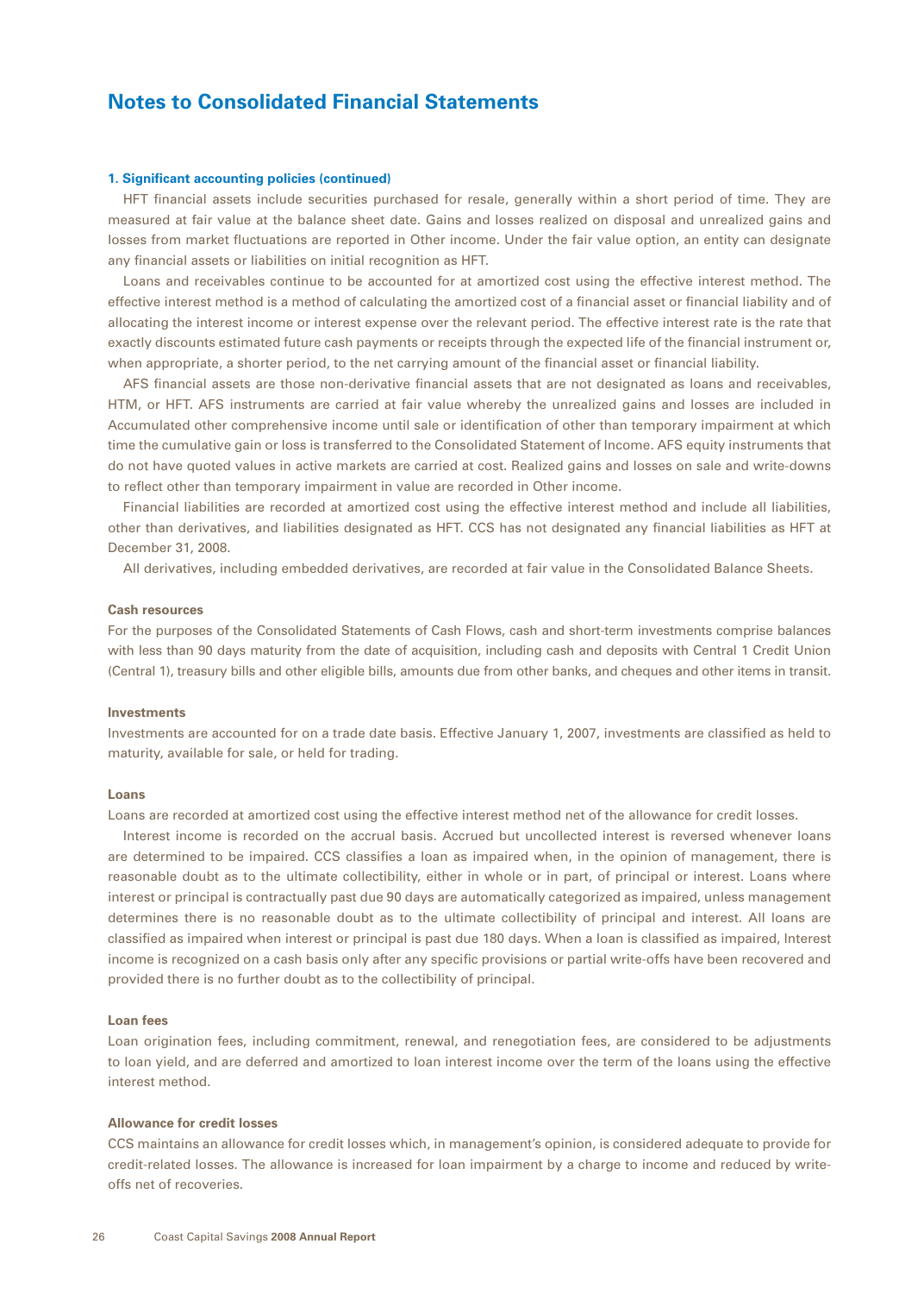# Notes to Consolidated Financial Statements

### 1. Significant accounting policies (continued)

HFT financial assets include securities purchased for resale, generally within a short period of time. They are measured at fair value at the balance sheet date. Gains and losses realized on disposal and unrealized gains and losses from market fluctuations are reported in Other income. Under the fair value option, an entity can designate any financial assets or liabilities on initial recognition as HFT.

Loans and receivables continue to be accounted for at amortized cost using the effective interest method. The effective interest method is a method of calculating the amortized cost of a financial asset or financial liability and of allocating the interest income or interest expense over the relevant period. The effective interest rate is the rate that exactly discounts estimated future cash payments or receipts through the expected life of the financial instrument or, when appropriate, a shorter period, to the net carrying amount of the financial asset or financial liability.

AFS financial assets are those non-derivative financial assets that are not designated as loans and receivables, HTM, or HFT. AFS instruments are carried at fair value whereby the unrealized gains and losses are included in Accumulated other comprehensive income until sale or identification of other than temporary impairment at which time the cumulative gain or loss is transferred to the Consolidated Statement of Income. AFS equity instruments that do not have quoted values in active markets are carried at cost. Realized gains and losses on sale and write-downs to reflect other than temporary impairment in value are recorded in Other income.

Financial liabilities are recorded at amortized cost using the effective interest method and include all liabilities, other than derivatives, and liabilities designated as HFT. CCS has not designated any financial liabilities as HFT at December 31, 2008.

All derivatives, including embedded derivatives, are recorded at fair value in the Consolidated Balance Sheets.

#### Cash resources

For the purposes of the Consolidated Statements of Cash Flows, cash and short-term investments comprise balances with less than 90 days maturity from the date of acquisition, including cash and deposits with Central 1 Credit Union (Central 1), treasury bills and other eligible bills, amounts due from other banks, and cheques and other items in transit.

#### Investments

Investments are accounted for on a trade date basis. Effective January 1, 2007, investments are classified as held to maturity, available for sale, or held for trading.

#### Loans

Loans are recorded at amortized cost using the effective interest method net of the allowance for credit losses.

Interest income is recorded on the accrual basis. Accrued but uncollected interest is reversed whenever loans are determined to be impaired. CCS classifies a loan as impaired when, in the opinion of management, there is reasonable doubt as to the ultimate collectibility, either in whole or in part, of principal or interest. Loans where interest or principal is contractually past due 90 days are automatically categorized as impaired, unless management determines there is no reasonable doubt as to the ultimate collectibility of principal and interest. All loans are classified as impaired when interest or principal is past due 180 days. When a loan is classified as impaired, Interest income is recognized on a cash basis only after any specific provisions or partial write-offs have been recovered and provided there is no further doubt as to the collectibility of principal.

#### Loan fees

Loan origination fees, including commitment, renewal, and renegotiation fees, are considered to be adjustments to loan yield, and are deferred and amortized to loan interest income over the term of the loans using the effective interest method.

#### Allowance for credit losses

CCS maintains an allowance for credit losses which, in management's opinion, is considered adequate to provide for credit-related losses. The allowance is increased for loan impairment by a charge to income and reduced by write-offs net of recoveries.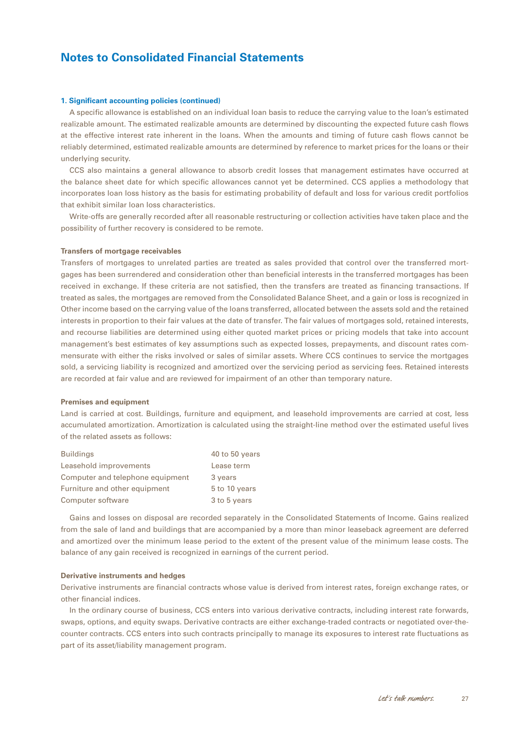## Notes to Consolidated Financial Statements

**1. Significant accounting policies (continued)**

A specific allowance is established on an individual loan basis to reduce the carrying value to the loan's estimated realizable amount. The estimated realizable amounts are determined by discounting the expected future cash flows at the effective interest rate inherent in the loans. When the amounts and timing of future cash flows cannot be reliably determined, estimated realizable amounts are determined by reference to market prices for the loans or their underlying security.

CCS also maintains a general allowance to absorb credit losses that management estimates have occurred at the balance sheet date for which specific allowances cannot yet be determined. CCS applies a methodology that incorporates loan loss history as the basis for estimating probability of default and loss for various credit portfolios that exhibit similar loan loss characteristics.

Write-offs are generally recorded after all reasonable restructuring or collection activities have taken place and the possibility of further recovery is considered to be remote.

**Transfers of mortgage receivables**

Transfers of mortgages to unrelated parties are treated as sales provided that control over the transferred mortgages has been surrendered and consideration other than beneficial interests in the transferred mortgages has been received in exchange. If these criteria are not satisfied, then the transfers are treated as financing transactions. If treated as sales, the mortgages are removed from the Consolidated Balance Sheet, and a gain or loss is recognized in Other income based on the carrying value of the loans transferred, allocated between the assets sold and the retained interests in proportion to their fair values at the date of transfer. The fair values of mortgages sold, retained interests, and recourse liabilities are determined using either quoted market prices or pricing models that take into account management's best estimates of key assumptions such as expected losses, prepayments, and discount rates commensurate with either the risks involved or sales of similar assets. Where CCS continues to service the mortgages sold, a servicing liability is recognized and amortized over the servicing period as servicing fees. Retained interests are recorded at fair value and are reviewed for impairment of an other than temporary nature.

**Premises and equipment**

Land is carried at cost. Buildings, furniture and equipment, and leasehold improvements are carried at cost, less accumulated amortization. Amortization is calculated using the straight-line method over the estimated useful lives of the related assets as follows:

| | |
|---|---|
| Buildings | 40 to 50 years |
| Leasehold improvements | Lease term |
| Computer and telephone equipment | 3 years |
| Furniture and other equipment | 5 to 10 years |
| Computer software | 3 to 5 years |

Gains and losses on disposal are recorded separately in the Consolidated Statements of Income. Gains realized from the sale of land and buildings that are accompanied by a more than minor leaseback agreement are deferred and amortized over the minimum lease period to the extent of the present value of the minimum lease costs. The balance of any gain received is recognized in earnings of the current period.

**Derivative instruments and hedges**

Derivative instruments are financial contracts whose value is derived from interest rates, foreign exchange rates, or other financial indices.

In the ordinary course of business, CCS enters into various derivative contracts, including interest rate forwards, swaps, options, and equity swaps. Derivative contracts are either exchange-traded contracts or negotiated over-the-counter contracts. CCS enters into such contracts principally to manage its exposures to interest rate fluctuations as part of its asset/liability management program.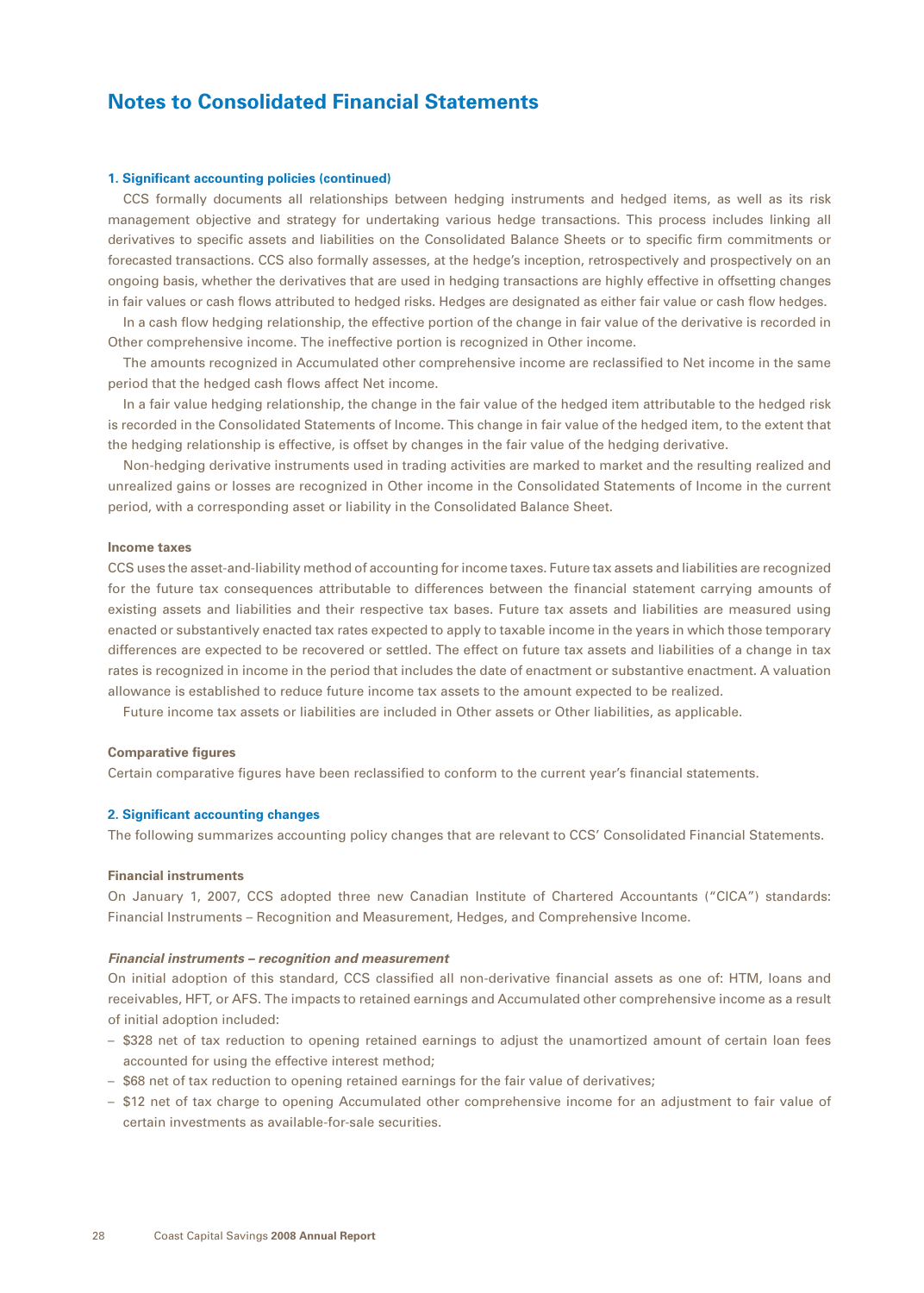# Notes to Consolidated Financial Statements

## 1. Significant accounting policies (continued)

CCS formally documents all relationships between hedging instruments and hedged items, as well as its risk management objective and strategy for undertaking various hedge transactions. This process includes linking all derivatives to specific assets and liabilities on the Consolidated Balance Sheets or to specific firm commitments or forecasted transactions. CCS also formally assesses, at the hedge's inception, retrospectively and prospectively on an ongoing basis, whether the derivatives that are used in hedging transactions are highly effective in offsetting changes in fair values or cash flows attributed to hedged risks. Hedges are designated as either fair value or cash flow hedges.

In a cash flow hedging relationship, the effective portion of the change in fair value of the derivative is recorded in Other comprehensive income. The ineffective portion is recognized in Other income.

The amounts recognized in Accumulated other comprehensive income are reclassified to Net income in the same period that the hedged cash flows affect Net income.

In a fair value hedging relationship, the change in the fair value of the hedged item attributable to the hedged risk is recorded in the Consolidated Statements of Income. This change in fair value of the hedged item, to the extent that the hedging relationship is effective, is offset by changes in the fair value of the hedging derivative.

Non-hedging derivative instruments used in trading activities are marked to market and the resulting realized and unrealized gains or losses are recognized in Other income in the Consolidated Statements of Income in the current period, with a corresponding asset or liability in the Consolidated Balance Sheet.

### Income taxes

CCS uses the asset-and-liability method of accounting for income taxes. Future tax assets and liabilities are recognized for the future tax consequences attributable to differences between the financial statement carrying amounts of existing assets and liabilities and their respective tax bases. Future tax assets and liabilities are measured using enacted or substantively enacted tax rates expected to apply to taxable income in the years in which those temporary differences are expected to be recovered or settled. The effect on future tax assets and liabilities of a change in tax rates is recognized in income in the period that includes the date of enactment or substantive enactment. A valuation allowance is established to reduce future income tax assets to the amount expected to be realized.

Future income tax assets or liabilities are included in Other assets or Other liabilities, as applicable.

### Comparative figures

Certain comparative figures have been reclassified to conform to the current year's financial statements.

## 2. Significant accounting changes

The following summarizes accounting policy changes that are relevant to CCS' Consolidated Financial Statements.

### Financial instruments

On January 1, 2007, CCS adopted three new Canadian Institute of Chartered Accountants ("CICA") standards: Financial Instruments – Recognition and Measurement, Hedges, and Comprehensive Income.

#### *Financial instruments – recognition and measurement*

On initial adoption of this standard, CCS classified all non-derivative financial assets as one of: HTM, loans and receivables, HFT, or AFS. The impacts to retained earnings and Accumulated other comprehensive income as a result of initial adoption included:

- $328 net of tax reduction to opening retained earnings to adjust the unamortized amount of certain loan fees accounted for using the effective interest method;
- $68 net of tax reduction to opening retained earnings for the fair value of derivatives;
- $12 net of tax charge to opening Accumulated other comprehensive income for an adjustment to fair value of certain investments as available-for-sale securities.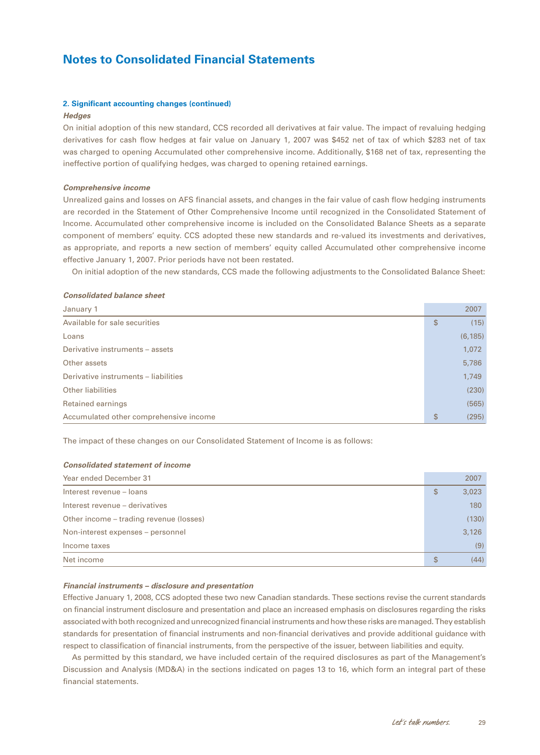# Notes to Consolidated Financial Statements

### 2. Significant accounting changes (continued)

***Hedges***

On initial adoption of this new standard, CCS recorded all derivatives at fair value. The impact of revaluing hedging derivatives for cash flow hedges at fair value on January 1, 2007 was $452 net of tax of which $283 net of tax was charged to opening Accumulated other comprehensive income. Additionally, $168 net of tax, representing the ineffective portion of qualifying hedges, was charged to opening retained earnings.

***Comprehensive income***

Unrealized gains and losses on AFS financial assets, and changes in the fair value of cash flow hedging instruments are recorded in the Statement of Other Comprehensive Income until recognized in the Consolidated Statement of Income. Accumulated other comprehensive income is included on the Consolidated Balance Sheets as a separate component of members' equity. CCS adopted these new standards and re-valued its investments and derivatives, as appropriate, and reports a new section of members' equity called Accumulated other comprehensive income effective January 1, 2007. Prior periods have not been restated.

On initial adoption of the new standards, CCS made the following adjustments to the Consolidated Balance Sheet:

***Consolidated balance sheet***

| January 1 | 2007 |
|---|---|
| Available for sale securities | $ (15) |
| Loans | (6,185) |
| Derivative instruments – assets | 1,072 |
| Other assets | 5,786 |
| Derivative instruments – liabilities | 1,749 |
| Other liabilities | (230) |
| Retained earnings | (565) |
| Accumulated other comprehensive income | $ (295) |

The impact of these changes on our Consolidated Statement of Income is as follows:

***Consolidated statement of income***

| Year ended December 31 | 2007 |
|---|---|
| Interest revenue – loans | $ 3,023 |
| Interest revenue – derivatives | 180 |
| Other income – trading revenue (losses) | (130) |
| Non-interest expenses – personnel | 3,126 |
| Income taxes | (9) |
| Net income | $ (44) |

***Financial instruments – disclosure and presentation***

Effective January 1, 2008, CCS adopted these two new Canadian standards. These sections revise the current standards on financial instrument disclosure and presentation and place an increased emphasis on disclosures regarding the risks associated with both recognized and unrecognized financial instruments and how these risks are managed. They establish standards for presentation of financial instruments and non-financial derivatives and provide additional guidance with respect to classification of financial instruments, from the perspective of the issuer, between liabilities and equity.

As permitted by this standard, we have included certain of the required disclosures as part of the Management's Discussion and Analysis (MD&A) in the sections indicated on pages 13 to 16, which form an integral part of these financial statements.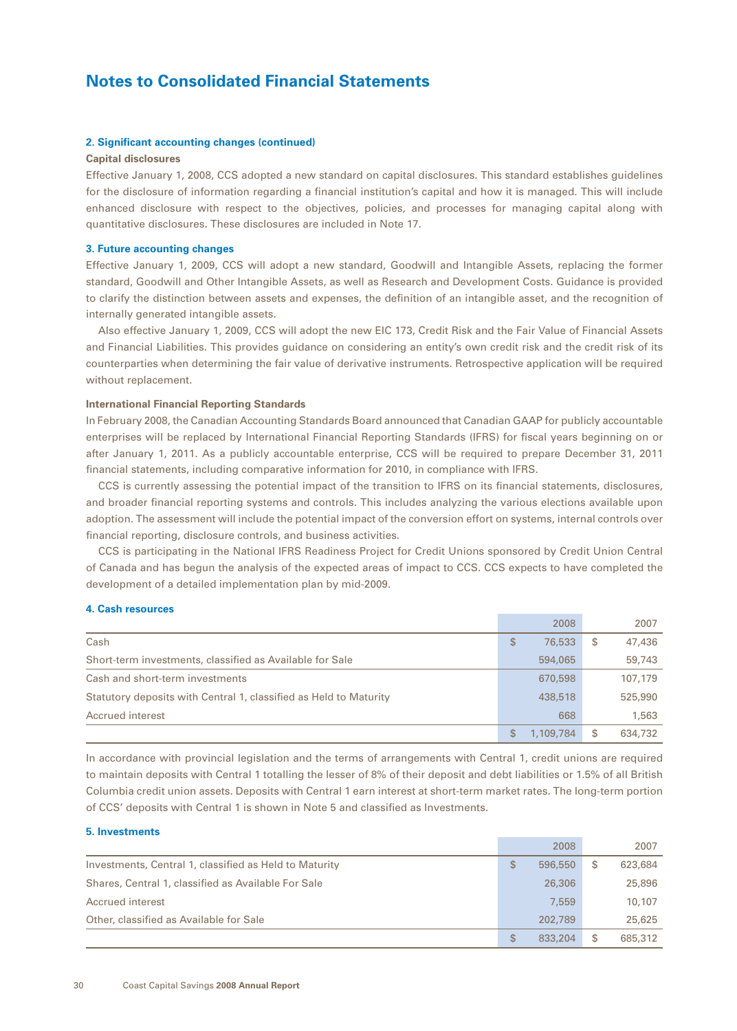# Notes to Consolidated Financial Statements

### 2. Significant accounting changes (continued)

**Capital disclosures**

Effective January 1, 2008, CCS adopted a new standard on capital disclosures. This standard establishes guidelines for the disclosure of information regarding a financial institution's capital and how it is managed. This will include enhanced disclosure with respect to the objectives, policies, and processes for managing capital along with quantitative disclosures. These disclosures are included in Note 17.

### 3. Future accounting changes

Effective January 1, 2009, CCS will adopt a new standard, Goodwill and Intangible Assets, replacing the former standard, Goodwill and Other Intangible Assets, as well as Research and Development Costs. Guidance is provided to clarify the distinction between assets and expenses, the definition of an intangible asset, and the recognition of internally generated intangible assets.

Also effective January 1, 2009, CCS will adopt the new EIC 173, Credit Risk and the Fair Value of Financial Assets and Financial Liabilities. This provides guidance on considering an entity's own credit risk and the credit risk of its counterparties when determining the fair value of derivative instruments. Retrospective application will be required without replacement.

**International Financial Reporting Standards**

In February 2008, the Canadian Accounting Standards Board announced that Canadian GAAP for publicly accountable enterprises will be replaced by International Financial Reporting Standards (IFRS) for fiscal years beginning on or after January 1, 2011. As a publicly accountable enterprise, CCS will be required to prepare December 31, 2011 financial statements, including comparative information for 2010, in compliance with IFRS.

CCS is currently assessing the potential impact of the transition to IFRS on its financial statements, disclosures, and broader financial reporting systems and controls. This includes analyzing the various elections available upon adoption. The assessment will include the potential impact of the conversion effort on systems, internal controls over financial reporting, disclosure controls, and business activities.

CCS is participating in the National IFRS Readiness Project for Credit Unions sponsored by Credit Union Central of Canada and has begun the analysis of the expected areas of impact to CCS. CCS expects to have completed the development of a detailed implementation plan by mid-2009.

### 4. Cash resources

| | 2008 | 2007 |
|---|---|---|
| Cash | $ 76,533 | $ 47,436 |
| Short-term investments, classified as Available for Sale | 594,065 | 59,743 |
| Cash and short-term investments | 670,598 | 107,179 |
| Statutory deposits with Central 1, classified as Held to Maturity | 438,518 | 525,990 |
| Accrued interest | 668 | 1,563 |
| | $ 1,109,784 | $ 634,732 |

In accordance with provincial legislation and the terms of arrangements with Central 1, credit unions are required to maintain deposits with Central 1 totalling the lesser of 8% of their deposit and debt liabilities or 1.5% of all British Columbia credit union assets. Deposits with Central 1 earn interest at short-term market rates. The long-term portion of CCS' deposits with Central 1 is shown in Note 5 and classified as Investments.

### 5. Investments

| | 2008 | 2007 |
|---|---|---|
| Investments, Central 1, classified as Held to Maturity | $ 596,550 | $ 623,684 |
| Shares, Central 1, classified as Available For Sale | 26,306 | 25,896 |
| Accrued interest | 7,559 | 10,107 |
| Other, classified as Available for Sale | 202,789 | 25,625 |
| | $ 833,204 | $ 685,312 |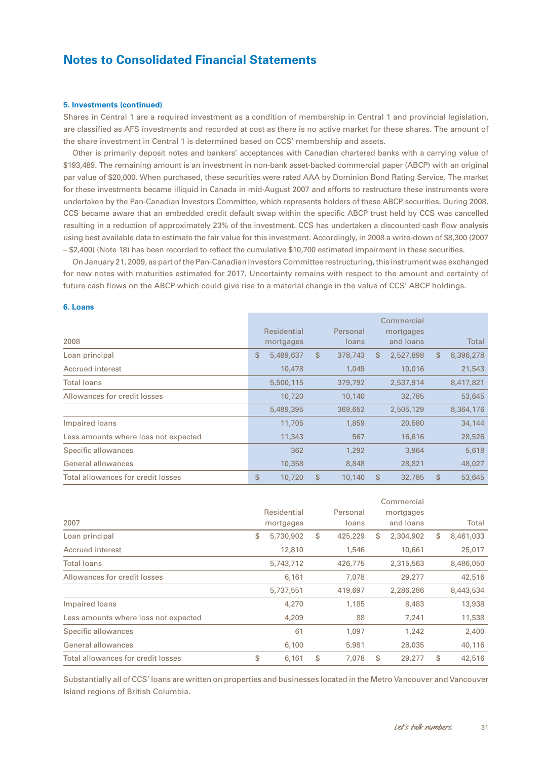# Notes to Consolidated Financial Statements

### 5. Investments (continued)

Shares in Central 1 are a required investment as a condition of membership in Central 1 and provincial legislation, are classified as AFS investments and recorded at cost as there is no active market for these shares. The amount of the share investment in Central 1 is determined based on CCS' membership and assets.

Other is primarily deposit notes and bankers' acceptances with Canadian chartered banks with a carrying value of $193,489. The remaining amount is an investment in non-bank asset-backed commercial paper (ABCP) with an original par value of $20,000. When purchased, these securities were rated AAA by Dominion Bond Rating Service. The market for these investments became illiquid in Canada in mid-August 2007 and efforts to restructure these instruments were undertaken by the Pan-Canadian Investors Committee, which represents holders of these ABCP securities. During 2008, CCS became aware that an embedded credit default swap within the specific ABCP trust held by CCS was cancelled resulting in a reduction of approximately 23% of the investment. CCS has undertaken a discounted cash flow analysis using best available data to estimate the fair value for this investment. Accordingly, in 2008 a write-down of $8,300 (2007 – $2,400) (Note 18) has been recorded to reflect the cumulative $10,700 estimated impairment in these securities.

On January 21, 2009, as part of the Pan-Canadian Investors Committee restructuring, this instrument was exchanged for new notes with maturities estimated for 2017. Uncertainty remains with respect to the amount and certainty of future cash flows on the ABCP which could give rise to a material change in the value of CCS' ABCP holdings.

### 6. Loans

| 2008 | Residential mortgages | Personal loans | Commercial mortgages and loans | Total |
|---|---|---|---|---|
| Loan principal | $ 5,489,637 | $ 378,743 | $ 2,527,898 | $ 8,396,278 |
| Accrued interest | 10,478 | 1,049 | 10,016 | 21,543 |
| Total loans | 5,500,115 | 379,792 | 2,537,914 | 8,417,821 |
| Allowances for credit losses | 10,720 | 10,140 | 32,785 | 53,645 |
| | 5,489,395 | 369,652 | 2,505,129 | 8,364,176 |
| Impaired loans | 11,705 | 1,859 | 20,580 | 34,144 |
| Less amounts where loss not expected | 11,343 | 567 | 16,616 | 28,526 |
| Specific allowances | 362 | 1,292 | 3,964 | 5,618 |
| General allowances | 10,358 | 8,848 | 28,821 | 48,027 |
| Total allowances for credit losses | $ 10,720 | $ 10,140 | $ 32,785 | $ 53,645 |

| 2007 | Residential mortgages | Personal loans | Commercial mortgages and loans | Total |
|---|---|---|---|---|
| Loan principal | $ 5,730,902 | $ 425,229 | $ 2,304,902 | $ 8,461,033 |
| Accrued interest | 12,810 | 1,546 | 10,661 | 25,017 |
| Total loans | 5,743,712 | 426,775 | 2,315,563 | 8,486,050 |
| Allowances for credit losses | 6,161 | 7,078 | 29,277 | 42,516 |
| | 5,737,551 | 419,697 | 2,286,286 | 8,443,534 |
| Impaired loans | 4,270 | 1,185 | 8,483 | 13,938 |
| Less amounts where loss not expected | 4,209 | 88 | 7,241 | 11,538 |
| Specific allowances | 61 | 1,097 | 1,242 | 2,400 |
| General allowances | 6,100 | 5,981 | 28,035 | 40,116 |
| Total allowances for credit losses | $ 6,161 | $ 7,078 | $ 29,277 | $ 42,516 |

Substantially all of CCS' loans are written on properties and businesses located in the Metro Vancouver and Vancouver Island regions of British Columbia.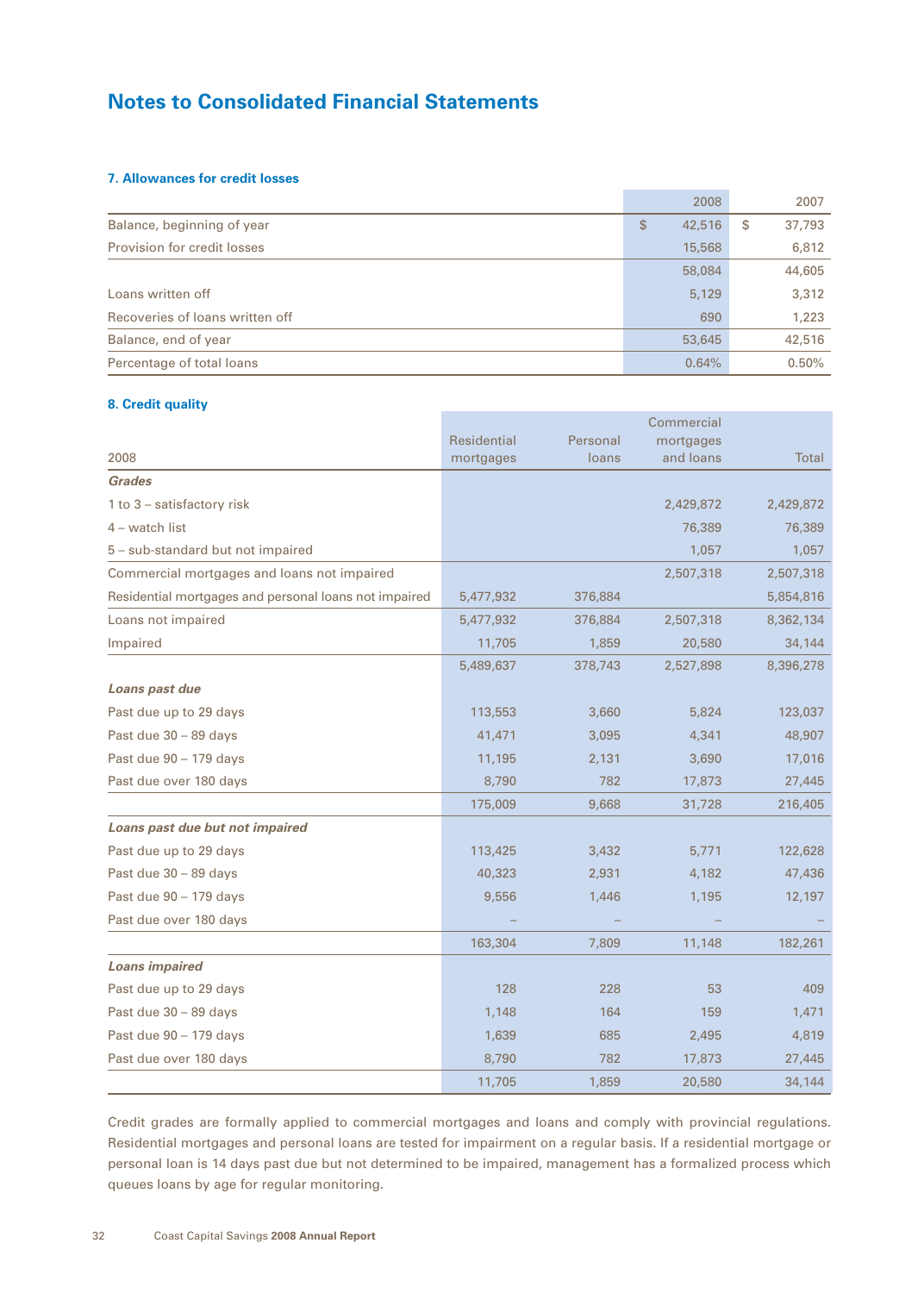## Notes to Consolidated Financial Statements

### 7. Allowances for credit losses

| | 2008 | 2007 |
|---|---|---|
| Balance, beginning of year | $ 42,516 | $ 37,793 |
| Provision for credit losses | 15,568 | 6,812 |
| | 58,084 | 44,605 |
| Loans written off | 5,129 | 3,312 |
| Recoveries of loans written off | 690 | 1,223 |
| Balance, end of year | 53,645 | 42,516 |
| Percentage of total loans | 0.64% | 0.50% |

### 8. Credit quality

| 2008 | Residential mortgages | Personal loans | Commercial mortgages and loans | Total |
|---|---|---|---|---|
| ***Grades*** | | | | |
| 1 to 3 – satisfactory risk | | | 2,429,872 | 2,429,872 |
| 4 – watch list | | | 76,389 | 76,389 |
| 5 – sub-standard but not impaired | | | 1,057 | 1,057 |
| Commercial mortgages and loans not impaired | | | 2,507,318 | 2,507,318 |
| Residential mortgages and personal loans not impaired | 5,477,932 | 376,884 | | 5,854,816 |
| Loans not impaired | 5,477,932 | 376,884 | 2,507,318 | 8,362,134 |
| Impaired | 11,705 | 1,859 | 20,580 | 34,144 |
| | 5,489,637 | 378,743 | 2,527,898 | 8,396,278 |
| ***Loans past due*** | | | | |
| Past due up to 29 days | 113,553 | 3,660 | 5,824 | 123,037 |
| Past due 30 – 89 days | 41,471 | 3,095 | 4,341 | 48,907 |
| Past due 90 – 179 days | 11,195 | 2,131 | 3,690 | 17,016 |
| Past due over 180 days | 8,790 | 782 | 17,873 | 27,445 |
| | 175,009 | 9,668 | 31,728 | 216,405 |
| ***Loans past due but not impaired*** | | | | |
| Past due up to 29 days | 113,425 | 3,432 | 5,771 | 122,628 |
| Past due 30 – 89 days | 40,323 | 2,931 | 4,182 | 47,436 |
| Past due 90 – 179 days | 9,556 | 1,446 | 1,195 | 12,197 |
| Past due over 180 days | – | – | – | – |
| | 163,304 | 7,809 | 11,148 | 182,261 |
| ***Loans impaired*** | | | | |
| Past due up to 29 days | 128 | 228 | 53 | 409 |
| Past due 30 – 89 days | 1,148 | 164 | 159 | 1,471 |
| Past due 90 – 179 days | 1,639 | 685 | 2,495 | 4,819 |
| Past due over 180 days | 8,790 | 782 | 17,873 | 27,445 |
| | 11,705 | 1,859 | 20,580 | 34,144 |

Credit grades are formally applied to commercial mortgages and loans and comply with provincial regulations. Residential mortgages and personal loans are tested for impairment on a regular basis. If a residential mortgage or personal loan is 14 days past due but not determined to be impaired, management has a formalized process which queues loans by age for regular monitoring.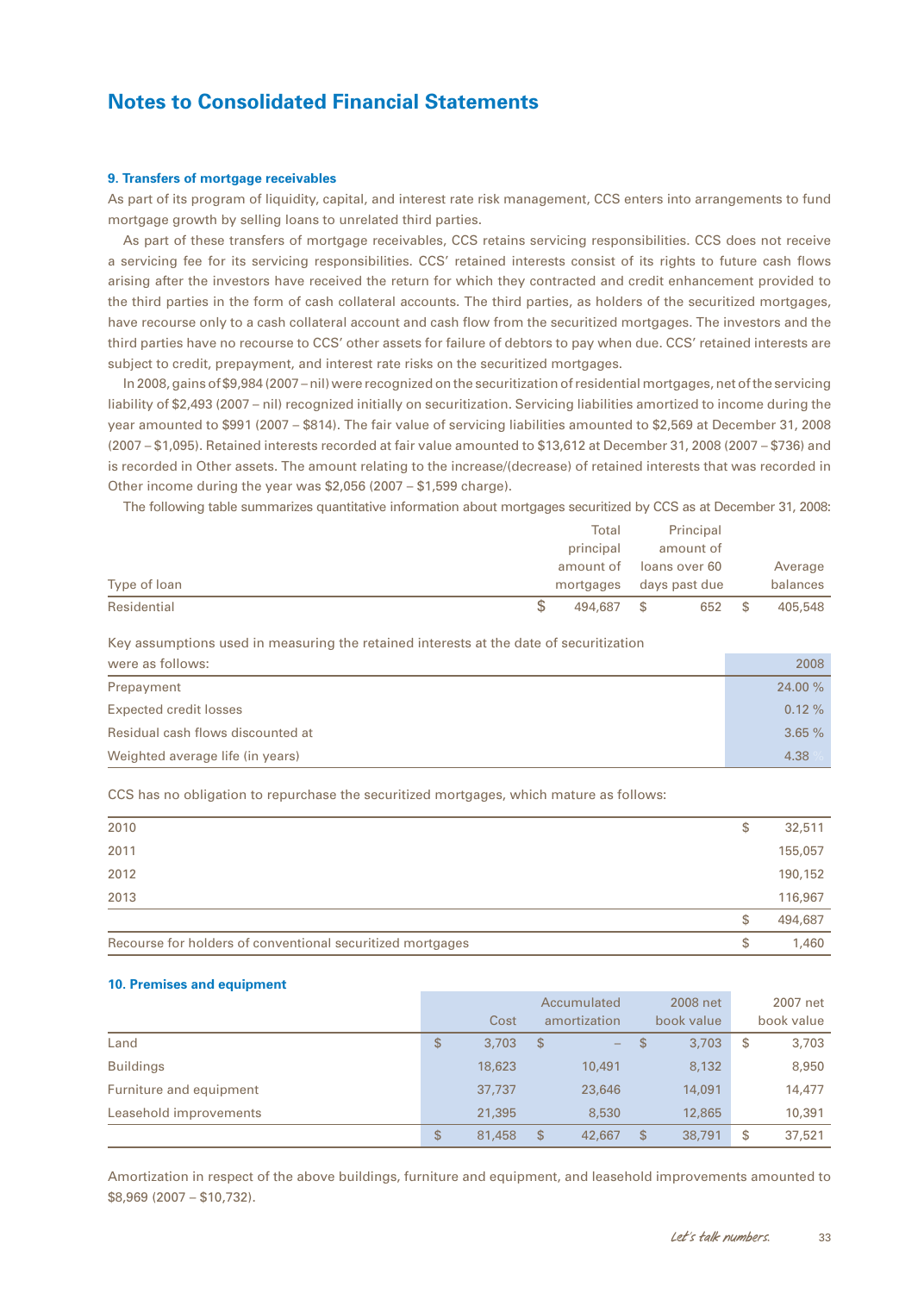# Notes to Consolidated Financial Statements

### 9. Transfers of mortgage receivables

As part of its program of liquidity, capital, and interest rate risk management, CCS enters into arrangements to fund mortgage growth by selling loans to unrelated third parties.

As part of these transfers of mortgage receivables, CCS retains servicing responsibilities. CCS does not receive a servicing fee for its servicing responsibilities. CCS' retained interests consist of its rights to future cash flows arising after the investors have received the return for which they contracted and credit enhancement provided to the third parties in the form of cash collateral accounts. The third parties, as holders of the securitized mortgages, have recourse only to a cash collateral account and cash flow from the securitized mortgages. The investors and the third parties have no recourse to CCS' other assets for failure of debtors to pay when due. CCS' retained interests are subject to credit, prepayment, and interest rate risks on the securitized mortgages.

In 2008, gains of $9,984 (2007 – nil) were recognized on the securitization of residential mortgages, net of the servicing liability of $2,493 (2007 – nil) recognized initially on securitization. Servicing liabilities amortized to income during the year amounted to $991 (2007 – $814). The fair value of servicing liabilities amounted to $2,569 at December 31, 2008 (2007 – $1,095). Retained interests recorded at fair value amounted to $13,612 at December 31, 2008 (2007 – $736) and is recorded in Other assets. The amount relating to the increase/(decrease) of retained interests that was recorded in Other income during the year was $2,056 (2007 – $1,599 charge).

The following table summarizes quantitative information about mortgages securitized by CCS as at December 31, 2008:

| Type of loan | Total principal amount of mortgages | Principal amount of loans over 60 days past due | Average balances |
|---|---|---|---|
| Residential | $ 494,687 | $ 652 | $ 405,548 |

| Key assumptions used in measuring the retained interests at the date of securitization were as follows: | 2008 |
|---|---|
| Prepayment | 24.00 % |
| Expected credit losses | 0.12 % |
| Residual cash flows discounted at | 3.65 % |
| Weighted average life (in years) | 4.38 |

CCS has no obligation to repurchase the securitized mortgages, which mature as follows:

| | |
|---|---|
| 2010 | $ 32,511 |
| 2011 | 155,057 |
| 2012 | 190,152 |
| 2013 | 116,967 |
| | $ 494,687 |
| Recourse for holders of conventional securitized mortgages | $ 1,460 |

### 10. Premises and equipment

| | Cost | Accumulated amortization | 2008 net book value | 2007 net book value |
|---|---|---|---|---|
| Land | $ 3,703 | $ – | $ 3,703 | $ 3,703 |
| Buildings | 18,623 | 10,491 | 8,132 | 8,950 |
| Furniture and equipment | 37,737 | 23,646 | 14,091 | 14,477 |
| Leasehold improvements | 21,395 | 8,530 | 12,865 | 10,391 |
| | $ 81,458 | $ 42,667 | $ 38,791 | $ 37,521 |

Amortization in respect of the above buildings, furniture and equipment, and leasehold improvements amounted to $8,969 (2007 – $10,732).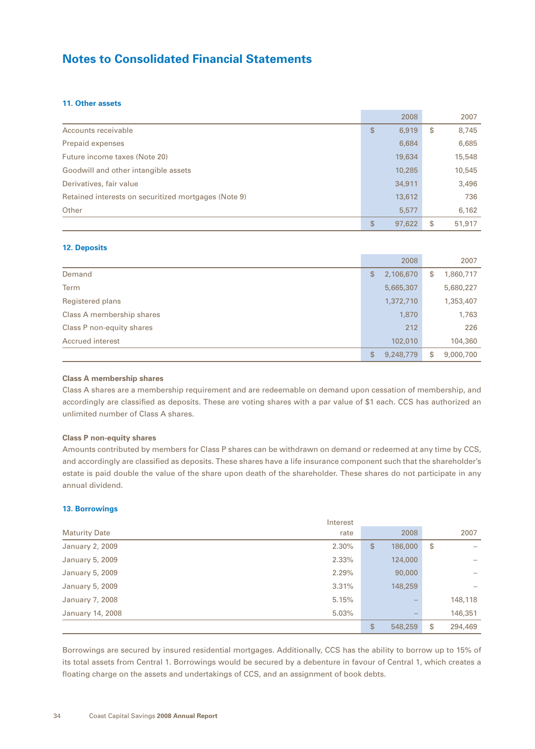# Notes to Consolidated Financial Statements

### 11. Other assets

| | 2008 | 2007 |
|---|---|---|
| Accounts receivable | $ 6,919 | $ 8,745 |
| Prepaid expenses | 6,684 | 6,685 |
| Future income taxes (Note 20) | 19,634 | 15,548 |
| Goodwill and other intangible assets | 10,285 | 10,545 |
| Derivatives, fair value | 34,911 | 3,496 |
| Retained interests on securitized mortgages (Note 9) | 13,612 | 736 |
| Other | 5,577 | 6,162 |
| | $ 97,622 | $ 51,917 |

### 12. Deposits

| | 2008 | 2007 |
|---|---|---|
| Demand | $ 2,106,670 | $ 1,860,717 |
| Term | 5,665,307 | 5,680,227 |
| Registered plans | 1,372,710 | 1,353,407 |
| Class A membership shares | 1,870 | 1,763 |
| Class P non-equity shares | 212 | 226 |
| Accrued interest | 102,010 | 104,360 |
| | $ 9,248,779 | $ 9,000,700 |

**Class A membership shares**

Class A shares are a membership requirement and are redeemable on demand upon cessation of membership, and accordingly are classified as deposits. These are voting shares with a par value of $1 each. CCS has authorized an unlimited number of Class A shares.

**Class P non-equity shares**

Amounts contributed by members for Class P shares can be withdrawn on demand or redeemed at any time by CCS, and accordingly are classified as deposits. These shares have a life insurance component such that the shareholder's estate is paid double the value of the share upon death of the shareholder. These shares do not participate in any annual dividend.

### 13. Borrowings

| Maturity Date | Interest rate | 2008 | 2007 |
|---|---|---|---|
| January 2, 2009 | 2.30% | $ 186,000 | $ – |
| January 5, 2009 | 2.33% | 124,000 | – |
| January 5, 2009 | 2.29% | 90,000 | – |
| January 5, 2009 | 3.31% | 148,259 | – |
| January 7, 2008 | 5.15% | – | 148,118 |
| January 14, 2008 | 5.03% | – | 146,351 |
| | | $ 548,259 | $ 294,469 |

Borrowings are secured by insured residential mortgages. Additionally, CCS has the ability to borrow up to 15% of its total assets from Central 1. Borrowings would be secured by a debenture in favour of Central 1, which creates a floating charge on the assets and undertakings of CCS, and an assignment of book debts.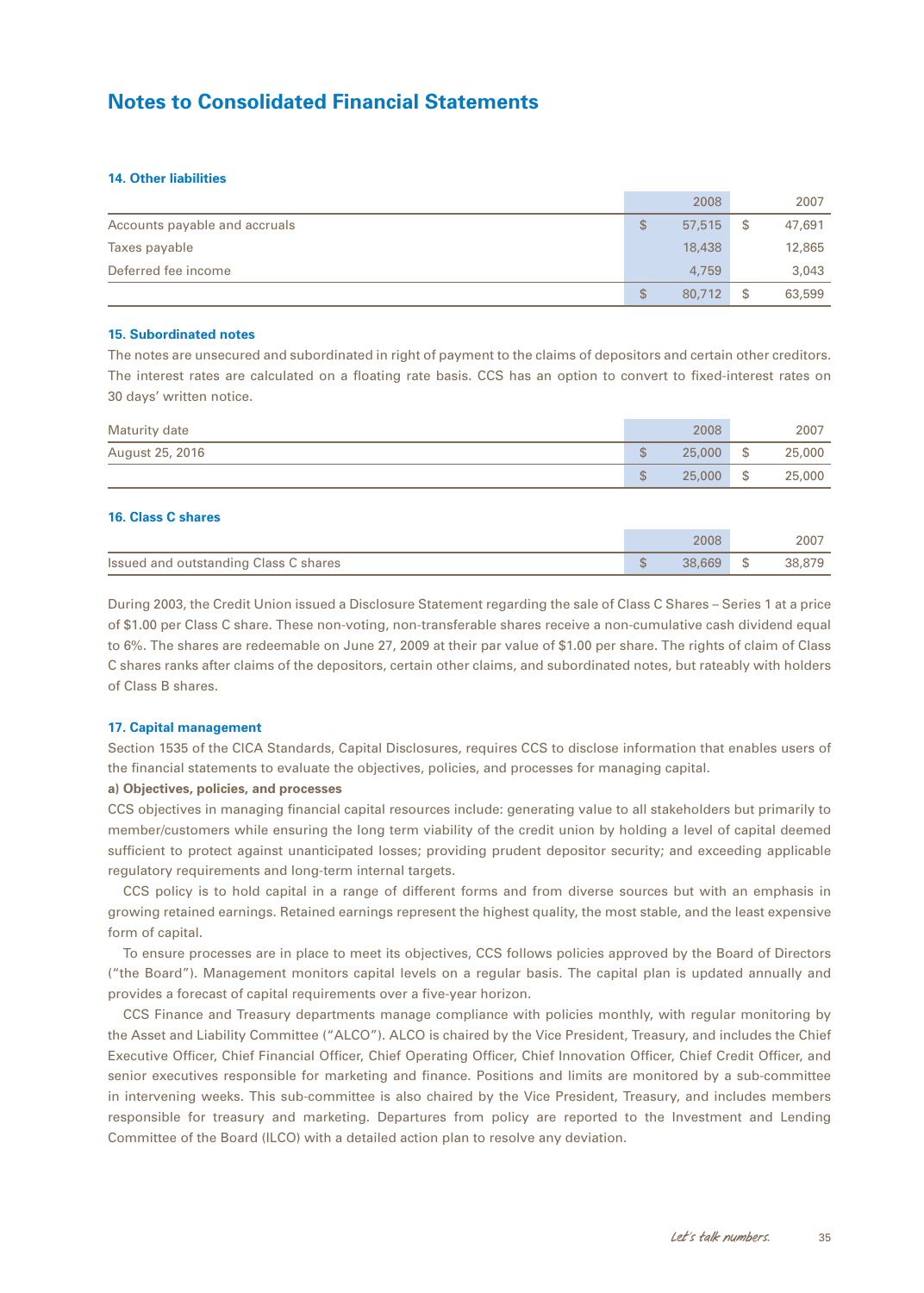# Notes to Consolidated Financial Statements

### 14. Other liabilities

| | 2008 | 2007 |
|---|---|---|
| Accounts payable and accruals | $ 57,515 | $ 47,691 |
| Taxes payable | 18,438 | 12,865 |
| Deferred fee income | 4,759 | 3,043 |
| | $ 80,712 | $ 63,599 |

### 15. Subordinated notes

The notes are unsecured and subordinated in right of payment to the claims of depositors and certain other creditors. The interest rates are calculated on a floating rate basis. CCS has an option to convert to fixed-interest rates on 30 days' written notice.

| Maturity date | 2008 | 2007 |
|---|---|---|
| August 25, 2016 | $ 25,000 | $ 25,000 |
| | $ 25,000 | $ 25,000 |

### 16. Class C shares

| | 2008 | 2007 |
|---|---|---|
| Issued and outstanding Class C shares | $ 38,669 | $ 38,879 |

During 2003, the Credit Union issued a Disclosure Statement regarding the sale of Class C Shares – Series 1 at a price of $1.00 per Class C share. These non-voting, non-transferable shares receive a non-cumulative cash dividend equal to 6%. The shares are redeemable on June 27, 2009 at their par value of $1.00 per share. The rights of claim of Class C shares ranks after claims of the depositors, certain other claims, and subordinated notes, but rateably with holders of Class B shares.

### 17. Capital management

Section 1535 of the CICA Standards, Capital Disclosures, requires CCS to disclose information that enables users of the financial statements to evaluate the objectives, policies, and processes for managing capital.

**a) Objectives, policies, and processes**

CCS objectives in managing financial capital resources include: generating value to all stakeholders but primarily to member/customers while ensuring the long term viability of the credit union by holding a level of capital deemed sufficient to protect against unanticipated losses; providing prudent depositor security; and exceeding applicable regulatory requirements and long-term internal targets.

CCS policy is to hold capital in a range of different forms and from diverse sources but with an emphasis in growing retained earnings. Retained earnings represent the highest quality, the most stable, and the least expensive form of capital.

To ensure processes are in place to meet its objectives, CCS follows policies approved by the Board of Directors ("the Board"). Management monitors capital levels on a regular basis. The capital plan is updated annually and provides a forecast of capital requirements over a five-year horizon.

CCS Finance and Treasury departments manage compliance with policies monthly, with regular monitoring by the Asset and Liability Committee ("ALCO"). ALCO is chaired by the Vice President, Treasury, and includes the Chief Executive Officer, Chief Financial Officer, Chief Operating Officer, Chief Innovation Officer, Chief Credit Officer, and senior executives responsible for marketing and finance. Positions and limits are monitored by a sub-committee in intervening weeks. This sub-committee is also chaired by the Vice President, Treasury, and includes members responsible for treasury and marketing. Departures from policy are reported to the Investment and Lending Committee of the Board (ILCO) with a detailed action plan to resolve any deviation.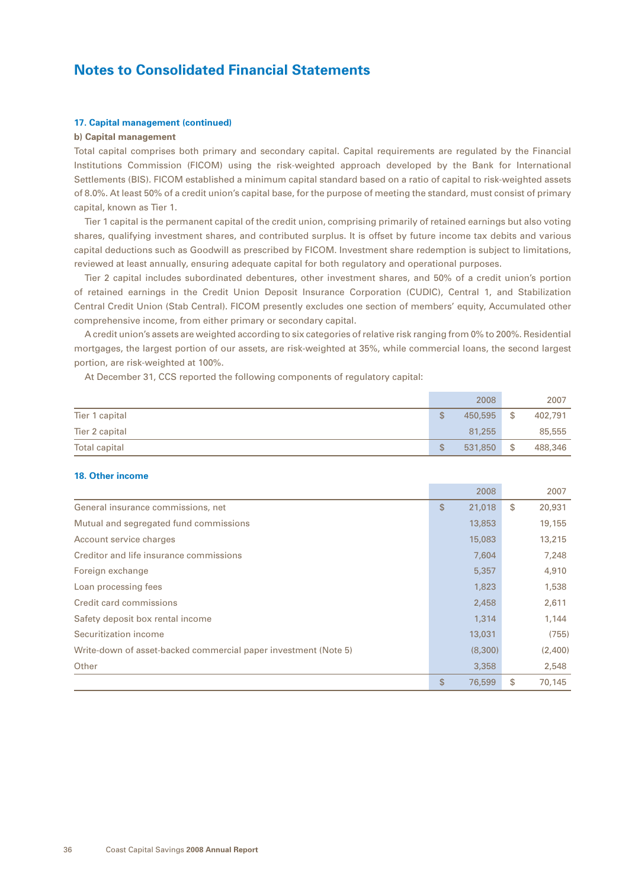# Notes to Consolidated Financial Statements

### 17. Capital management (continued)

**b) Capital management**

Total capital comprises both primary and secondary capital. Capital requirements are regulated by the Financial Institutions Commission (FICOM) using the risk-weighted approach developed by the Bank for International Settlements (BIS). FICOM established a minimum capital standard based on a ratio of capital to risk-weighted assets of 8.0%. At least 50% of a credit union's capital base, for the purpose of meeting the standard, must consist of primary capital, known as Tier 1.

Tier 1 capital is the permanent capital of the credit union, comprising primarily of retained earnings but also voting shares, qualifying investment shares, and contributed surplus. It is offset by future income tax debits and various capital deductions such as Goodwill as prescribed by FICOM. Investment share redemption is subject to limitations, reviewed at least annually, ensuring adequate capital for both regulatory and operational purposes.

Tier 2 capital includes subordinated debentures, other investment shares, and 50% of a credit union's portion of retained earnings in the Credit Union Deposit Insurance Corporation (CUDIC), Central 1, and Stabilization Central Credit Union (Stab Central). FICOM presently excludes one section of members' equity, Accumulated other comprehensive income, from either primary or secondary capital.

A credit union's assets are weighted according to six categories of relative risk ranging from 0% to 200%. Residential mortgages, the largest portion of our assets, are risk-weighted at 35%, while commercial loans, the second largest portion, are risk-weighted at 100%.

At December 31, CCS reported the following components of regulatory capital:

| | 2008 | 2007 |
|---|---|---|
| Tier 1 capital | $ 450,595 | $ 402,791 |
| Tier 2 capital | 81,255 | 85,555 |
| Total capital | $ 531,850 | $ 488,346 |

### 18. Other income

| | 2008 | 2007 |
|---|---|---|
| General insurance commissions, net | $ 21,018 | $ 20,931 |
| Mutual and segregated fund commissions | 13,853 | 19,155 |
| Account service charges | 15,083 | 13,215 |
| Creditor and life insurance commissions | 7,604 | 7,248 |
| Foreign exchange | 5,357 | 4,910 |
| Loan processing fees | 1,823 | 1,538 |
| Credit card commissions | 2,458 | 2,611 |
| Safety deposit box rental income | 1,314 | 1,144 |
| Securitization income | 13,031 | (755) |
| Write-down of asset-backed commercial paper investment (Note 5) | (8,300) | (2,400) |
| Other | 3,358 | 2,548 |
| | $ 76,599 | $ 70,145 |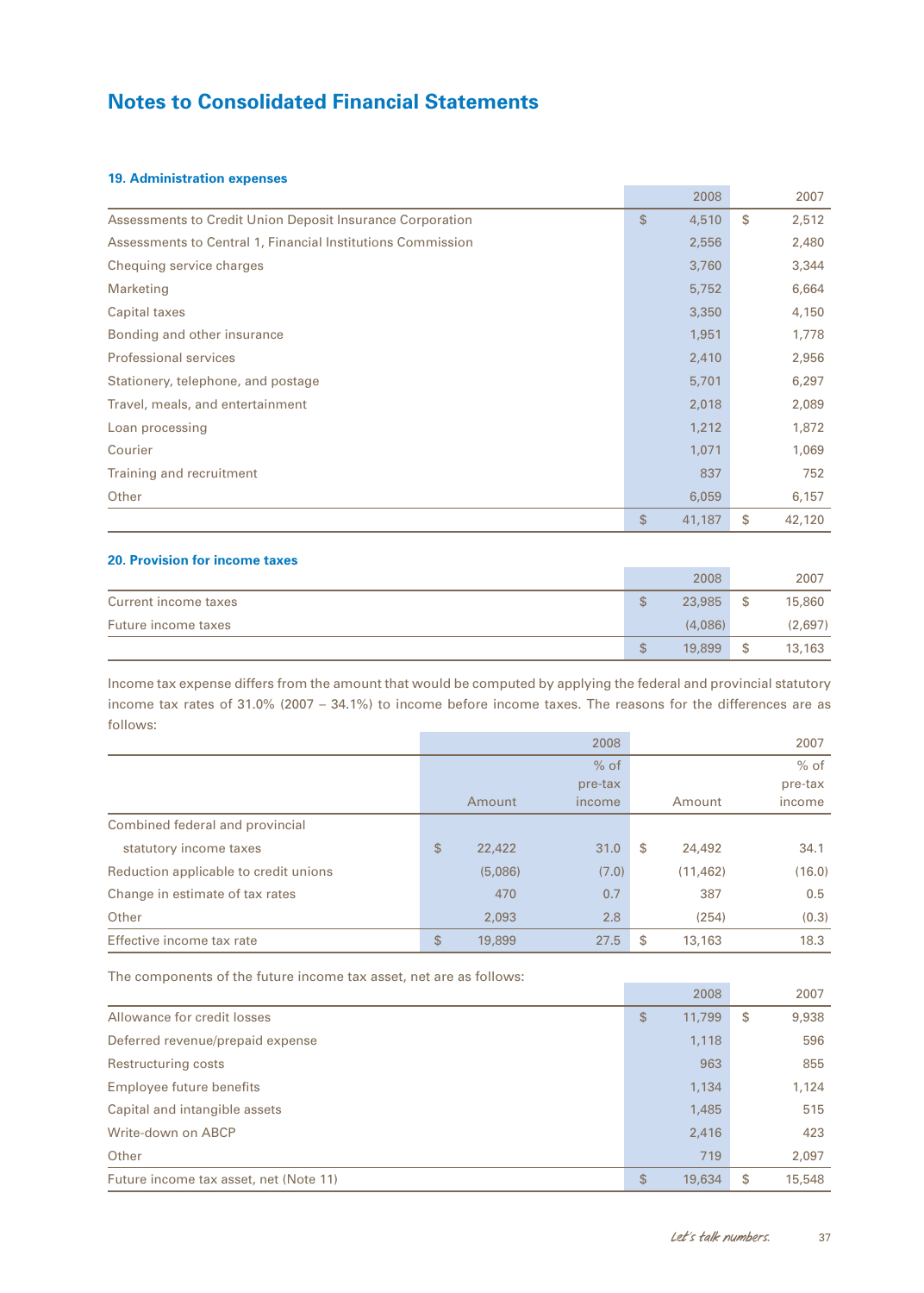# Notes to Consolidated Financial Statements

### 19. Administration expenses

| | 2008 | 2007 |
|---|---|---|
| Assessments to Credit Union Deposit Insurance Corporation | $ 4,510 | $ 2,512 |
| Assessments to Central 1, Financial Institutions Commission | 2,556 | 2,480 |
| Chequing service charges | 3,760 | 3,344 |
| Marketing | 5,752 | 6,664 |
| Capital taxes | 3,350 | 4,150 |
| Bonding and other insurance | 1,951 | 1,778 |
| Professional services | 2,410 | 2,956 |
| Stationery, telephone, and postage | 5,701 | 6,297 |
| Travel, meals, and entertainment | 2,018 | 2,089 |
| Loan processing | 1,212 | 1,872 |
| Courier | 1,071 | 1,069 |
| Training and recruitment | 837 | 752 |
| Other | 6,059 | 6,157 |
| | $ 41,187 | $ 42,120 |

### 20. Provision for income taxes

| | 2008 | 2007 |
|---|---|---|
| Current income taxes | $ 23,985 | $ 15,860 |
| Future income taxes | (4,086) | (2,697) |
| | $ 19,899 | $ 13,163 |

Income tax expense differs from the amount that would be computed by applying the federal and provincial statutory income tax rates of 31.0% (2007 – 34.1%) to income before income taxes. The reasons for the differences are as follows:

| | 2008 | | 2007 | |
|---|---|---|---|---|
| | Amount | % of pre-tax income | Amount | % of pre-tax income |
| Combined federal and provincial statutory income taxes | $ 22,422 | 31.0 | $ 24,492 | 34.1 |
| Reduction applicable to credit unions | (5,086) | (7.0) | (11,462) | (16.0) |
| Change in estimate of tax rates | 470 | 0.7 | 387 | 0.5 |
| Other | 2,093 | 2.8 | (254) | (0.3) |
| Effective income tax rate | $ 19,899 | 27.5 | $ 13,163 | 18.3 |

The components of the future income tax asset, net are as follows:

| | 2008 | 2007 |
|---|---|---|
| Allowance for credit losses | $ 11,799 | $ 9,938 |
| Deferred revenue/prepaid expense | 1,118 | 596 |
| Restructuring costs | 963 | 855 |
| Employee future benefits | 1,134 | 1,124 |
| Capital and intangible assets | 1,485 | 515 |
| Write-down on ABCP | 2,416 | 423 |
| Other | 719 | 2,097 |
| Future income tax asset, net (Note 11) | $ 19,634 | $ 15,548 |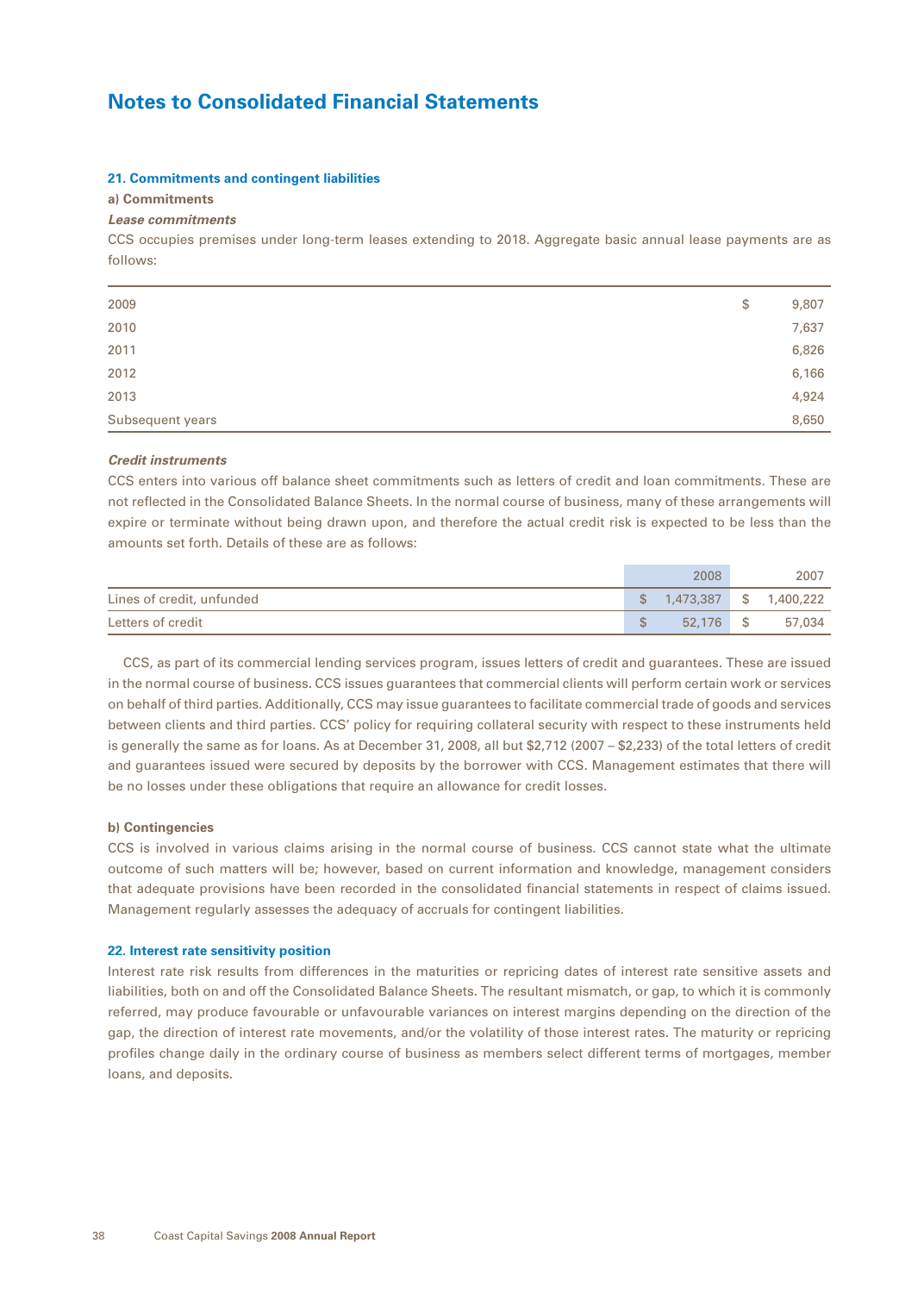# Notes to Consolidated Financial Statements

## 21. Commitments and contingent liabilities

### a) Commitments

***Lease commitments***

CCS occupies premises under long-term leases extending to 2018. Aggregate basic annual lease payments are as follows:

| | |
|---|---|
| 2009 | $ 9,807 |
| 2010 | 7,637 |
| 2011 | 6,826 |
| 2012 | 6,166 |
| 2013 | 4,924 |
| Subsequent years | 8,650 |

***Credit instruments***

CCS enters into various off balance sheet commitments such as letters of credit and loan commitments. These are not reflected in the Consolidated Balance Sheets. In the normal course of business, many of these arrangements will expire or terminate without being drawn upon, and therefore the actual credit risk is expected to be less than the amounts set forth. Details of these are as follows:

| | 2008 | 2007 |
|---|---|---|
| Lines of credit, unfunded | $ 1,473,387 | $ 1,400,222 |
| Letters of credit | $ 52,176 | $ 57,034 |

CCS, as part of its commercial lending services program, issues letters of credit and guarantees. These are issued in the normal course of business. CCS issues guarantees that commercial clients will perform certain work or services on behalf of third parties. Additionally, CCS may issue guarantees to facilitate commercial trade of goods and services between clients and third parties. CCS' policy for requiring collateral security with respect to these instruments held is generally the same as for loans. As at December 31, 2008, all but $2,712 (2007 – $2,233) of the total letters of credit and guarantees issued were secured by deposits by the borrower with CCS. Management estimates that there will be no losses under these obligations that require an allowance for credit losses.

### b) Contingencies

CCS is involved in various claims arising in the normal course of business. CCS cannot state what the ultimate outcome of such matters will be; however, based on current information and knowledge, management considers that adequate provisions have been recorded in the consolidated financial statements in respect of claims issued. Management regularly assesses the adequacy of accruals for contingent liabilities.

## 22. Interest rate sensitivity position

Interest rate risk results from differences in the maturities or repricing dates of interest rate sensitive assets and liabilities, both on and off the Consolidated Balance Sheets. The resultant mismatch, or gap, to which it is commonly referred, may produce favourable or unfavourable variances on interest margins depending on the direction of the gap, the direction of interest rate movements, and/or the volatility of those interest rates. The maturity or repricing profiles change daily in the ordinary course of business as members select different terms of mortgages, member loans, and deposits.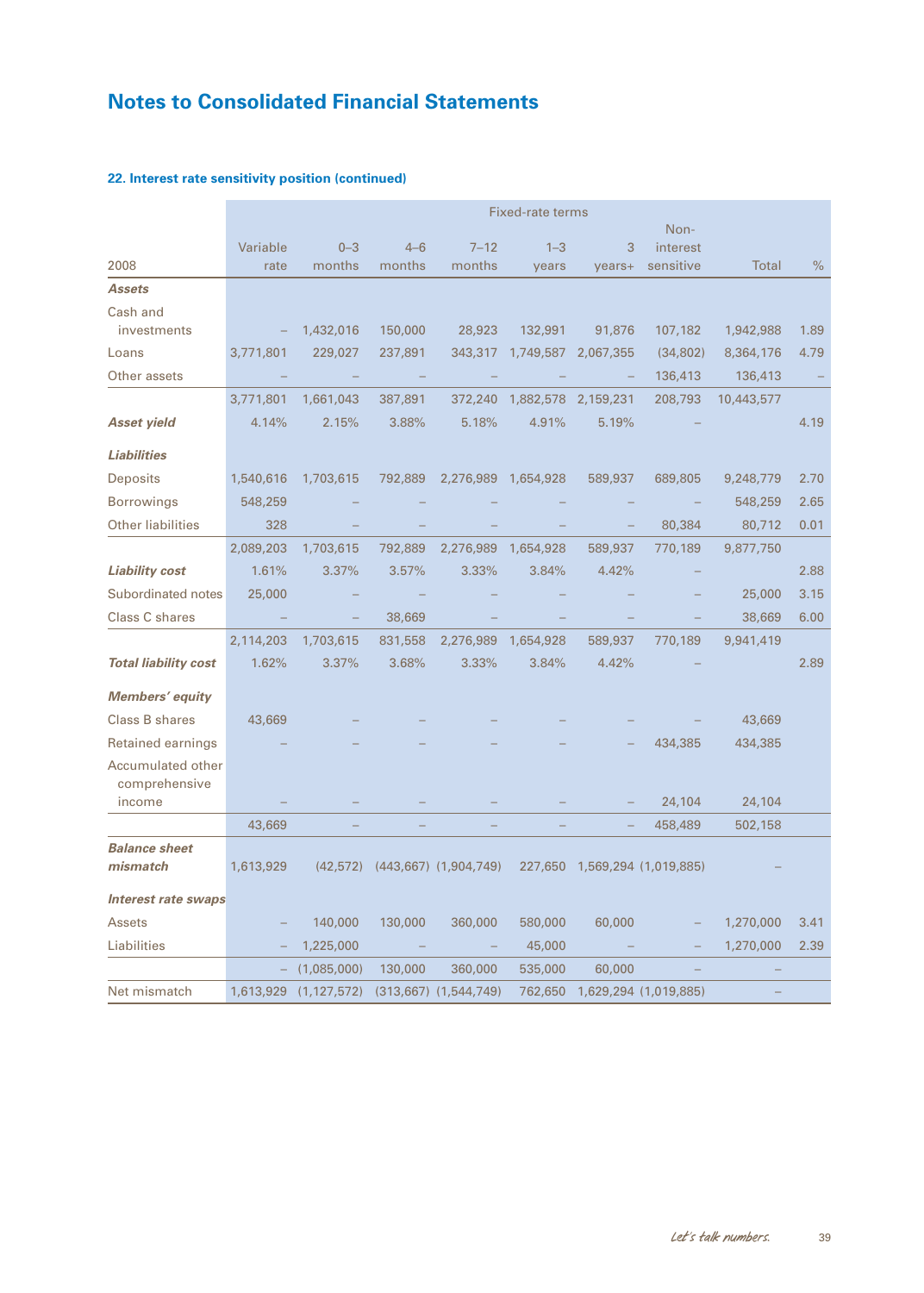# Notes to Consolidated Financial Statements

### 22. Interest rate sensitivity position (continued)

| | | Fixed-rate terms | | | | | | | |
|---|---|---|---|---|---|---|---|---|---|
| 2008 | Variable rate | 0–3 months | 4–6 months | 7–12 months | 1–3 years | 3 years+ | Non-interest sensitive | Total | % |
| ***Assets*** | | | | | | | | | |
| Cash and investments | – | 1,432,016 | 150,000 | 28,923 | 132,991 | 91,876 | 107,182 | 1,942,988 | 1.89 |
| Loans | 3,771,801 | 229,027 | 237,891 | 343,317 | 1,749,587 | 2,067,355 | (34,802) | 8,364,176 | 4.79 |
| Other assets | – | – | – | – | – | – | 136,413 | 136,413 | – |
| | 3,771,801 | 1,661,043 | 387,891 | 372,240 | 1,882,578 | 2,159,231 | 208,793 | 10,443,577 | |
| ***Asset yield*** | 4.14% | 2.15% | 3.88% | 5.18% | 4.91% | 5.19% | – | | 4.19 |
| ***Liabilities*** | | | | | | | | | |
| Deposits | 1,540,616 | 1,703,615 | 792,889 | 2,276,989 | 1,654,928 | 589,937 | 689,805 | 9,248,779 | 2.70 |
| Borrowings | 548,259 | – | – | – | – | – | – | 548,259 | 2.65 |
| Other liabilities | 328 | – | – | – | – | – | 80,384 | 80,712 | 0.01 |
| | 2,089,203 | 1,703,615 | 792,889 | 2,276,989 | 1,654,928 | 589,937 | 770,189 | 9,877,750 | |
| ***Liability cost*** | 1.61% | 3.37% | 3.57% | 3.33% | 3.84% | 4.42% | – | | 2.88 |
| Subordinated notes | 25,000 | – | – | – | – | – | – | 25,000 | 3.15 |
| Class C shares | – | – | 38,669 | – | – | – | – | 38,669 | 6.00 |
| | 2,114,203 | 1,703,615 | 831,558 | 2,276,989 | 1,654,928 | 589,937 | 770,189 | 9,941,419 | |
| ***Total liability cost*** | 1.62% | 3.37% | 3.68% | 3.33% | 3.84% | 4.42% | – | | 2.89 |
| ***Members' equity*** | | | | | | | | | |
| Class B shares | 43,669 | – | – | – | – | – | – | 43,669 | |
| Retained earnings | – | – | – | – | – | – | 434,385 | 434,385 | |
| Accumulated other comprehensive income | – | – | – | – | – | – | 24,104 | 24,104 | |
| | 43,669 | – | – | – | – | – | 458,489 | 502,158 | |
| ***Balance sheet mismatch*** | 1,613,929 | (42,572) | (443,667) | (1,904,749) | 227,650 | 1,569,294 | (1,019,885) | – | |
| ***Interest rate swaps*** | | | | | | | | | |
| Assets | – | 140,000 | 130,000 | 360,000 | 580,000 | 60,000 | – | 1,270,000 | 3.41 |
| Liabilities | – | 1,225,000 | – | – | 45,000 | – | – | 1,270,000 | 2.39 |
| | – | (1,085,000) | 130,000 | 360,000 | 535,000 | 60,000 | – | – | |
| Net mismatch | 1,613,929 | (1,127,572) | (313,667) | (1,544,749) | 762,650 | 1,629,294 | (1,019,885) | – | |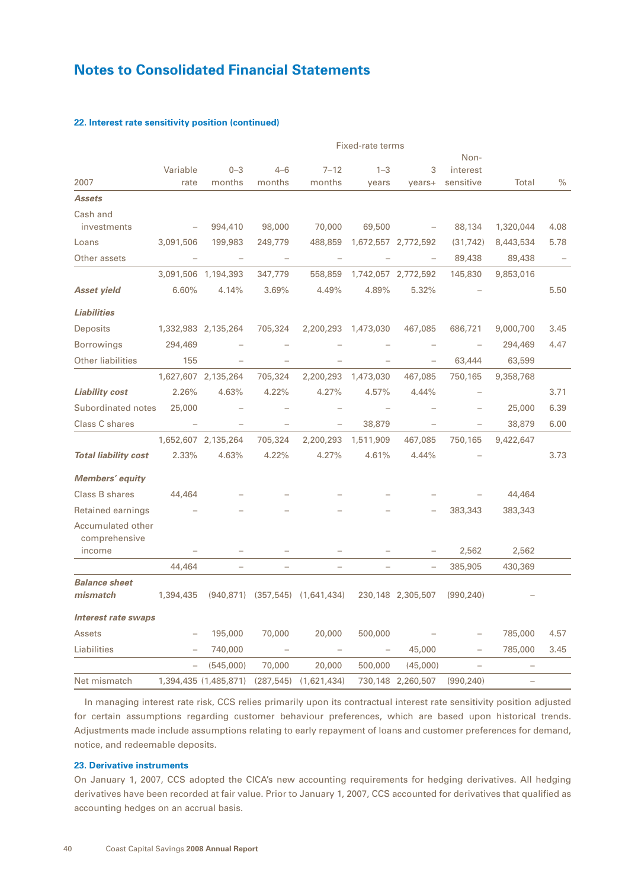# Notes to Consolidated Financial Statements

### 22. Interest rate sensitivity position (continued)

| 2007 | Variable rate | Fixed-rate terms 0–3 months | 4–6 months | 7–12 months | 1–3 years | 3 years+ | Non-interest sensitive | Total | % |
|---|---|---|---|---|---|---|---|---|---|
| ***Assets*** | | | | | | | | | |
| Cash and investments | – | 994,410 | 98,000 | 70,000 | 69,500 | – | 88,134 | 1,320,044 | 4.08 |
| Loans | 3,091,506 | 199,983 | 249,779 | 488,859 | 1,672,557 | 2,772,592 | (31,742) | 8,443,534 | 5.78 |
| Other assets | – | – | – | – | – | – | 89,438 | 89,438 | – |
| | 3,091,506 | 1,194,393 | 347,779 | 558,859 | 1,742,057 | 2,772,592 | 145,830 | 9,853,016 | |
| ***Asset yield*** | 6.60% | 4.14% | 3.69% | 4.49% | 4.89% | 5.32% | – | | 5.50 |
| ***Liabilities*** | | | | | | | | | |
| Deposits | 1,332,983 | 2,135,264 | 705,324 | 2,200,293 | 1,473,030 | 467,085 | 686,721 | 9,000,700 | 3.45 |
| Borrowings | 294,469 | – | – | – | – | – | – | 294,469 | 4.47 |
| Other liabilities | 155 | – | – | – | – | – | 63,444 | 63,599 | |
| | 1,627,607 | 2,135,264 | 705,324 | 2,200,293 | 1,473,030 | 467,085 | 750,165 | 9,358,768 | |
| ***Liability cost*** | 2.26% | 4.63% | 4.22% | 4.27% | 4.57% | 4.44% | – | | 3.71 |
| Subordinated notes | 25,000 | – | – | – | – | – | – | 25,000 | 6.39 |
| Class C shares | – | – | – | – | 38,879 | – | – | 38,879 | 6.00 |
| | 1,652,607 | 2,135,264 | 705,324 | 2,200,293 | 1,511,909 | 467,085 | 750,165 | 9,422,647 | |
| ***Total liability cost*** | 2.33% | 4.63% | 4.22% | 4.27% | 4.61% | 4.44% | – | | 3.73 |
| ***Members' equity*** | | | | | | | | | |
| Class B shares | 44,464 | – | – | – | – | – | – | 44,464 | |
| Retained earnings | – | – | – | – | – | – | 383,343 | 383,343 | |
| Accumulated other comprehensive income | – | – | – | – | – | – | 2,562 | 2,562 | |
| | 44,464 | – | – | – | – | – | 385,905 | 430,369 | |
| ***Balance sheet mismatch*** | 1,394,435 | (940,871) | (357,545) | (1,641,434) | 230,148 | 2,305,507 | (990,240) | – | |
| ***Interest rate swaps*** | | | | | | | | | |
| Assets | – | 195,000 | 70,000 | 20,000 | 500,000 | – | – | 785,000 | 4.57 |
| Liabilities | – | 740,000 | – | – | – | 45,000 | – | 785,000 | 3.45 |
| | – | (545,000) | 70,000 | 20,000 | 500,000 | (45,000) | – | – | |
| Net mismatch | 1,394,435 | (1,485,871) | (287,545) | (1,621,434) | 730,148 | 2,260,507 | (990,240) | – | |

In managing interest rate risk, CCS relies primarily upon its contractual interest rate sensitivity position adjusted for certain assumptions regarding customer behaviour preferences, which are based upon historical trends. Adjustments made include assumptions relating to early repayment of loans and customer preferences for demand, notice, and redeemable deposits.

### 23. Derivative instruments

On January 1, 2007, CCS adopted the CICA's new accounting requirements for hedging derivatives. All hedging derivatives have been recorded at fair value. Prior to January 1, 2007, CCS accounted for derivatives that qualified as accounting hedges on an accrual basis.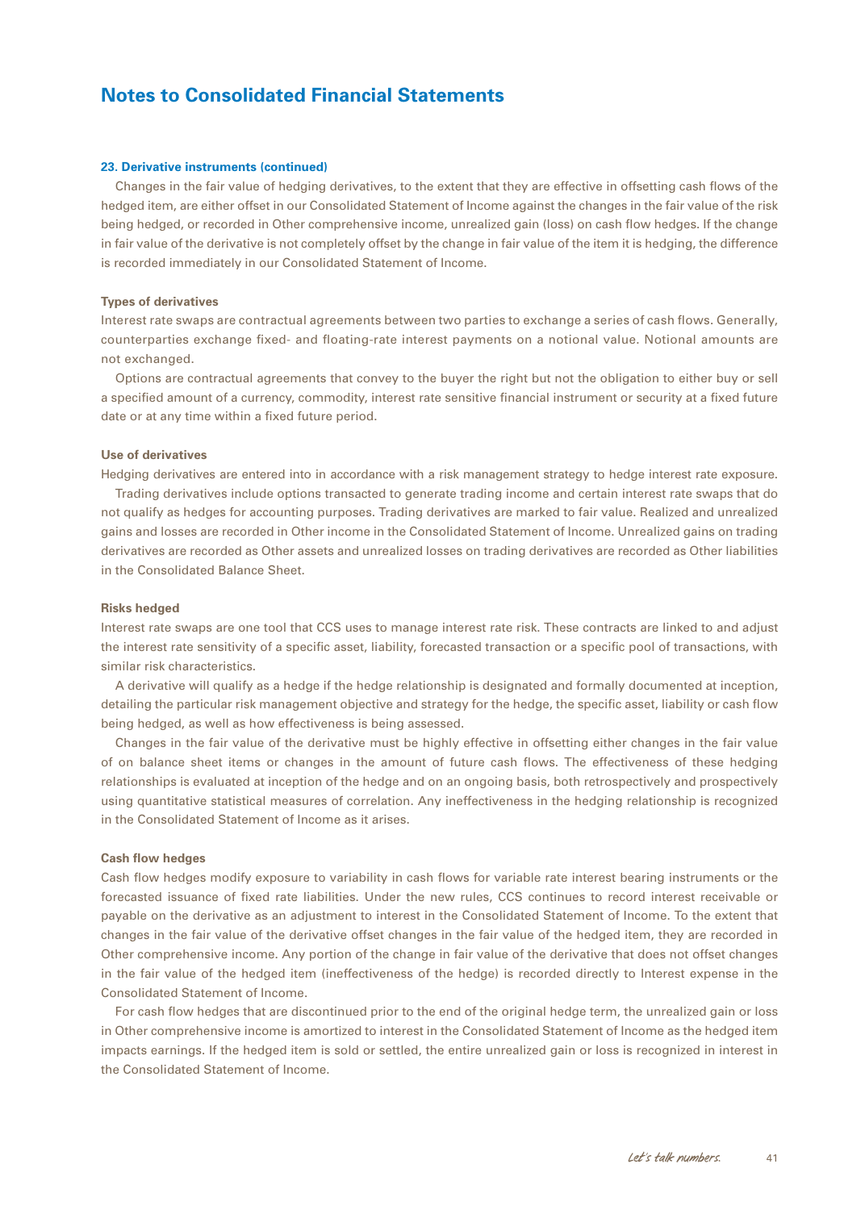## Notes to Consolidated Financial Statements

### 23. Derivative instruments (continued)

Changes in the fair value of hedging derivatives, to the extent that they are effective in offsetting cash flows of the hedged item, are either offset in our Consolidated Statement of Income against the changes in the fair value of the risk being hedged, or recorded in Other comprehensive income, unrealized gain (loss) on cash flow hedges. If the change in fair value of the derivative is not completely offset by the change in fair value of the item it is hedging, the difference is recorded immediately in our Consolidated Statement of Income.

**Types of derivatives**

Interest rate swaps are contractual agreements between two parties to exchange a series of cash flows. Generally, counterparties exchange fixed- and floating-rate interest payments on a notional value. Notional amounts are not exchanged.

Options are contractual agreements that convey to the buyer the right but not the obligation to either buy or sell a specified amount of a currency, commodity, interest rate sensitive financial instrument or security at a fixed future date or at any time within a fixed future period.

**Use of derivatives**

Hedging derivatives are entered into in accordance with a risk management strategy to hedge interest rate exposure.

Trading derivatives include options transacted to generate trading income and certain interest rate swaps that do not qualify as hedges for accounting purposes. Trading derivatives are marked to fair value. Realized and unrealized gains and losses are recorded in Other income in the Consolidated Statement of Income. Unrealized gains on trading derivatives are recorded as Other assets and unrealized losses on trading derivatives are recorded as Other liabilities in the Consolidated Balance Sheet.

**Risks hedged**

Interest rate swaps are one tool that CCS uses to manage interest rate risk. These contracts are linked to and adjust the interest rate sensitivity of a specific asset, liability, forecasted transaction or a specific pool of transactions, with similar risk characteristics.

A derivative will qualify as a hedge if the hedge relationship is designated and formally documented at inception, detailing the particular risk management objective and strategy for the hedge, the specific asset, liability or cash flow being hedged, as well as how effectiveness is being assessed.

Changes in the fair value of the derivative must be highly effective in offsetting either changes in the fair value of on balance sheet items or changes in the amount of future cash flows. The effectiveness of these hedging relationships is evaluated at inception of the hedge and on an ongoing basis, both retrospectively and prospectively using quantitative statistical measures of correlation. Any ineffectiveness in the hedging relationship is recognized in the Consolidated Statement of Income as it arises.

**Cash flow hedges**

Cash flow hedges modify exposure to variability in cash flows for variable rate interest bearing instruments or the forecasted issuance of fixed rate liabilities. Under the new rules, CCS continues to record interest receivable or payable on the derivative as an adjustment to interest in the Consolidated Statement of Income. To the extent that changes in the fair value of the derivative offset changes in the fair value of the hedged item, they are recorded in Other comprehensive income. Any portion of the change in fair value of the derivative that does not offset changes in the fair value of the hedged item (ineffectiveness of the hedge) is recorded directly to Interest expense in the Consolidated Statement of Income.

For cash flow hedges that are discontinued prior to the end of the original hedge term, the unrealized gain or loss in Other comprehensive income is amortized to interest in the Consolidated Statement of Income as the hedged item impacts earnings. If the hedged item is sold or settled, the entire unrealized gain or loss is recognized in interest in the Consolidated Statement of Income.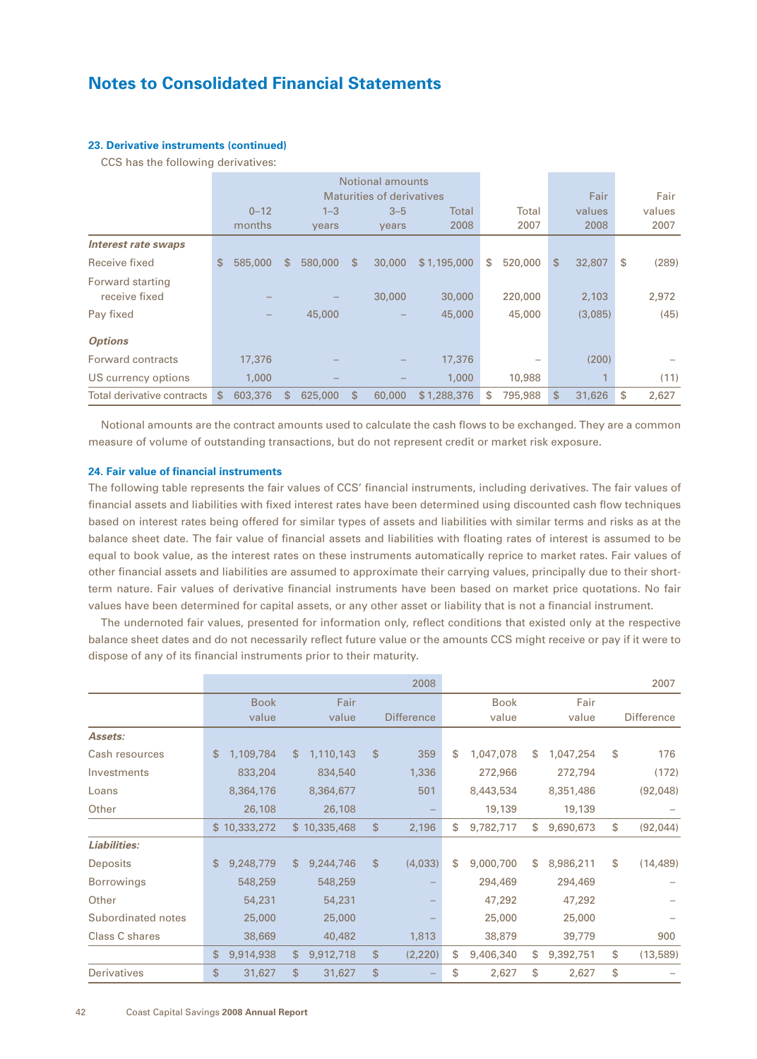# Notes to Consolidated Financial Statements

### 23. Derivative instruments (continued)

CCS has the following derivatives:

| | Notional amounts Maturities of derivatives | | | | | | |
|---|---|---|---|---|---|---|---|
| | 0–12 months | 1–3 years | 3–5 years | Total 2008 | Total 2007 | Fair values 2008 | Fair values 2007 |
| ***Interest rate swaps*** | | | | | | | |
| Receive fixed | $ 585,000 | $ 580,000 | $ 30,000 | $ 1,195,000 | $ 520,000 | $ 32,807 | $ (289) |
| Forward starting receive fixed | – | – | 30,000 | 30,000 | 220,000 | 2,103 | 2,972 |
| Pay fixed | – | 45,000 | – | 45,000 | 45,000 | (3,085) | (45) |
| ***Options*** | | | | | | | |
| Forward contracts | 17,376 | – | – | 17,376 | – | (200) | – |
| US currency options | 1,000 | – | – | 1,000 | 10,988 | 1 | (11) |
| Total derivative contracts | $ 603,376 | $ 625,000 | $ 60,000 | $ 1,288,376 | $ 795,988 | $ 31,626 | $ 2,627 |

Notional amounts are the contract amounts used to calculate the cash flows to be exchanged. They are a common measure of volume of outstanding transactions, but do not represent credit or market risk exposure.

### 24. Fair value of financial instruments

The following table represents the fair values of CCS' financial instruments, including derivatives. The fair values of financial assets and liabilities with fixed interest rates have been determined using discounted cash flow techniques based on interest rates being offered for similar types of assets and liabilities with similar terms and risks as at the balance sheet date. The fair value of financial assets and liabilities with floating rates of interest is assumed to be equal to book value, as the interest rates on these instruments automatically reprice to market rates. Fair values of other financial assets and liabilities are assumed to approximate their carrying values, principally due to their short-term nature. Fair values of derivative financial instruments have been based on market price quotations. No fair values have been determined for capital assets, or any other asset or liability that is not a financial instrument.

The undernoted fair values, presented for information only, reflect conditions that existed only at the respective balance sheet dates and do not necessarily reflect future value or the amounts CCS might receive or pay if it were to dispose of any of its financial instruments prior to their maturity.

| | 2008 | | | 2007 | | |
|---|---|---|---|---|---|---|
| | Book value | Fair value | Difference | Book value | Fair value | Difference |
| ***Assets:*** | | | | | | |
| Cash resources | $ 1,109,784 | $ 1,110,143 | $ 359 | $ 1,047,078 | $ 1,047,254 | $ 176 |
| Investments | 833,204 | 834,540 | 1,336 | 272,966 | 272,794 | (172) |
| Loans | 8,364,176 | 8,364,677 | 501 | 8,443,534 | 8,351,486 | (92,048) |
| Other | 26,108 | 26,108 | – | 19,139 | 19,139 | – |
| | $ 10,333,272 | $ 10,335,468 | $ 2,196 | $ 9,782,717 | $ 9,690,673 | $ (92,044) |
| ***Liabilities:*** | | | | | | |
| Deposits | $ 9,248,779 | $ 9,244,746 | $ (4,033) | $ 9,000,700 | $ 8,986,211 | $ (14,489) |
| Borrowings | 548,259 | 548,259 | – | 294,469 | 294,469 | – |
| Other | 54,231 | 54,231 | – | 47,292 | 47,292 | – |
| Subordinated notes | 25,000 | 25,000 | – | 25,000 | 25,000 | – |
| Class C shares | 38,669 | 40,482 | 1,813 | 38,879 | 39,779 | 900 |
| | $ 9,914,938 | $ 9,912,718 | $ (2,220) | $ 9,406,340 | $ 9,392,751 | $ (13,589) |
| Derivatives | $ 31,627 | $ 31,627 | $ – | $ 2,627 | $ 2,627 | $ – |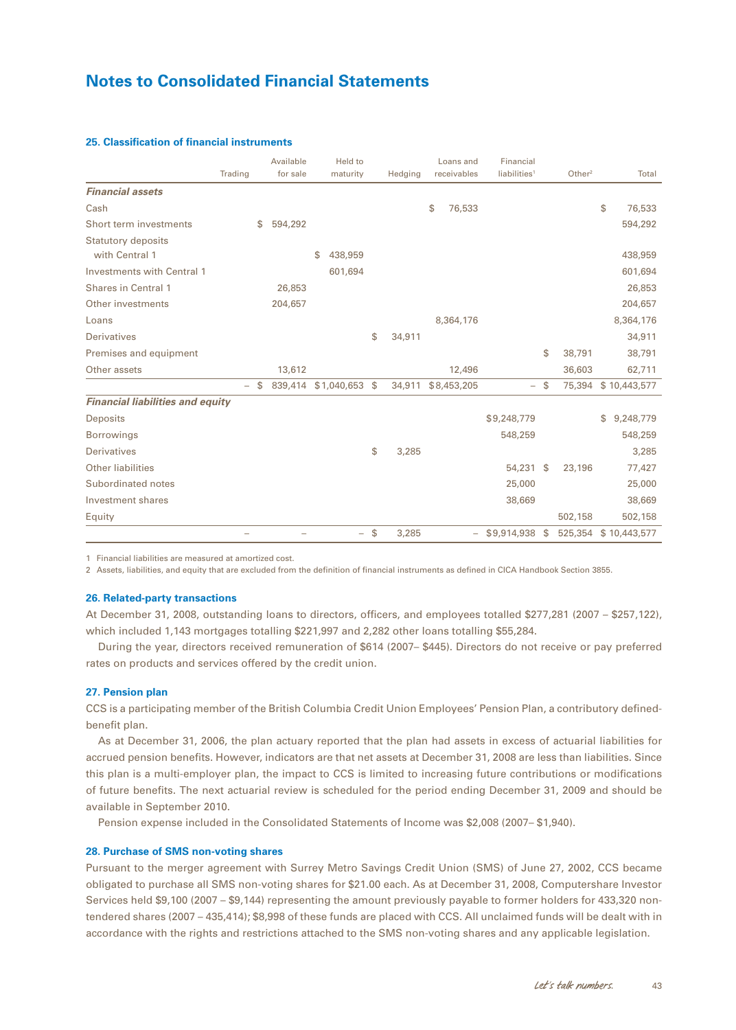# Notes to Consolidated Financial Statements

### 25. Classification of financial instruments

| | Trading | Available for sale | Held to maturity | Hedging | Loans and receivables | Financial liabilities[1] | Other[2] | Total |
|---|---|---|---|---|---|---|---|---|
| ***Financial assets*** | | | | | | | | |
| Cash | | | | | $ 76,533 | | | $ 76,533 |
| Short term investments | | $ 594,292 | | | | | | 594,292 |
| Statutory deposits with Central 1 | | | $ 438,959 | | | | | 438,959 |
| Investments with Central 1 | | | 601,694 | | | | | 601,694 |
| Shares in Central 1 | | 26,853 | | | | | | 26,853 |
| Other investments | | 204,657 | | | | | | 204,657 |
| Loans | | | | | 8,364,176 | | | 8,364,176 |
| Derivatives | | | | $ 34,911 | | | | 34,911 |
| Premises and equipment | | | | | | | $ 38,791 | 38,791 |
| Other assets | | 13,612 | | | 12,496 | | 36,603 | 62,711 |
| | – | $ 839,414 | $1,040,653 | $ 34,911 | $8,453,205 | – | $ 75,394 | $ 10,443,577 |
| ***Financial liabilities and equity*** | | | | | | | | |
| Deposits | | | | | | $9,248,779 | | $ 9,248,779 |
| Borrowings | | | | | | 548,259 | | 548,259 |
| Derivatives | | | | $ 3,285 | | | | 3,285 |
| Other liabilities | | | | | | 54,231 | $ 23,196 | 77,427 |
| Subordinated notes | | | | | | 25,000 | | 25,000 |
| Investment shares | | | | | | 38,669 | | 38,669 |
| Equity | | | | | | | 502,158 | 502,158 |
| | – | – | – | $ 3,285 | – | $9,914,938 | $ 525,354 | $ 10,443,577 |

1 Financial liabilities are measured at amortized cost.
2 Assets, liabilities, and equity that are excluded from the definition of financial instruments as defined in CICA Handbook Section 3855.

### 26. Related-party transactions

At December 31, 2008, outstanding loans to directors, officers, and employees totalled $277,281 (2007 – $257,122), which included 1,143 mortgages totalling $221,997 and 2,282 other loans totalling $55,284.

During the year, directors received remuneration of $614 (2007– $445). Directors do not receive or pay preferred rates on products and services offered by the credit union.

### 27. Pension plan

CCS is a participating member of the British Columbia Credit Union Employees' Pension Plan, a contributory defined-benefit plan.

As at December 31, 2006, the plan actuary reported that the plan had assets in excess of actuarial liabilities for accrued pension benefits. However, indicators are that net assets at December 31, 2008 are less than liabilities. Since this plan is a multi-employer plan, the impact to CCS is limited to increasing future contributions or modifications of future benefits. The next actuarial review is scheduled for the period ending December 31, 2009 and should be available in September 2010.

Pension expense included in the Consolidated Statements of Income was $2,008 (2007– $1,940).

### 28. Purchase of SMS non-voting shares

Pursuant to the merger agreement with Surrey Metro Savings Credit Union (SMS) of June 27, 2002, CCS became obligated to purchase all SMS non-voting shares for $21.00 each. As at December 31, 2008, Computershare Investor Services held $9,100 (2007 – $9,144) representing the amount previously payable to former holders for 433,320 non-tendered shares (2007 – 435,414); $8,998 of these funds are placed with CCS. All unclaimed funds will be dealt with in accordance with the rights and restrictions attached to the SMS non-voting shares and any applicable legislation.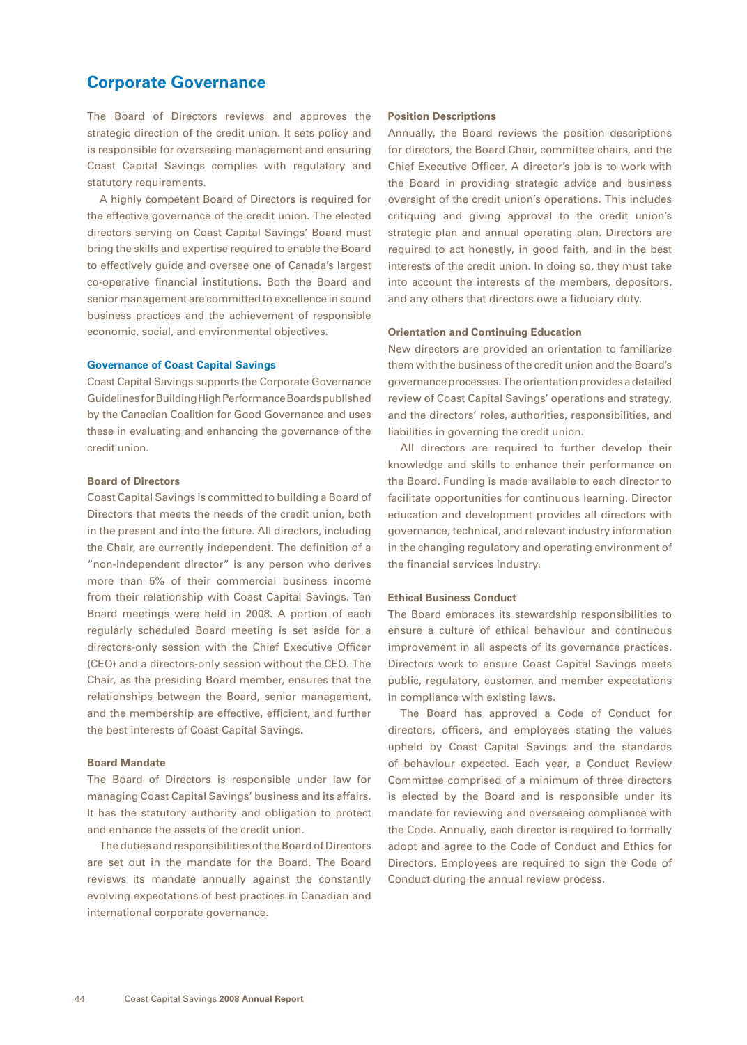# Corporate Governance

The Board of Directors reviews and approves the strategic direction of the credit union. It sets policy and is responsible for overseeing management and ensuring Coast Capital Savings complies with regulatory and statutory requirements.

A highly competent Board of Directors is required for the effective governance of the credit union. The elected directors serving on Coast Capital Savings' Board must bring the skills and expertise required to enable the Board to effectively guide and oversee one of Canada's largest co-operative financial institutions. Both the Board and senior management are committed to excellence in sound business practices and the achievement of responsible economic, social, and environmental objectives.

## Governance of Coast Capital Savings

Coast Capital Savings supports the Corporate Governance Guidelines for Building High Performance Boards published by the Canadian Coalition for Good Governance and uses these in evaluating and enhancing the governance of the credit union.

### Board of Directors

Coast Capital Savings is committed to building a Board of Directors that meets the needs of the credit union, both in the present and into the future. All directors, including the Chair, are currently independent. The definition of a "non-independent director" is any person who derives more than 5% of their commercial business income from their relationship with Coast Capital Savings. Ten Board meetings were held in 2008. A portion of each regularly scheduled Board meeting is set aside for a directors-only session with the Chief Executive Officer (CEO) and a directors-only session without the CEO. The Chair, as the presiding Board member, ensures that the relationships between the Board, senior management, and the membership are effective, efficient, and further the best interests of Coast Capital Savings.

### Board Mandate

The Board of Directors is responsible under law for managing Coast Capital Savings' business and its affairs. It has the statutory authority and obligation to protect and enhance the assets of the credit union.

The duties and responsibilities of the Board of Directors are set out in the mandate for the Board. The Board reviews its mandate annually against the constantly evolving expectations of best practices in Canadian and international corporate governance.

### Position Descriptions

Annually, the Board reviews the position descriptions for directors, the Board Chair, committee chairs, and the Chief Executive Officer. A director's job is to work with the Board in providing strategic advice and business oversight of the credit union's operations. This includes critiquing and giving approval to the credit union's strategic plan and annual operating plan. Directors are required to act honestly, in good faith, and in the best interests of the credit union. In doing so, they must take into account the interests of the members, depositors, and any others that directors owe a fiduciary duty.

### Orientation and Continuing Education

New directors are provided an orientation to familiarize them with the business of the credit union and the Board's governance processes. The orientation provides a detailed review of Coast Capital Savings' operations and strategy, and the directors' roles, authorities, responsibilities, and liabilities in governing the credit union.

All directors are required to further develop their knowledge and skills to enhance their performance on the Board. Funding is made available to each director to facilitate opportunities for continuous learning. Director education and development provides all directors with governance, technical, and relevant industry information in the changing regulatory and operating environment of the financial services industry.

### Ethical Business Conduct

The Board embraces its stewardship responsibilities to ensure a culture of ethical behaviour and continuous improvement in all aspects of its governance practices. Directors work to ensure Coast Capital Savings meets public, regulatory, customer, and member expectations in compliance with existing laws.

The Board has approved a Code of Conduct for directors, officers, and employees stating the values upheld by Coast Capital Savings and the standards of behaviour expected. Each year, a Conduct Review Committee comprised of a minimum of three directors is elected by the Board and is responsible under its mandate for reviewing and overseeing compliance with the Code. Annually, each director is required to formally adopt and agree to the Code of Conduct and Ethics for Directors. Employees are required to sign the Code of Conduct during the annual review process.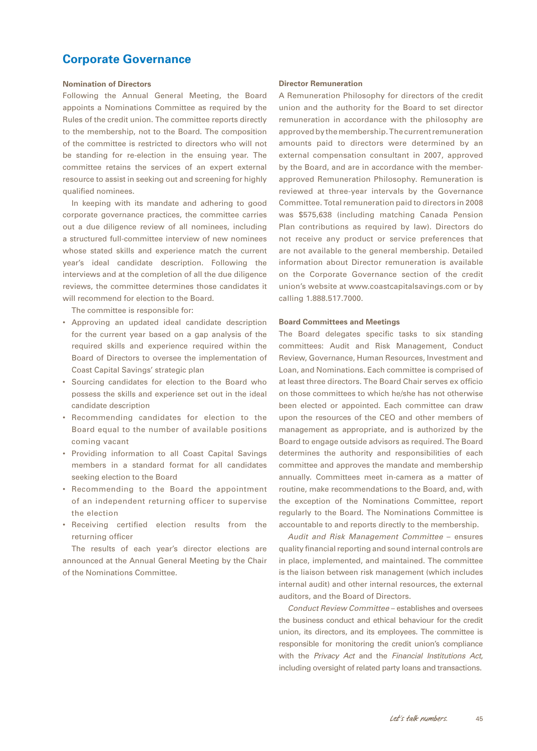# Corporate Governance

### Nomination of Directors

Following the Annual General Meeting, the Board appoints a Nominations Committee as required by the Rules of the credit union. The committee reports directly to the membership, not to the Board. The composition of the committee is restricted to directors who will not be standing for re-election in the ensuing year. The committee retains the services of an expert external resource to assist in seeking out and screening for highly qualified nominees.

In keeping with its mandate and adhering to good corporate governance practices, the committee carries out a due diligence review of all nominees, including a structured full-committee interview of new nominees whose stated skills and experience match the current year's ideal candidate description. Following the interviews and at the completion of all the due diligence reviews, the committee determines those candidates it will recommend for election to the Board.

The committee is responsible for:

- Approving an updated ideal candidate description for the current year based on a gap analysis of the required skills and experience required within the Board of Directors to oversee the implementation of Coast Capital Savings' strategic plan
- Sourcing candidates for election to the Board who possess the skills and experience set out in the ideal candidate description
- Recommending candidates for election to the Board equal to the number of available positions coming vacant
- Providing information to all Coast Capital Savings members in a standard format for all candidates seeking election to the Board
- Recommending to the Board the appointment of an independent returning officer to supervise the election
- Receiving certified election results from the returning officer

The results of each year's director elections are announced at the Annual General Meeting by the Chair of the Nominations Committee.

### Director Remuneration

A Remuneration Philosophy for directors of the credit union and the authority for the Board to set director remuneration in accordance with the philosophy are approved by the membership. The current remuneration amounts paid to directors were determined by an external compensation consultant in 2007, approved by the Board, and are in accordance with the member-approved Remuneration Philosophy. Remuneration is reviewed at three-year intervals by the Governance Committee. Total remuneration paid to directors in 2008 was $575,638 (including matching Canada Pension Plan contributions as required by law). Directors do not receive any product or service preferences that are not available to the general membership. Detailed information about Director remuneration is available on the Corporate Governance section of the credit union's website at www.coastcapitalsavings.com or by calling 1.888.517.7000.

### Board Committees and Meetings

The Board delegates specific tasks to six standing committees: Audit and Risk Management, Conduct Review, Governance, Human Resources, Investment and Loan, and Nominations. Each committee is comprised of at least three directors. The Board Chair serves ex officio on those committees to which he/she has not otherwise been elected or appointed. Each committee can draw upon the resources of the CEO and other members of management as appropriate, and is authorized by the Board to engage outside advisors as required. The Board determines the authority and responsibilities of each committee and approves the mandate and membership annually. Committees meet in-camera as a matter of routine, make recommendations to the Board, and, with the exception of the Nominations Committee, report regularly to the Board. The Nominations Committee is accountable to and reports directly to the membership.

*Audit and Risk Management Committee* – ensures quality financial reporting and sound internal controls are in place, implemented, and maintained. The committee is the liaison between risk management (which includes internal audit) and other internal resources, the external auditors, and the Board of Directors.

*Conduct Review Committee* – establishes and oversees the business conduct and ethical behaviour for the credit union, its directors, and its employees. The committee is responsible for monitoring the credit union's compliance with the *Privacy Act* and the *Financial Institutions Act*, including oversight of related party loans and transactions.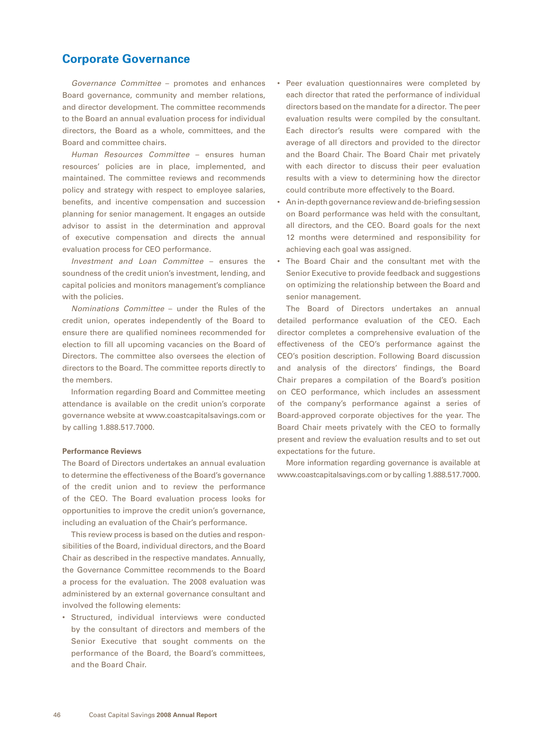## Corporate Governance

*Governance Committee* – promotes and enhances Board governance, community and member relations, and director development. The committee recommends to the Board an annual evaluation process for individual directors, the Board as a whole, committees, and the Board and committee chairs.

*Human Resources Committee* – ensures human resources' policies are in place, implemented, and maintained. The committee reviews and recommends policy and strategy with respect to employee salaries, benefits, and incentive compensation and succession planning for senior management. It engages an outside advisor to assist in the determination and approval of executive compensation and directs the annual evaluation process for CEO performance.

*Investment and Loan Committee* – ensures the soundness of the credit union's investment, lending, and capital policies and monitors management's compliance with the policies.

*Nominations Committee* – under the Rules of the credit union, operates independently of the Board to ensure there are qualified nominees recommended for election to fill all upcoming vacancies on the Board of Directors. The committee also oversees the election of directors to the Board. The committee reports directly to the members.

Information regarding Board and Committee meeting attendance is available on the credit union's corporate governance website at www.coastcapitalsavings.com or by calling 1.888.517.7000.

**Performance Reviews**

The Board of Directors undertakes an annual evaluation to determine the effectiveness of the Board's governance of the credit union and to review the performance of the CEO. The Board evaluation process looks for opportunities to improve the credit union's governance, including an evaluation of the Chair's performance.

This review process is based on the duties and responsibilities of the Board, individual directors, and the Board Chair as described in the respective mandates. Annually, the Governance Committee recommends to the Board a process for the evaluation. The 2008 evaluation was administered by an external governance consultant and involved the following elements:

- Structured, individual interviews were conducted by the consultant of directors and members of the Senior Executive that sought comments on the performance of the Board, the Board's committees, and the Board Chair.
- Peer evaluation questionnaires were completed by each director that rated the performance of individual directors based on the mandate for a director. The peer evaluation results were compiled by the consultant. Each director's results were compared with the average of all directors and provided to the director and the Board Chair. The Board Chair met privately with each director to discuss their peer evaluation results with a view to determining how the director could contribute more effectively to the Board.
- An in-depth governance review and de-briefing session on Board performance was held with the consultant, all directors, and the CEO. Board goals for the next 12 months were determined and responsibility for achieving each goal was assigned.
- The Board Chair and the consultant met with the Senior Executive to provide feedback and suggestions on optimizing the relationship between the Board and senior management.

The Board of Directors undertakes an annual detailed performance evaluation of the CEO. Each director completes a comprehensive evaluation of the effectiveness of the CEO's performance against the CEO's position description. Following Board discussion and analysis of the directors' findings, the Board Chair prepares a compilation of the Board's position on CEO performance, which includes an assessment of the company's performance against a series of Board-approved corporate objectives for the year. The Board Chair meets privately with the CEO to formally present and review the evaluation results and to set out expectations for the future.

More information regarding governance is available at www.coastcapitalsavings.com or by calling 1.888.517.7000.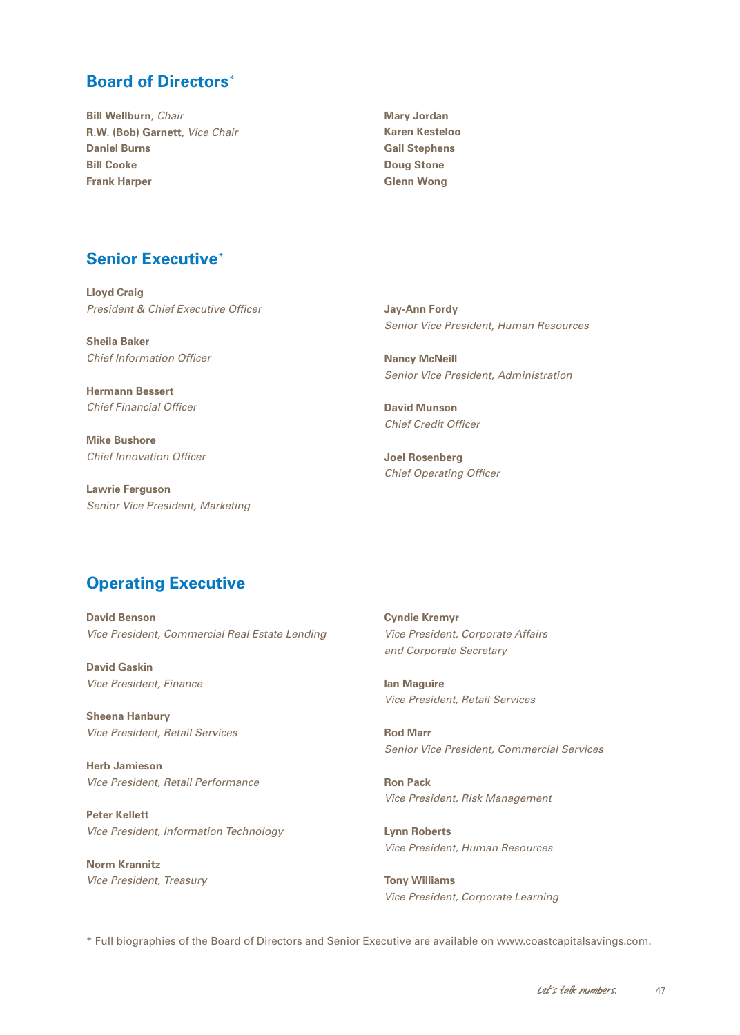## Board of Directors*

**Bill Wellburn**, *Chair*
**R.W. (Bob) Garnett**, *Vice Chair*
**Daniel Burns**
**Bill Cooke**
**Frank Harper**
**Mary Jordan**
**Karen Kesteloo**
**Gail Stephens**
**Doug Stone**
**Glenn Wong**

## Senior Executive*

**Lloyd Craig**
*President & Chief Executive Officer*

**Sheila Baker**
*Chief Information Officer*

**Hermann Bessert**
*Chief Financial Officer*

**Mike Bushore**
*Chief Innovation Officer*

**Lawrie Ferguson**
*Senior Vice President, Marketing*

**Jay-Ann Fordy**
*Senior Vice President, Human Resources*

**Nancy McNeill**
*Senior Vice President, Administration*

**David Munson**
*Chief Credit Officer*

**Joel Rosenberg**
*Chief Operating Officer*

## Operating Executive

**David Benson**
*Vice President, Commercial Real Estate Lending*

**David Gaskin**
*Vice President, Finance*

**Sheena Hanbury**
*Vice President, Retail Services*

**Herb Jamieson**
*Vice President, Retail Performance*

**Peter Kellett**
*Vice President, Information Technology*

**Norm Krannitz**
*Vice President, Treasury*

**Cyndie Kremyr**
*Vice President, Corporate Affairs and Corporate Secretary*

**Ian Maguire**
*Vice President, Retail Services*

**Rod Marr**
*Senior Vice President, Commercial Services*

**Ron Pack**
*Vice President, Risk Management*

**Lynn Roberts**
*Vice President, Human Resources*

**Tony Williams**
*Vice President, Corporate Learning*

* Full biographies of the Board of Directors and Senior Executive are available on www.coastcapitalsavings.com.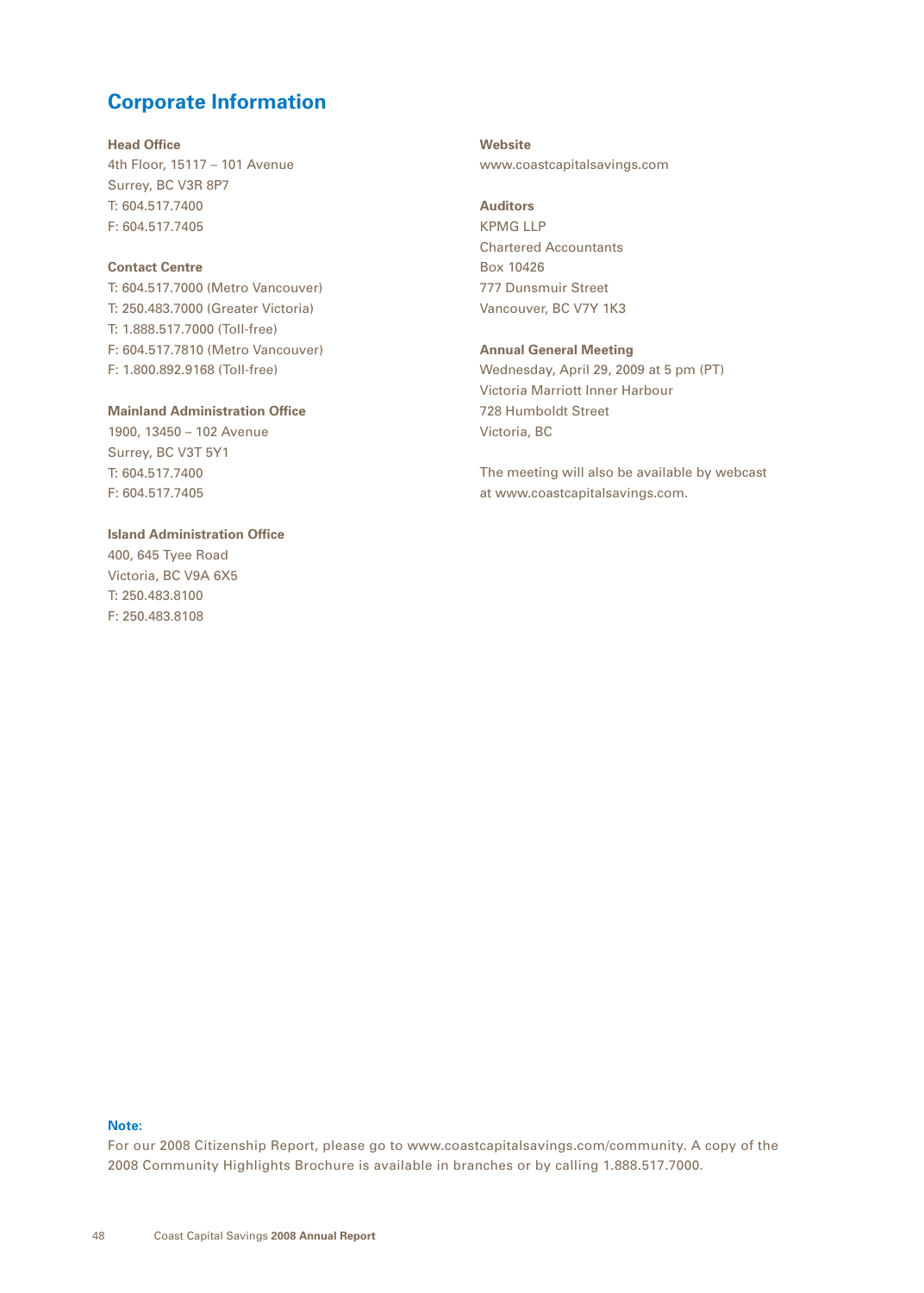# Corporate Information

**Head Office**
4th Floor, 15117 – 101 Avenue
Surrey, BC V3R 8P7
T: 604.517.7400
F: 604.517.7405

**Contact Centre**
T: 604.517.7000 (Metro Vancouver)
T: 250.483.7000 (Greater Victoria)
T: 1.888.517.7000 (Toll-free)
F: 604.517.7810 (Metro Vancouver)
F: 1.800.892.9168 (Toll-free)

**Mainland Administration Office**
1900, 13450 – 102 Avenue
Surrey, BC V3T 5Y1
T: 604.517.7400
F: 604.517.7405

**Island Administration Office**
400, 645 Tyee Road
Victoria, BC V9A 6X5
T: 250.483.8100
F: 250.483.8108

**Website**
www.coastcapitalsavings.com

**Auditors**
KPMG LLP
Chartered Accountants
Box 10426
777 Dunsmuir Street
Vancouver, BC V7Y 1K3

**Annual General Meeting**
Wednesday, April 29, 2009 at 5 pm (PT)
Victoria Marriott Inner Harbour
728 Humboldt Street
Victoria, BC

The meeting will also be available by webcast at www.coastcapitalsavings.com.

**Note:**
For our 2008 Citizenship Report, please go to www.coastcapitalsavings.com/community. A copy of the 2008 Community Highlights Brochure is available in branches or by calling 1.888.517.7000.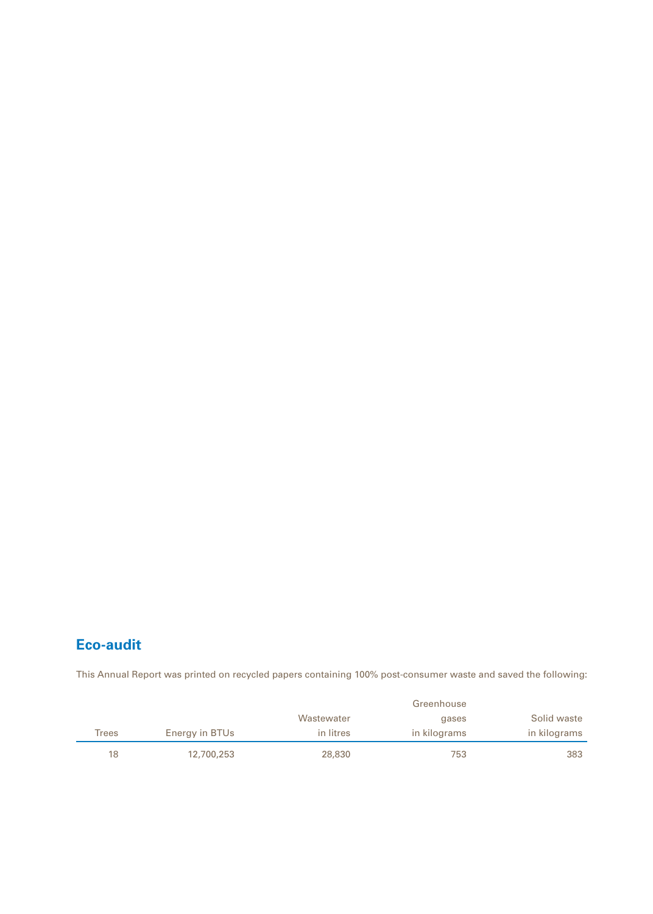## Eco-audit

This Annual Report was printed on recycled papers containing 100% post-consumer waste and saved the following:

| Trees | Energy in BTUs | Wastewater in litres | Greenhouse gases in kilograms | Solid waste in kilograms |
|---|---|---|---|---|
| 18 | 12,700,253 | 28,830 | 753 | 383 |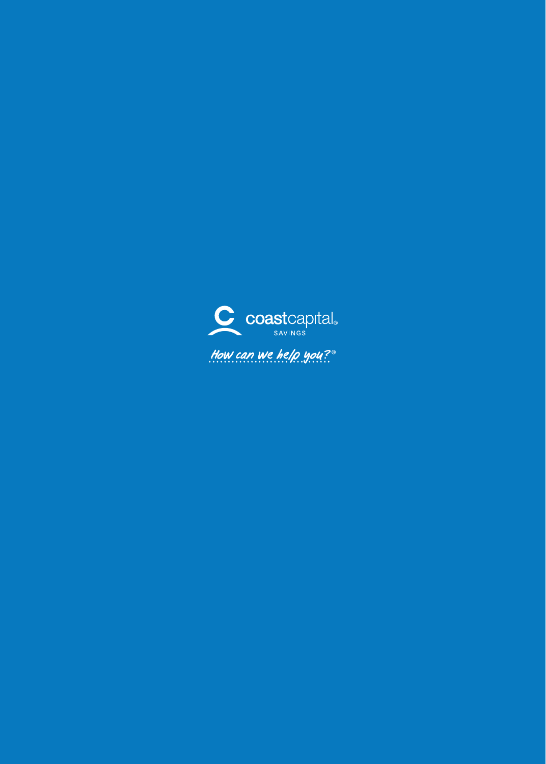coastcapital SAVINGS

How can we help you?®